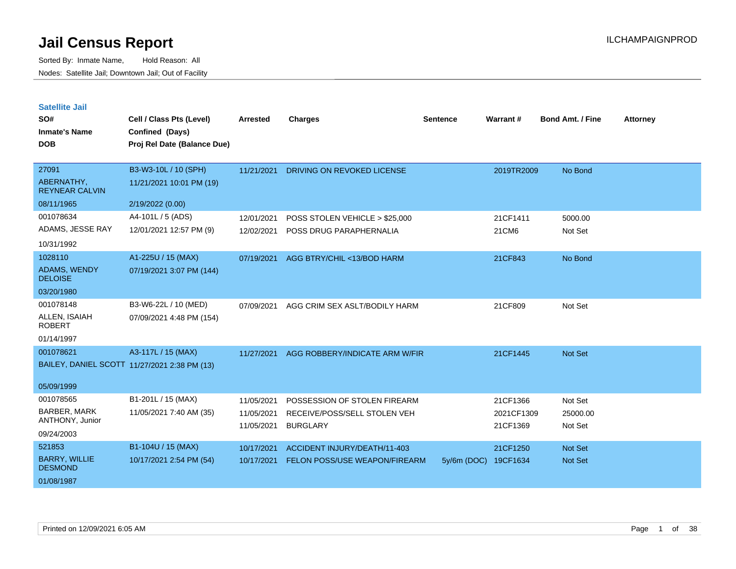# Jail Census Report

ILCHAMPAIGNPROD

Sorted By: Inmate Name, Hold Reason: All

Nodes: Satellite Jail; Downtown Jail; Out of Facility

## Satellite Jail

| SO# / Inmate's Name / DOB | Cell / Class Pts (Level) / Confined (Days) / Proj Rel Date (Balance Due) | Arrested | Charges | Sentence | Warrant # | Bond Amt. / Fine | Attorney |
|---|---|---|---|---|---|---|---|
| 27091<br>ABERNATHY, REYNEAR CALVIN<br>08/11/1965 | B3-W3-10L / 10 (SPH)<br>11/21/2021 10:01 PM (19)<br>2/19/2022 (0.00) | 11/21/2021 | DRIVING ON REVOKED LICENSE | | 2019TR2009 | No Bond | |
| 001078634<br>ADAMS, JESSE RAY<br>10/31/1992 | A4-101L / 5 (ADS)<br>12/01/2021 12:57 PM (9) | 12/01/2021 | POSS STOLEN VEHICLE > $25,000 | | 21CF1411 | 5000.00 | |
| | | 12/02/2021 | POSS DRUG PARAPHERNALIA | | 21CM6 | Not Set | |
| 1028110<br>ADAMS, WENDY DELOISE<br>03/20/1980 | A1-225U / 15 (MAX)<br>07/19/2021 3:07 PM (144) | 07/19/2021 | AGG BTRY/CHIL <13/BOD HARM | | 21CF843 | No Bond | |
| 001078148<br>ALLEN, ISAIAH ROBERT<br>01/14/1997 | B3-W6-22L / 10 (MED)<br>07/09/2021 4:48 PM (154) | 07/09/2021 | AGG CRIM SEX ASLT/BODILY HARM | | 21CF809 | Not Set | |
| 001078621<br>BAILEY, DANIEL SCOTT<br>05/09/1999 | A3-117L / 15 (MAX)<br>11/27/2021 2:38 PM (13) | 11/27/2021 | AGG ROBBERY/INDICATE ARM W/FIR | | 21CF1445 | Not Set | |
| 001078565<br>BARBER, MARK ANTHONY, Junior<br>09/24/2003 | B1-201L / 15 (MAX)<br>11/05/2021 7:40 AM (35) | 11/05/2021 | POSSESSION OF STOLEN FIREARM | | 21CF1366 | Not Set | |
| | | 11/05/2021 | RECEIVE/POSS/SELL STOLEN VEH | | 2021CF1309 | 25000.00 | |
| | | 11/05/2021 | BURGLARY | | 21CF1369 | Not Set | |
| 521853<br>BARRY, WILLIE DESMOND<br>01/08/1987 | B1-104U / 15 (MAX)<br>10/17/2021 2:54 PM (54) | 10/17/2021 | ACCIDENT INJURY/DEATH/11-403 | | 21CF1250 | Not Set | |
| | | 10/17/2021 | FELON POSS/USE WEAPON/FIREARM | 5y/6m (DOC) | 19CF1634 | Not Set | |

Printed on 12/09/2021 6:05 AM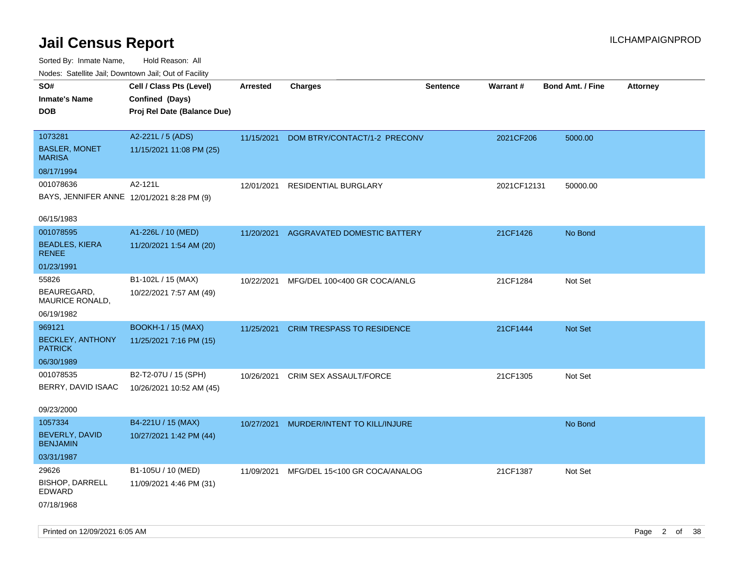# Jail Census Report

ILCHAMPAIGNPROD

Sorted By: Inmate Name, Hold Reason: All

Nodes: Satellite Jail; Downtown Jail; Out of Facility

| SO# / Inmate's Name / DOB | Cell / Class Pts (Level) / Confined (Days) / Proj Rel Date (Balance Due) | Arrested | Charges | Sentence | Warrant # | Bond Amt. / Fine | Attorney |
|---|---|---|---|---|---|---|---|
| 1073281 BASLER, MONET MARISA 08/17/1994 | A2-221L / 5 (ADS) 11/15/2021 11:08 PM (25) | 11/15/2021 | DOM BTRY/CONTACT/1-2 PRECONV | | 2021CF206 | 5000.00 | |
| 001078636 BAYS, JENNIFER ANNE 06/15/1983 | A2-121L 12/01/2021 8:28 PM (9) | 12/01/2021 | RESIDENTIAL BURGLARY | | 2021CF12131 | 50000.00 | |
| 001078595 BEADLES, KIERA RENEE 01/23/1991 | A1-226L / 10 (MED) 11/20/2021 1:54 AM (20) | 11/20/2021 | AGGRAVATED DOMESTIC BATTERY | | 21CF1426 | No Bond | |
| 55826 BEAUREGARD, MAURICE RONALD, 06/19/1982 | B1-102L / 15 (MAX) 10/22/2021 7:57 AM (49) | 10/22/2021 | MFG/DEL 100<400 GR COCA/ANLG | | 21CF1284 | Not Set | |
| 969121 BECKLEY, ANTHONY PATRICK 06/30/1989 | BOOKH-1 / 15 (MAX) 11/25/2021 7:16 PM (15) | 11/25/2021 | CRIM TRESPASS TO RESIDENCE | | 21CF1444 | Not Set | |
| 001078535 BERRY, DAVID ISAAC 09/23/2000 | B2-T2-07U / 15 (SPH) 10/26/2021 10:52 AM (45) | 10/26/2021 | CRIM SEX ASSAULT/FORCE | | 21CF1305 | Not Set | |
| 1057334 BEVERLY, DAVID BENJAMIN 03/31/1987 | B4-221U / 15 (MAX) 10/27/2021 1:42 PM (44) | 10/27/2021 | MURDER/INTENT TO KILL/INJURE | | | No Bond | |
| 29626 BISHOP, DARRELL EDWARD 07/18/1968 | B1-105U / 10 (MED) 11/09/2021 4:46 PM (31) | 11/09/2021 | MFG/DEL 15<100 GR COCA/ANALOG | | 21CF1387 | Not Set | |

Printed on 12/09/2021 6:05 AM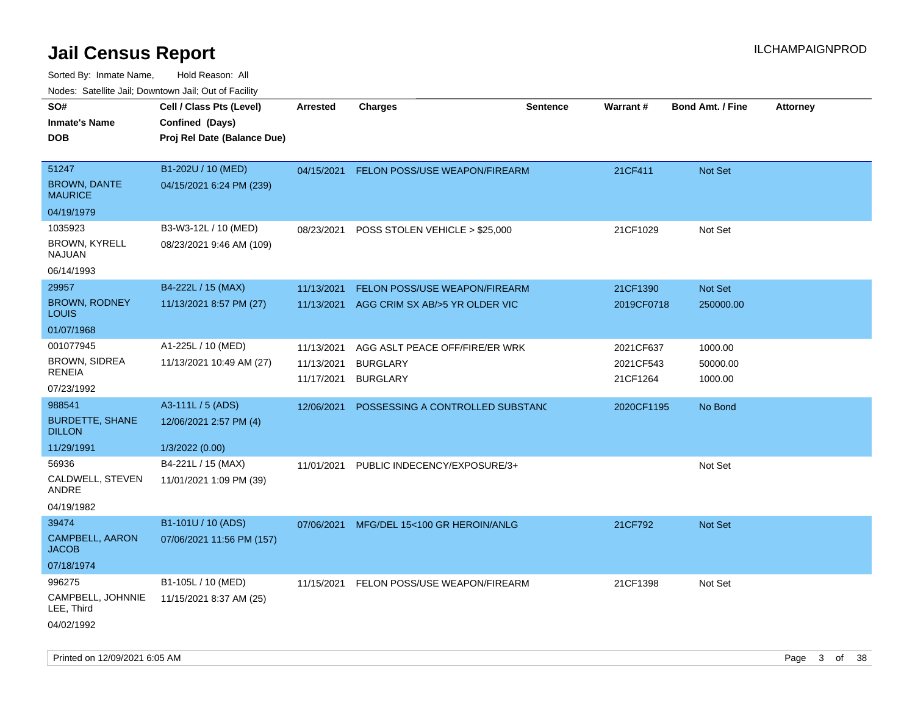# Jail Census Report

ILCHAMPAIGNPROD

Sorted By: Inmate Name, Hold Reason: All

Nodes: Satellite Jail; Downtown Jail; Out of Facility

| SO# / Inmate's Name / DOB | Cell / Class Pts (Level) / Confined (Days) / Proj Rel Date (Balance Due) | Arrested | Charges | Sentence | Warrant # | Bond Amt. / Fine | Attorney |
|---|---|---|---|---|---|---|---|
| 51247<br>BROWN, DANTE MAURICE<br>04/19/1979 | B1-202U / 10 (MED)<br>04/15/2021 6:24 PM (239) | 04/15/2021 | FELON POSS/USE WEAPON/FIREARM | | 21CF411 | Not Set | |
| 1035923<br>BROWN, KYRELL NAJUAN<br>06/14/1993 | B3-W3-12L / 10 (MED)<br>08/23/2021 9:46 AM (109) | 08/23/2021 | POSS STOLEN VEHICLE > $25,000 | | 21CF1029 | Not Set | |
| 29957<br>BROWN, RODNEY LOUIS<br>01/07/1968 | B4-222L / 15 (MAX)<br>11/13/2021 8:57 PM (27) | 11/13/2021<br>11/13/2021 | FELON POSS/USE WEAPON/FIREARM<br>AGG CRIM SX AB/>5 YR OLDER VIC | | 21CF1390<br>2019CF0718 | Not Set<br>250000.00 | |
| 001077945<br>BROWN, SIDREA RENEIA<br>07/23/1992 | A1-225L / 10 (MED)<br>11/13/2021 10:49 AM (27) | 11/13/2021<br>11/13/2021<br>11/17/2021 | AGG ASLT PEACE OFF/FIRE/ER WRK<br>BURGLARY<br>BURGLARY | | 2021CF637<br>2021CF543<br>21CF1264 | 1000.00<br>50000.00<br>1000.00 | |
| 988541<br>BURDETTE, SHANE DILLON<br>11/29/1991 | A3-111L / 5 (ADS)<br>12/06/2021 2:57 PM (4)<br>1/3/2022 (0.00) | 12/06/2021 | POSSESSING A CONTROLLED SUBSTANC | | 2020CF1195 | No Bond | |
| 56936<br>CALDWELL, STEVEN ANDRE<br>04/19/1982 | B4-221L / 15 (MAX)<br>11/01/2021 1:09 PM (39) | 11/01/2021 | PUBLIC INDECENCY/EXPOSURE/3+ | | | Not Set | |
| 39474<br>CAMPBELL, AARON JACOB<br>07/18/1974 | B1-101U / 10 (ADS)<br>07/06/2021 11:56 PM (157) | 07/06/2021 | MFG/DEL 15<100 GR HEROIN/ANLG | | 21CF792 | Not Set | |
| 996275<br>CAMPBELL, JOHNNIE LEE, Third<br>04/02/1992 | B1-105L / 10 (MED)<br>11/15/2021 8:37 AM (25) | 11/15/2021 | FELON POSS/USE WEAPON/FIREARM | | 21CF1398 | Not Set | |

Printed on 12/09/2021 6:05 AM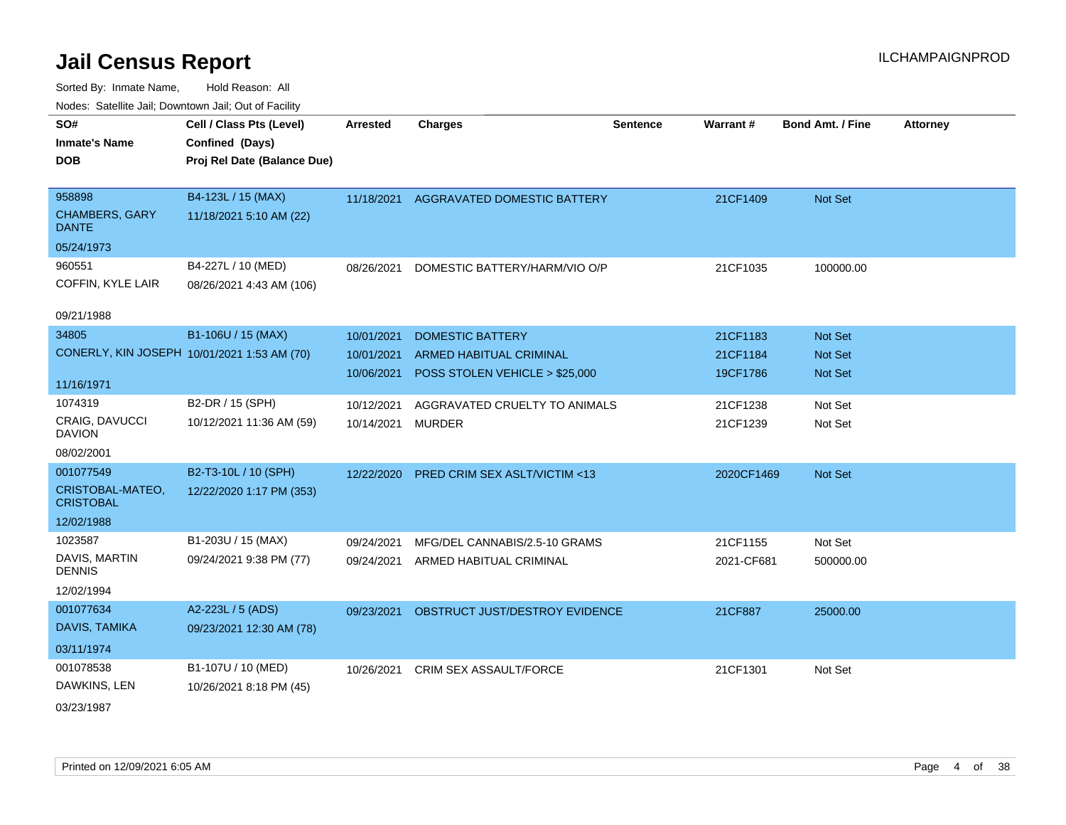# Jail Census Report

Sorted By: Inmate Name, Hold Reason: All

Nodes: Satellite Jail; Downtown Jail; Out of Facility

| SO# / Inmate's Name / DOB | Cell / Class Pts (Level) / Confined (Days) / Proj Rel Date (Balance Due) | Arrested | Charges | Sentence | Warrant # | Bond Amt. / Fine | Attorney |
|---|---|---|---|---|---|---|---|
| 958898<br>CHAMBERS, GARY DANTE<br>05/24/1973 | B4-123L / 15 (MAX)<br>11/18/2021 5:10 AM (22) | 11/18/2021 | AGGRAVATED DOMESTIC BATTERY | | 21CF1409 | Not Set | |
| 960551<br>COFFIN, KYLE LAIR<br>09/21/1988 | B4-227L / 10 (MED)<br>08/26/2021 4:43 AM (106) | 08/26/2021 | DOMESTIC BATTERY/HARM/VIO O/P | | 21CF1035 | 100000.00 | |
| 34805<br>CONERLY, KIN JOSEPH<br>11/16/1971 | B1-106U / 15 (MAX)<br>10/01/2021 1:53 AM (70) | 10/01/2021<br>10/01/2021<br>10/06/2021 | DOMESTIC BATTERY<br>ARMED HABITUAL CRIMINAL<br>POSS STOLEN VEHICLE > $25,000 | | 21CF1183<br>21CF1184<br>19CF1786 | Not Set<br>Not Set<br>Not Set | |
| 1074319<br>CRAIG, DAVUCCI DAVION<br>08/02/2001 | B2-DR / 15 (SPH)<br>10/12/2021 11:36 AM (59) | 10/12/2021<br>10/14/2021 | AGGRAVATED CRUELTY TO ANIMALS<br>MURDER | | 21CF1238<br>21CF1239 | Not Set<br>Not Set | |
| 001077549<br>CRISTOBAL-MATEO, CRISTOBAL<br>12/02/1988 | B2-T3-10L / 10 (SPH)<br>12/22/2020 1:17 PM (353) | 12/22/2020 | PRED CRIM SEX ASLT/VICTIM <13 | | 2020CF1469 | Not Set | |
| 1023587<br>DAVIS, MARTIN DENNIS<br>12/02/1994 | B1-203U / 15 (MAX)<br>09/24/2021 9:38 PM (77) | 09/24/2021<br>09/24/2021 | MFG/DEL CANNABIS/2.5-10 GRAMS<br>ARMED HABITUAL CRIMINAL | | 21CF1155<br>2021-CF681 | Not Set<br>500000.00 | |
| 001077634<br>DAVIS, TAMIKA<br>03/11/1974 | A2-223L / 5 (ADS)<br>09/23/2021 12:30 AM (78) | 09/23/2021 | OBSTRUCT JUST/DESTROY EVIDENCE | | 21CF887 | 25000.00 | |
| 001078538<br>DAWKINS, LEN<br>03/23/1987 | B1-107U / 10 (MED)<br>10/26/2021 8:18 PM (45) | 10/26/2021 | CRIM SEX ASSAULT/FORCE | | 21CF1301 | Not Set | |

Printed on 12/09/2021 6:05 AM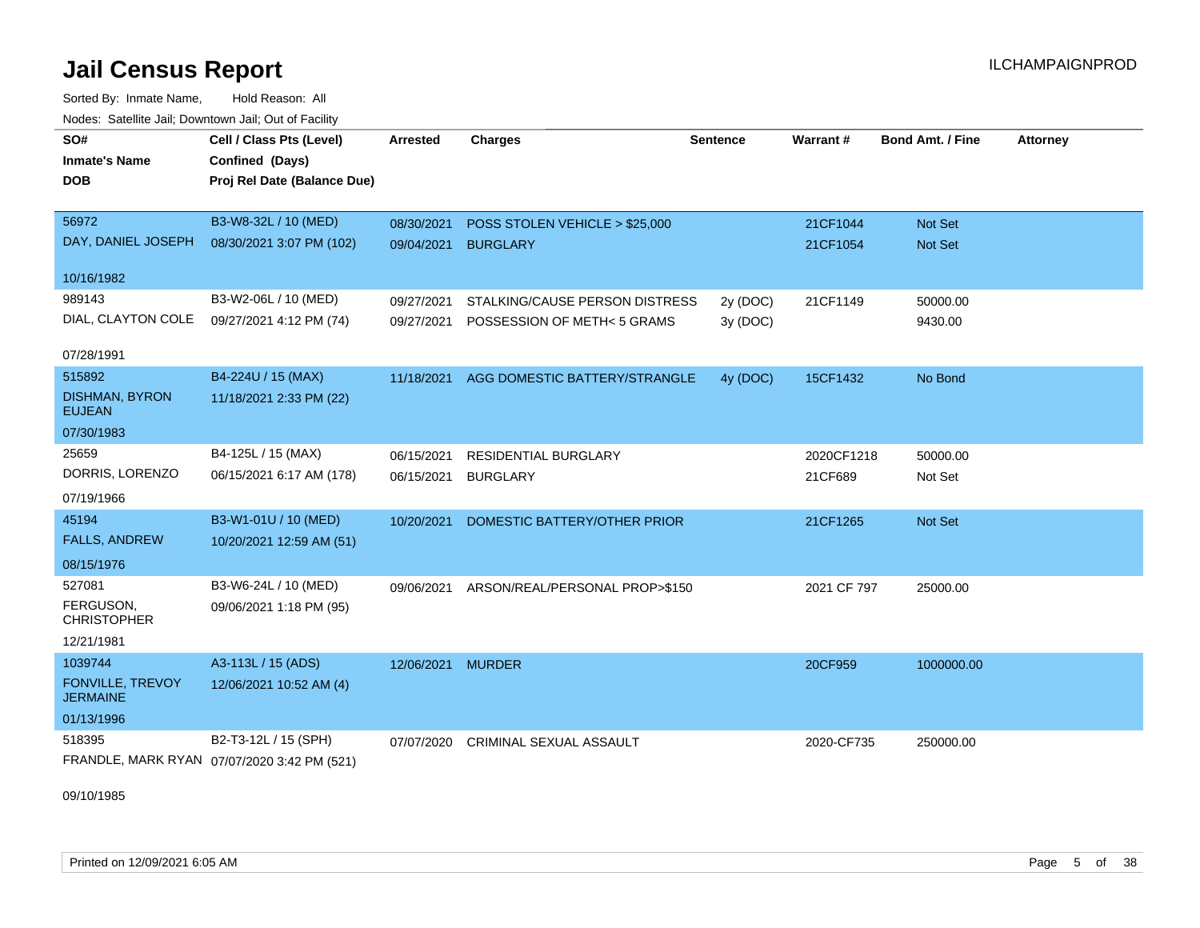# Jail Census Report

ILCHAMPAIGNPROD

Sorted By: Inmate Name, Hold Reason: All

Nodes: Satellite Jail; Downtown Jail; Out of Facility

| SO# / Inmate's Name / DOB | Cell / Class Pts (Level) / Confined (Days) / Proj Rel Date (Balance Due) | Arrested | Charges | Sentence | Warrant # | Bond Amt. / Fine | Attorney |
|---|---|---|---|---|---|---|---|
| 56972<br>DAY, DANIEL JOSEPH<br>10/16/1982 | B3-W8-32L / 10 (MED)<br>08/30/2021 3:07 PM (102) | 08/30/2021 | POSS STOLEN VEHICLE > $25,000 | | 21CF1044 | Not Set | |
| | | 09/04/2021 | BURGLARY | | 21CF1054 | Not Set | |
| 989143<br>DIAL, CLAYTON COLE<br>07/28/1991 | B3-W2-06L / 10 (MED)<br>09/27/2021 4:12 PM (74) | 09/27/2021 | STALKING/CAUSE PERSON DISTRESS | 2y (DOC) | 21CF1149 | 50000.00 | |
| | | 09/27/2021 | POSSESSION OF METH< 5 GRAMS | 3y (DOC) | | 9430.00 | |
| 515892<br>DISHMAN, BYRON EUJEAN<br>07/30/1983 | B4-224U / 15 (MAX)<br>11/18/2021 2:33 PM (22) | 11/18/2021 | AGG DOMESTIC BATTERY/STRANGLE | 4y (DOC) | 15CF1432 | No Bond | |
| 25659<br>DORRIS, LORENZO<br>07/19/1966 | B4-125L / 15 (MAX)<br>06/15/2021 6:17 AM (178) | 06/15/2021 | RESIDENTIAL BURGLARY | | 2020CF1218 | 50000.00 | |
| | | 06/15/2021 | BURGLARY | | 21CF689 | Not Set | |
| 45194<br>FALLS, ANDREW<br>08/15/1976 | B3-W1-01U / 10 (MED)<br>10/20/2021 12:59 AM (51) | 10/20/2021 | DOMESTIC BATTERY/OTHER PRIOR | | 21CF1265 | Not Set | |
| 527081<br>FERGUSON, CHRISTOPHER<br>12/21/1981 | B3-W6-24L / 10 (MED)<br>09/06/2021 1:18 PM (95) | 09/06/2021 | ARSON/REAL/PERSONAL PROP>$150 | | 2021 CF 797 | 25000.00 | |
| 1039744<br>FONVILLE, TREVOY JERMAINE<br>01/13/1996 | A3-113L / 15 (ADS)<br>12/06/2021 10:52 AM (4) | 12/06/2021 | MURDER | | 20CF959 | 1000000.00 | |
| 518395<br>FRANDLE, MARK RYAN<br>09/10/1985 | B2-T3-12L / 15 (SPH)<br>07/07/2020 3:42 PM (521) | 07/07/2020 | CRIMINAL SEXUAL ASSAULT | | 2020-CF735 | 250000.00 | |

Printed on 12/09/2021 6:05 AM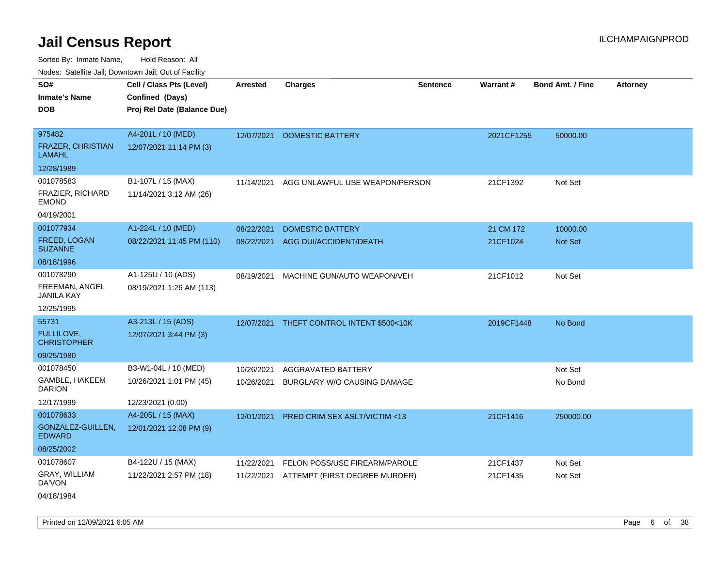# Jail Census Report

ILCHAMPAIGNPROD

Sorted By: Inmate Name, Hold Reason: All

Nodes: Satellite Jail; Downtown Jail; Out of Facility

| SO# / Inmate's Name / DOB | Cell / Class Pts (Level) / Confined (Days) / Proj Rel Date (Balance Due) | Arrested | Charges | Sentence | Warrant # | Bond Amt. / Fine | Attorney |
|---|---|---|---|---|---|---|---|
| 975482<br>FRAZER, CHRISTIAN LAMAHL<br>12/28/1989 | A4-201L / 10 (MED)<br>12/07/2021 11:14 PM (3) | 12/07/2021 | DOMESTIC BATTERY | | 2021CF1255 | 50000.00 | |
| 001078583<br>FRAZIER, RICHARD EMOND<br>04/19/2001 | B1-107L / 15 (MAX)<br>11/14/2021 3:12 AM (26) | 11/14/2021 | AGG UNLAWFUL USE WEAPON/PERSON | | 21CF1392 | Not Set | |
| 001077934<br>FREED, LOGAN SUZANNE<br>08/18/1996 | A1-224L / 10 (MED)<br>08/22/2021 11:45 PM (110) | 08/22/2021<br>08/22/2021 | DOMESTIC BATTERY<br>AGG DUI/ACCIDENT/DEATH | | 21 CM 172<br>21CF1024 | 10000.00<br>Not Set | |
| 001078290<br>FREEMAN, ANGEL JANILA KAY<br>12/25/1995 | A1-125U / 10 (ADS)<br>08/19/2021 1:26 AM (113) | 08/19/2021 | MACHINE GUN/AUTO WEAPON/VEH | | 21CF1012 | Not Set | |
| 55731<br>FULLILOVE, CHRISTOPHER<br>09/25/1980 | A3-213L / 15 (ADS)<br>12/07/2021 3:44 PM (3) | 12/07/2021 | THEFT CONTROL INTENT $500<10K | | 2019CF1448 | No Bond | |
| 001078450<br>GAMBLE, HAKEEM DARION<br>12/17/1999 | B3-W1-04L / 10 (MED)<br>10/26/2021 1:01 PM (45)<br>12/23/2021 (0.00) | 10/26/2021<br>10/26/2021 | AGGRAVATED BATTERY<br>BURGLARY W/O CAUSING DAMAGE | | | Not Set<br>No Bond | |
| 001078633<br>GONZALEZ-GUILLEN, EDWARD<br>08/25/2002 | A4-205L / 15 (MAX)<br>12/01/2021 12:08 PM (9) | 12/01/2021 | PRED CRIM SEX ASLT/VICTIM <13 | | 21CF1416 | 250000.00 | |
| 001078607<br>GRAY, WILLIAM DA'VON<br>04/18/1984 | B4-122U / 15 (MAX)<br>11/22/2021 2:57 PM (18) | 11/22/2021<br>11/22/2021 | FELON POSS/USE FIREARM/PAROLE<br>ATTEMPT (FIRST DEGREE MURDER) | | 21CF1437<br>21CF1435 | Not Set<br>Not Set | |

Printed on 12/09/2021 6:05 AM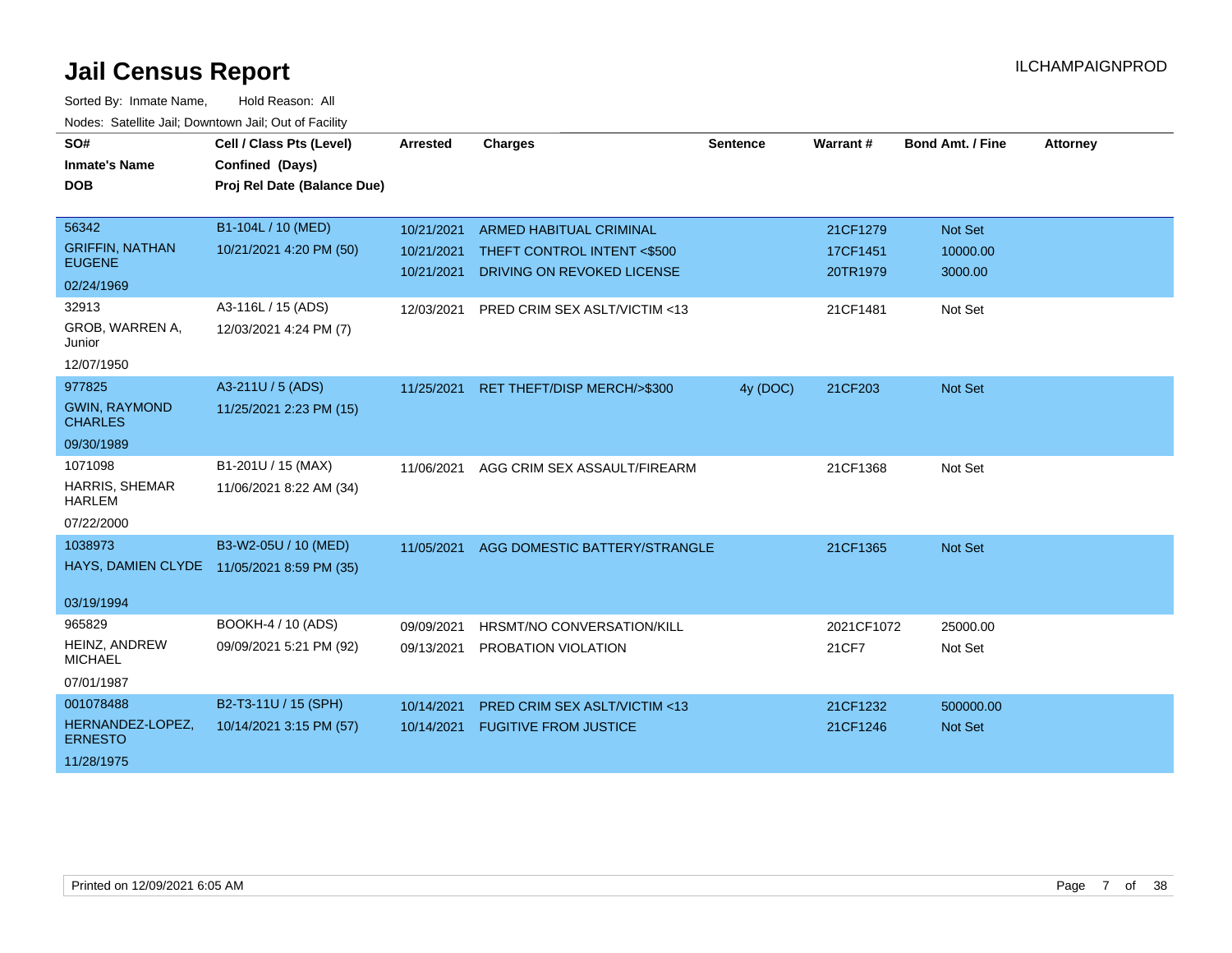# Jail Census Report

ILCHAMPAIGNPROD

Sorted By: Inmate Name, Hold Reason: All

Nodes: Satellite Jail; Downtown Jail; Out of Facility

| SO# / Inmate's Name / DOB | Cell / Class Pts (Level) / Confined (Days) / Proj Rel Date (Balance Due) | Arrested | Charges | Sentence | Warrant # | Bond Amt. / Fine | Attorney |
|---|---|---|---|---|---|---|---|
| 56342<br>GRIFFIN, NATHAN EUGENE<br>02/24/1969 | B1-104L / 10 (MED)<br>10/21/2021 4:20 PM (50) | 10/21/2021<br>10/21/2021<br>10/21/2021 | ARMED HABITUAL CRIMINAL<br>THEFT CONTROL INTENT <$500<br>DRIVING ON REVOKED LICENSE | | 21CF1279<br>17CF1451<br>20TR1979 | Not Set<br>10000.00<br>3000.00 | |
| 32913<br>GROB, WARREN A, Junior<br>12/07/1950 | A3-116L / 15 (ADS)<br>12/03/2021 4:24 PM (7) | 12/03/2021 | PRED CRIM SEX ASLT/VICTIM <13 | | 21CF1481 | Not Set | |
| 977825<br>GWIN, RAYMOND CHARLES<br>09/30/1989 | A3-211U / 5 (ADS)<br>11/25/2021 2:23 PM (15) | 11/25/2021 | RET THEFT/DISP MERCH/>$300 | 4y (DOC) | 21CF203 | Not Set | |
| 1071098<br>HARRIS, SHEMAR HARLEM<br>07/22/2000 | B1-201U / 15 (MAX)<br>11/06/2021 8:22 AM (34) | 11/06/2021 | AGG CRIM SEX ASSAULT/FIREARM | | 21CF1368 | Not Set | |
| 1038973<br>HAYS, DAMIEN CLYDE<br>03/19/1994 | B3-W2-05U / 10 (MED)<br>11/05/2021 8:59 PM (35) | 11/05/2021 | AGG DOMESTIC BATTERY/STRANGLE | | 21CF1365 | Not Set | |
| 965829<br>HEINZ, ANDREW MICHAEL<br>07/01/1987 | BOOKH-4 / 10 (ADS)<br>09/09/2021 5:21 PM (92) | 09/09/2021<br>09/13/2021 | HRSMT/NO CONVERSATION/KILL<br>PROBATION VIOLATION | | 2021CF1072<br>21CF7 | 25000.00<br>Not Set | |
| 001078488<br>HERNANDEZ-LOPEZ, ERNESTO<br>11/28/1975 | B2-T3-11U / 15 (SPH)<br>10/14/2021 3:15 PM (57) | 10/14/2021<br>10/14/2021 | PRED CRIM SEX ASLT/VICTIM <13<br>FUGITIVE FROM JUSTICE | | 21CF1232<br>21CF1246 | 500000.00<br>Not Set | |

Printed on 12/09/2021 6:05 AM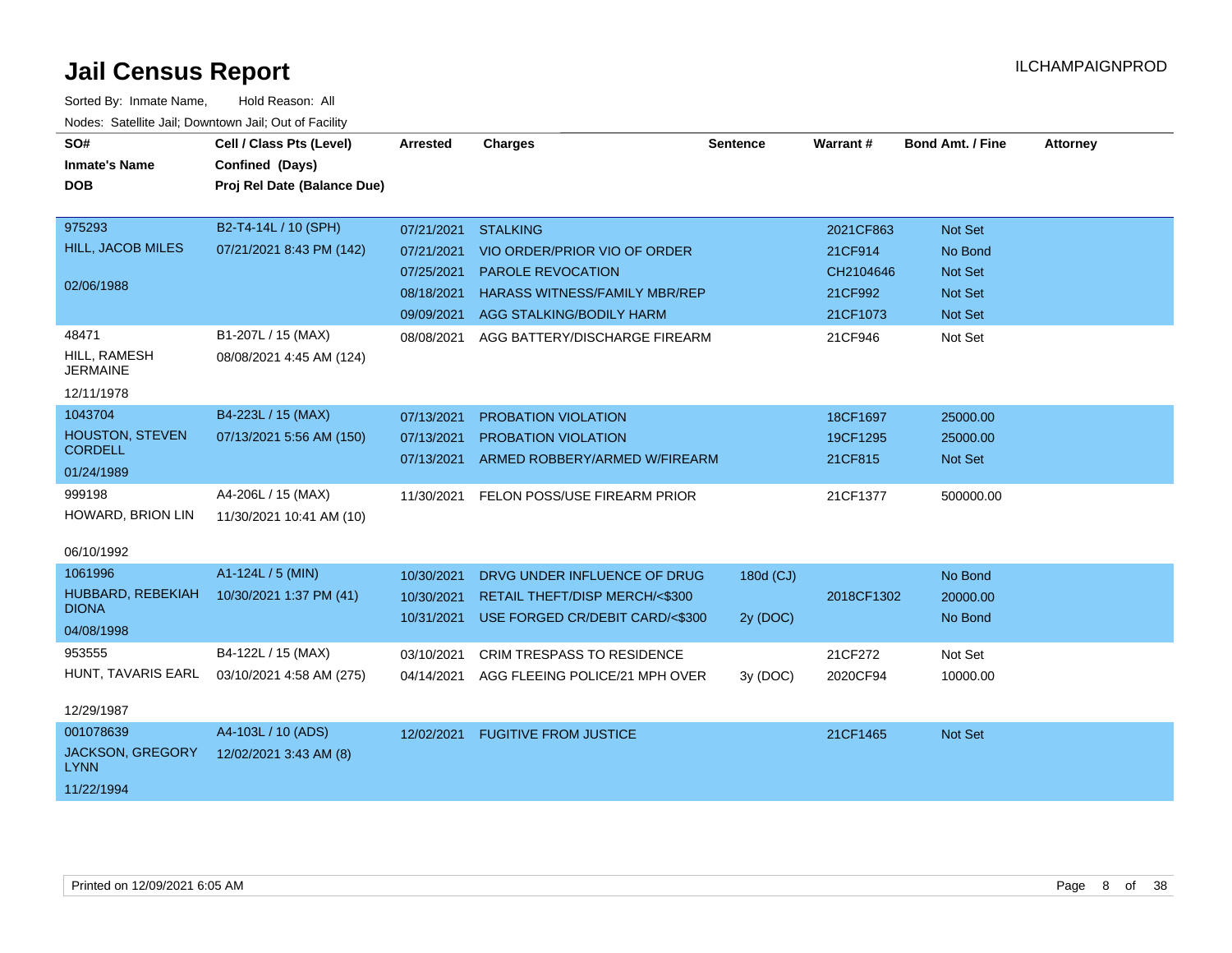# Jail Census Report

ILCHAMPAIGNPROD

Sorted By: Inmate Name, Hold Reason: All

Nodes: Satellite Jail; Downtown Jail; Out of Facility

| SO# / Inmate's Name / DOB | Cell / Class Pts (Level) / Confined (Days) / Proj Rel Date (Balance Due) | Arrested | Charges | Sentence | Warrant # | Bond Amt. / Fine | Attorney |
|---|---|---|---|---|---|---|---|
| 975293 HILL, JACOB MILES 02/06/1988 | B2-T4-14L / 10 (SPH) 07/21/2021 8:43 PM (142) | 07/21/2021 | STALKING | | 2021CF863 | Not Set | |
| | | 07/21/2021 | VIO ORDER/PRIOR VIO OF ORDER | | 21CF914 | No Bond | |
| | | 07/25/2021 | PAROLE REVOCATION | | CH2104646 | Not Set | |
| | | 08/18/2021 | HARASS WITNESS/FAMILY MBR/REP | | 21CF992 | Not Set | |
| | | 09/09/2021 | AGG STALKING/BODILY HARM | | 21CF1073 | Not Set | |
| 48471 HILL, RAMESH JERMAINE 12/11/1978 | B1-207L / 15 (MAX) 08/08/2021 4:45 AM (124) | 08/08/2021 | AGG BATTERY/DISCHARGE FIREARM | | 21CF946 | Not Set | |
| 1043704 HOUSTON, STEVEN CORDELL 01/24/1989 | B4-223L / 15 (MAX) 07/13/2021 5:56 AM (150) | 07/13/2021 | PROBATION VIOLATION | | 18CF1697 | 25000.00 | |
| | | 07/13/2021 | PROBATION VIOLATION | | 19CF1295 | 25000.00 | |
| | | 07/13/2021 | ARMED ROBBERY/ARMED W/FIREARM | | 21CF815 | Not Set | |
| 999198 HOWARD, BRION LIN 06/10/1992 | A4-206L / 15 (MAX) 11/30/2021 10:41 AM (10) | 11/30/2021 | FELON POSS/USE FIREARM PRIOR | | 21CF1377 | 500000.00 | |
| 1061996 HUBBARD, REBEKIAH DIONA 04/08/1998 | A1-124L / 5 (MIN) 10/30/2021 1:37 PM (41) | 10/30/2021 | DRVG UNDER INFLUENCE OF DRUG | 180d (CJ) | | No Bond | |
| | | 10/30/2021 | RETAIL THEFT/DISP MERCH/<$300 | | 2018CF1302 | 20000.00 | |
| | | 10/31/2021 | USE FORGED CR/DEBIT CARD/<$300 | 2y (DOC) | | No Bond | |
| 953555 HUNT, TAVARIS EARL 12/29/1987 | B4-122L / 15 (MAX) 03/10/2021 4:58 AM (275) | 03/10/2021 | CRIM TRESPASS TO RESIDENCE | | 21CF272 | Not Set | |
| | | 04/14/2021 | AGG FLEEING POLICE/21 MPH OVER | 3y (DOC) | 2020CF94 | 10000.00 | |
| 001078639 JACKSON, GREGORY LYNN 11/22/1994 | A4-103L / 10 (ADS) 12/02/2021 3:43 AM (8) | 12/02/2021 | FUGITIVE FROM JUSTICE | | 21CF1465 | Not Set | |

Printed on 12/09/2021 6:05 AM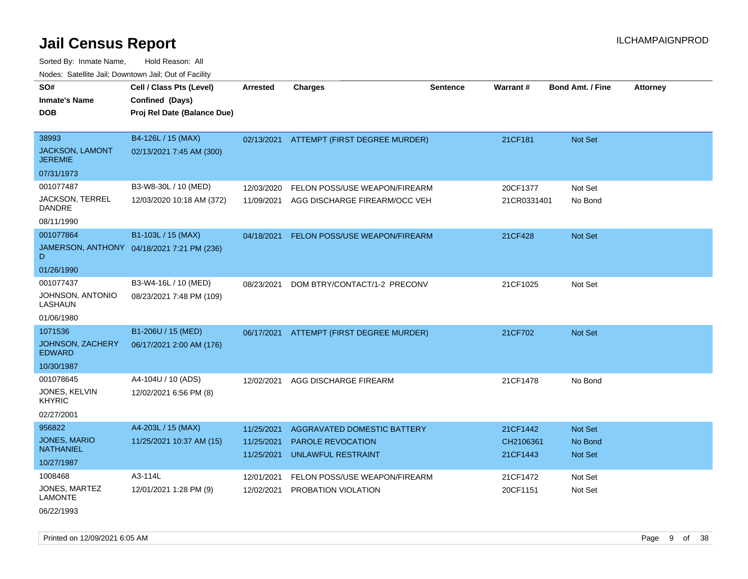# Jail Census Report

ILCHAMPAIGNPROD

Sorted By: Inmate Name, Hold Reason: All

Nodes: Satellite Jail; Downtown Jail; Out of Facility

| SO# / Inmate's Name / DOB | Cell / Class Pts (Level) / Confined (Days) / Proj Rel Date (Balance Due) | Arrested | Charges | Sentence | Warrant # | Bond Amt. / Fine | Attorney |
|---|---|---|---|---|---|---|---|
| 38993<br>JACKSON, LAMONT JEREMIE<br>07/31/1973 | B4-126L / 15 (MAX)<br>02/13/2021 7:45 AM (300) | 02/13/2021 | ATTEMPT (FIRST DEGREE MURDER) | | 21CF181 | Not Set | |
| 001077487<br>JACKSON, TERREL DANDRE<br>08/11/1990 | B3-W8-30L / 10 (MED)<br>12/03/2020 10:18 AM (372) | 12/03/2020<br>11/09/2021 | FELON POSS/USE WEAPON/FIREARM<br>AGG DISCHARGE FIREARM/OCC VEH | | 20CF1377<br>21CR0331401 | Not Set<br>No Bond | |
| 001077864<br>JAMERSON, ANTHONY D<br>01/26/1990 | B1-103L / 15 (MAX)<br>04/18/2021 7:21 PM (236) | 04/18/2021 | FELON POSS/USE WEAPON/FIREARM | | 21CF428 | Not Set | |
| 001077437<br>JOHNSON, ANTONIO LASHAUN<br>01/06/1980 | B3-W4-16L / 10 (MED)<br>08/23/2021 7:48 PM (109) | 08/23/2021 | DOM BTRY/CONTACT/1-2 PRECONV | | 21CF1025 | Not Set | |
| 1071536<br>JOHNSON, ZACHERY EDWARD<br>10/30/1987 | B1-206U / 15 (MED)<br>06/17/2021 2:00 AM (176) | 06/17/2021 | ATTEMPT (FIRST DEGREE MURDER) | | 21CF702 | Not Set | |
| 001078645<br>JONES, KELVIN KHYRIC<br>02/27/2001 | A4-104U / 10 (ADS)<br>12/02/2021 6:56 PM (8) | 12/02/2021 | AGG DISCHARGE FIREARM | | 21CF1478 | No Bond | |
| 956822<br>JONES, MARIO NATHANIEL<br>10/27/1987 | A4-203L / 15 (MAX)<br>11/25/2021 10:37 AM (15) | 11/25/2021<br>11/25/2021<br>11/25/2021 | AGGRAVATED DOMESTIC BATTERY<br>PAROLE REVOCATION<br>UNLAWFUL RESTRAINT | | 21CF1442<br>CH2106361<br>21CF1443 | Not Set<br>No Bond<br>Not Set | |
| 1008468<br>JONES, MARTEZ LAMONTE<br>06/22/1993 | A3-114L<br>12/01/2021 1:28 PM (9) | 12/01/2021<br>12/02/2021 | FELON POSS/USE WEAPON/FIREARM<br>PROBATION VIOLATION | | 21CF1472<br>20CF1151 | Not Set<br>Not Set | |

Printed on 12/09/2021 6:05 AM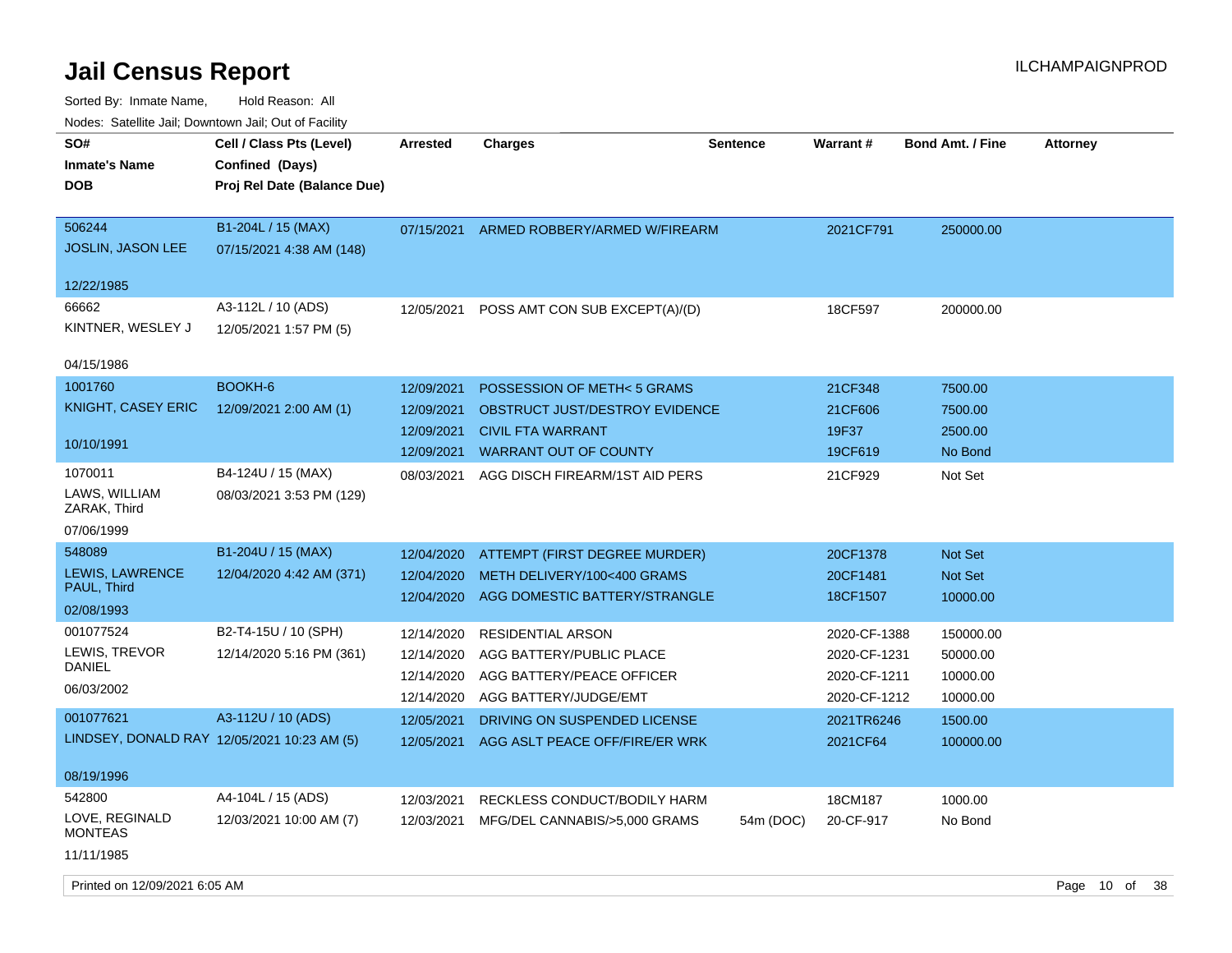# Jail Census Report

ILCHAMPAIGNPROD

Sorted By: Inmate Name, Hold Reason: All

Nodes: Satellite Jail; Downtown Jail; Out of Facility

| SO# / Inmate's Name / DOB | Cell / Class Pts (Level) / Confined (Days) / Proj Rel Date (Balance Due) | Arrested | Charges | Sentence | Warrant # | Bond Amt. / Fine | Attorney |
|---|---|---|---|---|---|---|---|
| 506244 JOSLIN, JASON LEE 12/22/1985 | B1-204L / 15 (MAX) 07/15/2021 4:38 AM (148) | 07/15/2021 | ARMED ROBBERY/ARMED W/FIREARM | | 2021CF791 | 250000.00 | |
| 66662 KINTNER, WESLEY J 04/15/1986 | A3-112L / 10 (ADS) 12/05/2021 1:57 PM (5) | 12/05/2021 | POSS AMT CON SUB EXCEPT(A)/(D) | | 18CF597 | 200000.00 | |
| 1001760 KNIGHT, CASEY ERIC 10/10/1991 | BOOKH-6 12/09/2021 2:00 AM (1) | 12/09/2021 | POSSESSION OF METH< 5 GRAMS | | 21CF348 | 7500.00 | |
| | | 12/09/2021 | OBSTRUCT JUST/DESTROY EVIDENCE | | 21CF606 | 7500.00 | |
| | | 12/09/2021 | CIVIL FTA WARRANT | | 19F37 | 2500.00 | |
| | | 12/09/2021 | WARRANT OUT OF COUNTY | | 19CF619 | No Bond | |
| 1070011 LAWS, WILLIAM ZARAK, Third 07/06/1999 | B4-124U / 15 (MAX) 08/03/2021 3:53 PM (129) | 08/03/2021 | AGG DISCH FIREARM/1ST AID PERS | | 21CF929 | Not Set | |
| 548089 LEWIS, LAWRENCE PAUL, Third 02/08/1993 | B1-204U / 15 (MAX) 12/04/2020 4:42 AM (371) | 12/04/2020 | ATTEMPT (FIRST DEGREE MURDER) | | 20CF1378 | Not Set | |
| | | 12/04/2020 | METH DELIVERY/100<400 GRAMS | | 20CF1481 | Not Set | |
| | | 12/04/2020 | AGG DOMESTIC BATTERY/STRANGLE | | 18CF1507 | 10000.00 | |
| 001077524 LEWIS, TREVOR DANIEL 06/03/2002 | B2-T4-15U / 10 (SPH) 12/14/2020 5:16 PM (361) | 12/14/2020 | RESIDENTIAL ARSON | | 2020-CF-1388 | 150000.00 | |
| | | 12/14/2020 | AGG BATTERY/PUBLIC PLACE | | 2020-CF-1231 | 50000.00 | |
| | | 12/14/2020 | AGG BATTERY/PEACE OFFICER | | 2020-CF-1211 | 10000.00 | |
| | | 12/14/2020 | AGG BATTERY/JUDGE/EMT | | 2020-CF-1212 | 10000.00 | |
| 001077621 LINDSEY, DONALD RAY 08/19/1996 | A3-112U / 10 (ADS) 12/05/2021 10:23 AM (5) | 12/05/2021 | DRIVING ON SUSPENDED LICENSE | | 2021TR6246 | 1500.00 | |
| | | 12/05/2021 | AGG ASLT PEACE OFF/FIRE/ER WRK | | 2021CF64 | 100000.00 | |
| 542800 LOVE, REGINALD MONTEAS 11/11/1985 | A4-104L / 15 (ADS) 12/03/2021 10:00 AM (7) | 12/03/2021 | RECKLESS CONDUCT/BODILY HARM | | 18CM187 | 1000.00 | |
| | | 12/03/2021 | MFG/DEL CANNABIS/>5,000 GRAMS | 54m (DOC) | 20-CF-917 | No Bond | |

Printed on 12/09/2021 6:05 AM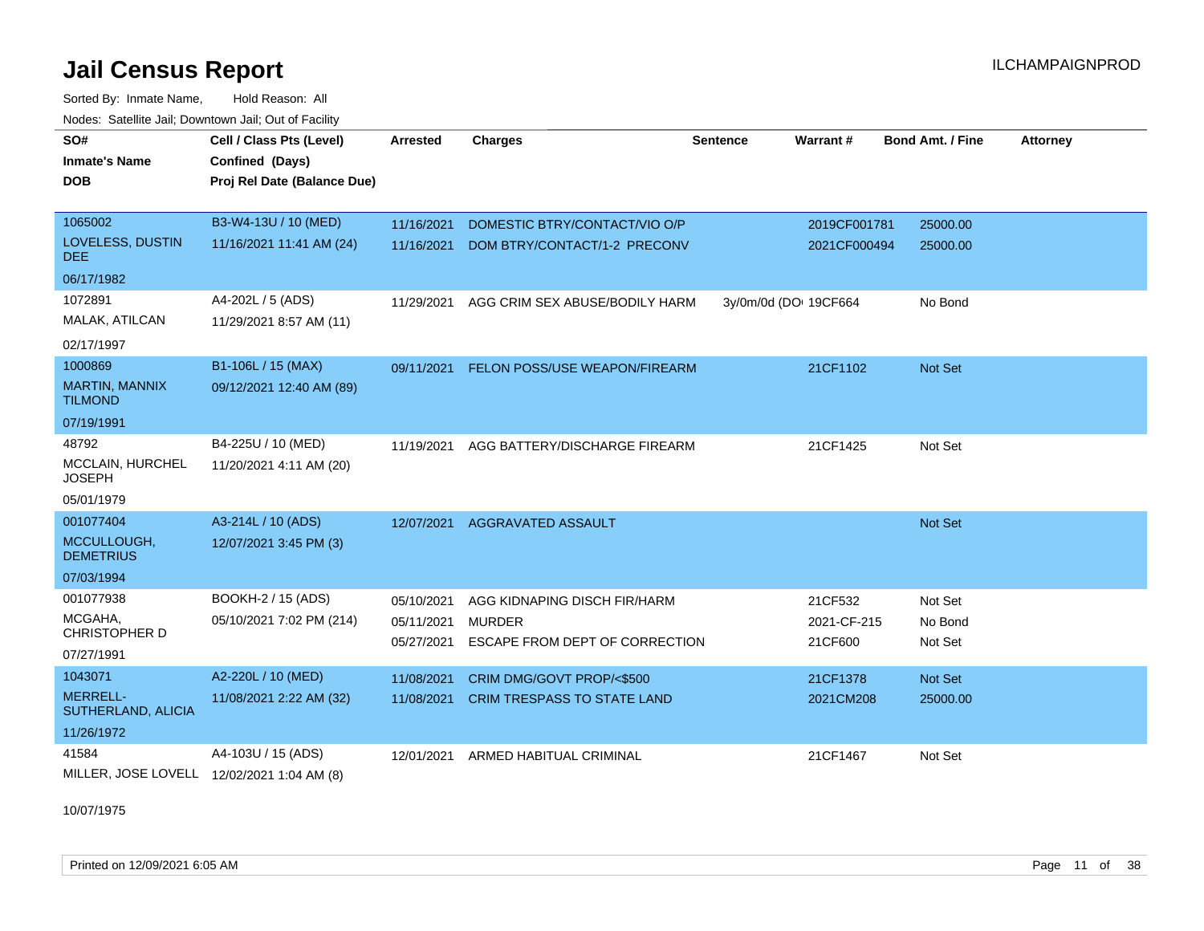# Jail Census Report

ILCHAMPAIGNPROD

Sorted By: Inmate Name, Hold Reason: All

Nodes: Satellite Jail; Downtown Jail; Out of Facility

| SO# / Inmate's Name / DOB | Cell / Class Pts (Level) / Confined (Days) / Proj Rel Date (Balance Due) | Arrested | Charges | Sentence | Warrant # | Bond Amt. / Fine | Attorney |
|---|---|---|---|---|---|---|---|
| 1065002<br>LOVELESS, DUSTIN DEE<br>06/17/1982 | B3-W4-13U / 10 (MED)<br>11/16/2021 11:41 AM (24) | 11/16/2021<br>11/16/2021 | DOMESTIC BTRY/CONTACT/VIO O/P<br>DOM BTRY/CONTACT/1-2 PRECONV | | 2019CF001781<br>2021CF000494 | 25000.00<br>25000.00 | |
| 1072891<br>MALAK, ATILCAN<br>02/17/1997 | A4-202L / 5 (ADS)<br>11/29/2021 8:57 AM (11) | 11/29/2021 | AGG CRIM SEX ABUSE/BODILY HARM | 3y/0m/0d (DO | 19CF664 | No Bond | |
| 1000869<br>MARTIN, MANNIX TILMOND<br>07/19/1991 | B1-106L / 15 (MAX)<br>09/12/2021 12:40 AM (89) | 09/11/2021 | FELON POSS/USE WEAPON/FIREARM | | 21CF1102 | Not Set | |
| 48792<br>MCCLAIN, HURCHEL JOSEPH<br>05/01/1979 | B4-225U / 10 (MED)<br>11/20/2021 4:11 AM (20) | 11/19/2021 | AGG BATTERY/DISCHARGE FIREARM | | 21CF1425 | Not Set | |
| 001077404<br>MCCULLOUGH, DEMETRIUS<br>07/03/1994 | A3-214L / 10 (ADS)<br>12/07/2021 3:45 PM (3) | 12/07/2021 | AGGRAVATED ASSAULT | | | Not Set | |
| 001077938<br>MCGAHA, CHRISTOPHER D<br>07/27/1991 | BOOKH-2 / 15 (ADS)<br>05/10/2021 7:02 PM (214) | 05/10/2021<br>05/11/2021<br>05/27/2021 | AGG KIDNAPING DISCH FIR/HARM<br>MURDER<br>ESCAPE FROM DEPT OF CORRECTION | | 21CF532<br>2021-CF-215<br>21CF600 | Not Set<br>No Bond<br>Not Set | |
| 1043071<br>MERRELL-SUTHERLAND, ALICIA<br>11/26/1972 | A2-220L / 10 (MED)<br>11/08/2021 2:22 AM (32) | 11/08/2021<br>11/08/2021 | CRIM DMG/GOVT PROP/<$500<br>CRIM TRESPASS TO STATE LAND | | 21CF1378<br>2021CM208 | Not Set<br>25000.00 | |
| 41584<br>MILLER, JOSE LOVELL<br>10/07/1975 | A4-103U / 15 (ADS)<br>12/02/2021 1:04 AM (8) | 12/01/2021 | ARMED HABITUAL CRIMINAL | | 21CF1467 | Not Set | |

Printed on 12/09/2021 6:05 AM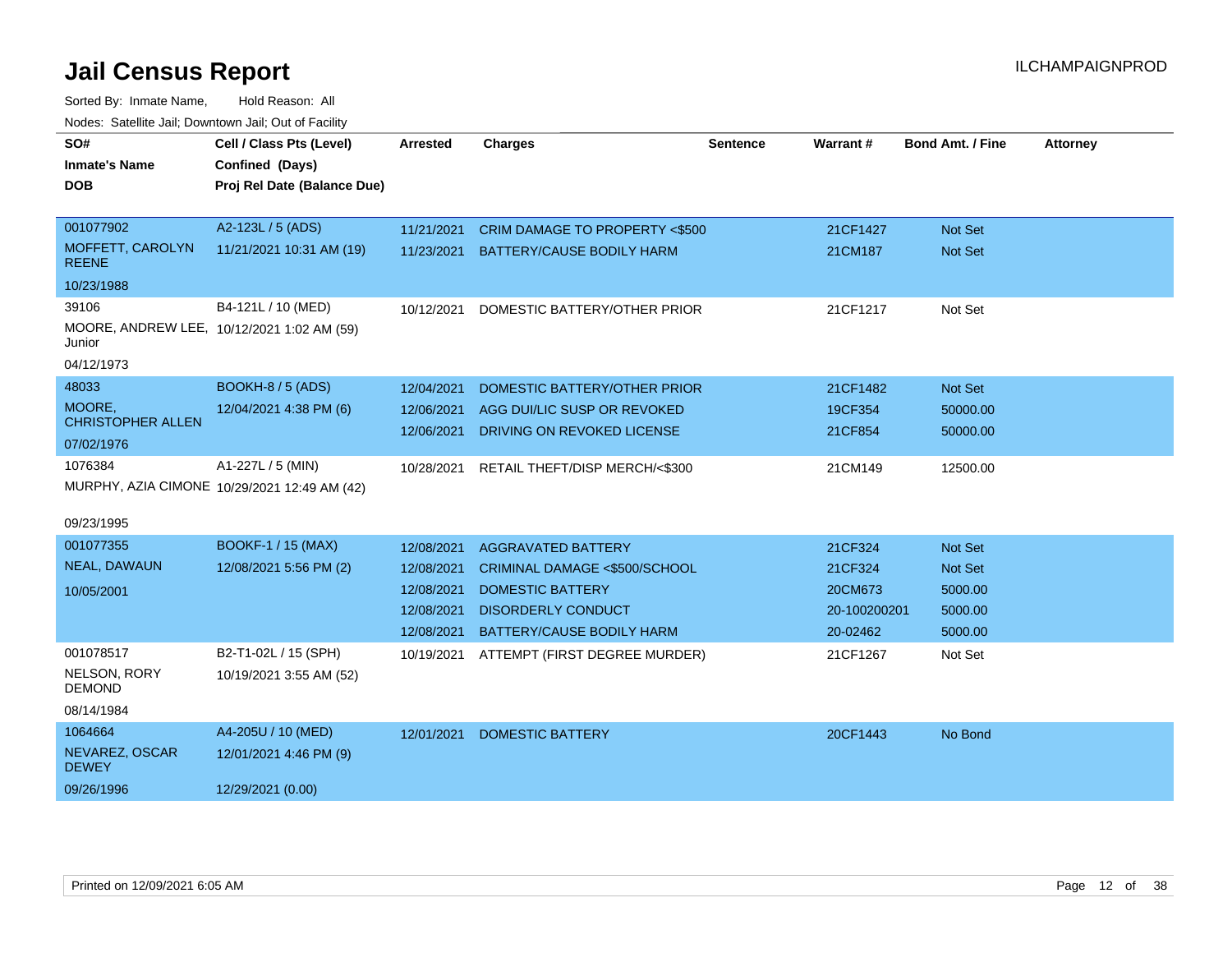# Jail Census Report

Sorted By: Inmate Name, Hold Reason: All

Nodes: Satellite Jail; Downtown Jail; Out of Facility

| SO# / Inmate's Name / DOB | Cell / Class Pts (Level) / Confined (Days) / Proj Rel Date (Balance Due) | Arrested | Charges | Sentence | Warrant # | Bond Amt. / Fine | Attorney |
|---|---|---|---|---|---|---|---|
| 001077902<br>MOFFETT, CAROLYN REENE<br>10/23/1988 | A2-123L / 5 (ADS)<br>11/21/2021 10:31 AM (19) | 11/21/2021 | CRIM DAMAGE TO PROPERTY <$500 | | 21CF1427 | Not Set | |
| | | 11/23/2021 | BATTERY/CAUSE BODILY HARM | | 21CM187 | Not Set | |
| 39106<br>MOORE, ANDREW LEE, Junior<br>04/12/1973 | B4-121L / 10 (MED)<br>10/12/2021 1:02 AM (59) | 10/12/2021 | DOMESTIC BATTERY/OTHER PRIOR | | 21CF1217 | Not Set | |
| 48033<br>MOORE, CHRISTOPHER ALLEN<br>07/02/1976 | BOOKH-8 / 5 (ADS)<br>12/04/2021 4:38 PM (6) | 12/04/2021 | DOMESTIC BATTERY/OTHER PRIOR | | 21CF1482 | Not Set | |
| | | 12/06/2021 | AGG DUI/LIC SUSP OR REVOKED | | 19CF354 | 50000.00 | |
| | | 12/06/2021 | DRIVING ON REVOKED LICENSE | | 21CF854 | 50000.00 | |
| 1076384<br>MURPHY, AZIA CIMONE<br>09/23/1995 | A1-227L / 5 (MIN)<br>10/29/2021 12:49 AM (42) | 10/28/2021 | RETAIL THEFT/DISP MERCH/<$300 | | 21CM149 | 12500.00 | |
| 001077355<br>NEAL, DAWAUN<br>10/05/2001 | BOOKF-1 / 15 (MAX)<br>12/08/2021 5:56 PM (2) | 12/08/2021 | AGGRAVATED BATTERY | | 21CF324 | Not Set | |
| | | 12/08/2021 | CRIMINAL DAMAGE <$500/SCHOOL | | 21CF324 | Not Set | |
| | | 12/08/2021 | DOMESTIC BATTERY | | 20CM673 | 5000.00 | |
| | | 12/08/2021 | DISORDERLY CONDUCT | | 20-100200201 | 5000.00 | |
| | | 12/08/2021 | BATTERY/CAUSE BODILY HARM | | 20-02462 | 5000.00 | |
| 001078517<br>NELSON, RORY DEMOND<br>08/14/1984 | B2-T1-02L / 15 (SPH)<br>10/19/2021 3:55 AM (52) | 10/19/2021 | ATTEMPT (FIRST DEGREE MURDER) | | 21CF1267 | Not Set | |
| 1064664<br>NEVAREZ, OSCAR DEWEY<br>09/26/1996 | A4-205U / 10 (MED)<br>12/01/2021 4:46 PM (9)<br>12/29/2021 (0.00) | 12/01/2021 | DOMESTIC BATTERY | | 20CF1443 | No Bond | |

Printed on 12/09/2021 6:05 AM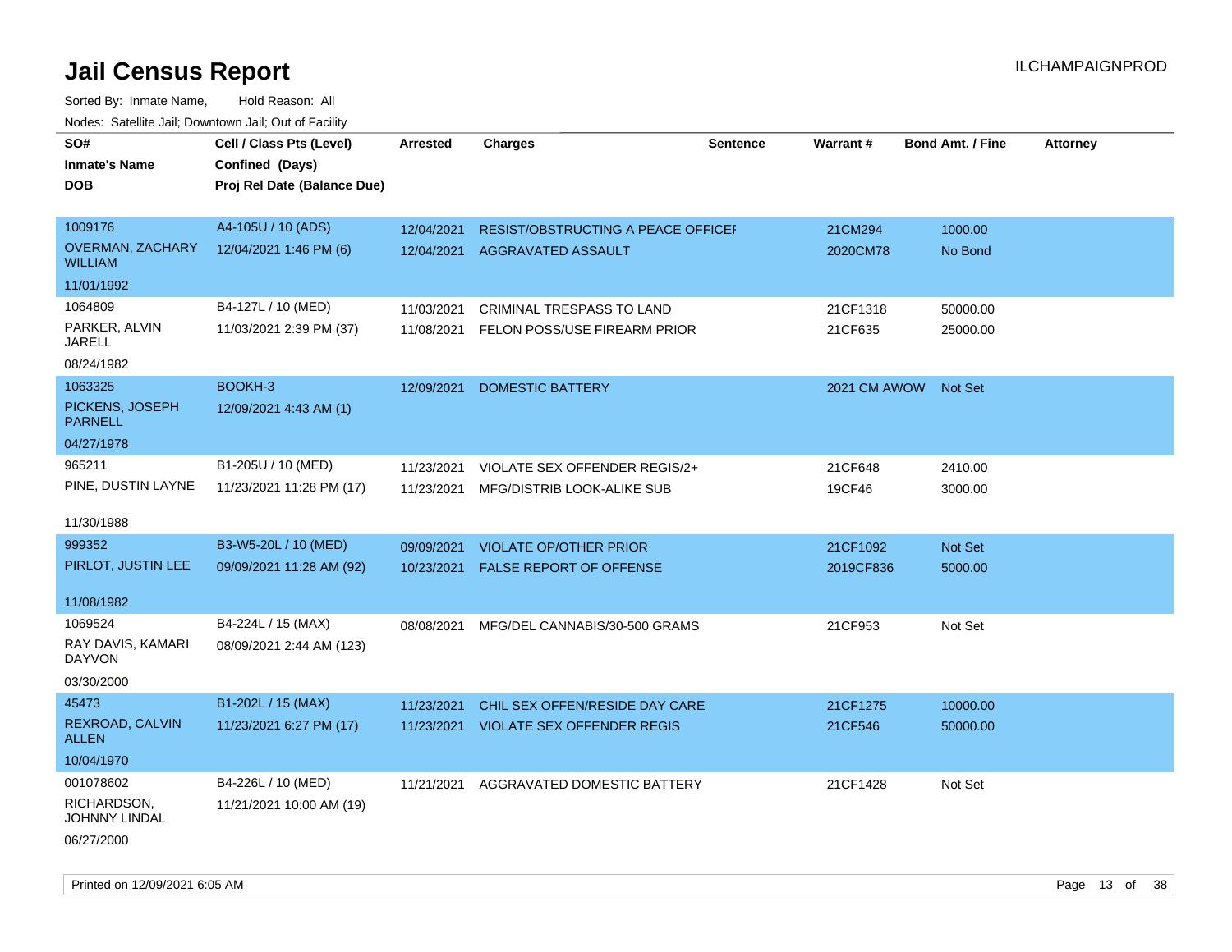# Jail Census Report

ILCHAMPAIGNPROD

Sorted By: Inmate Name, Hold Reason: All

Nodes: Satellite Jail; Downtown Jail; Out of Facility

| SO# / Inmate's Name / DOB | Cell / Class Pts (Level) / Confined (Days) / Proj Rel Date (Balance Due) | Arrested | Charges | Sentence | Warrant # | Bond Amt. / Fine | Attorney |
|---|---|---|---|---|---|---|---|
| 1009176<br>OVERMAN, ZACHARY WILLIAM<br>11/01/1992 | A4-105U / 10 (ADS)<br>12/04/2021 1:46 PM (6) | 12/04/2021<br>12/04/2021 | RESIST/OBSTRUCTING A PEACE OFFICEI<br>AGGRAVATED ASSAULT | | 21CM294<br>2020CM78 | 1000.00<br>No Bond | |
| 1064809<br>PARKER, ALVIN JARELL<br>08/24/1982 | B4-127L / 10 (MED)<br>11/03/2021 2:39 PM (37) | 11/03/2021<br>11/08/2021 | CRIMINAL TRESPASS TO LAND<br>FELON POSS/USE FIREARM PRIOR | | 21CF1318<br>21CF635 | 50000.00<br>25000.00 | |
| 1063325<br>PICKENS, JOSEPH PARNELL<br>04/27/1978 | BOOKH-3<br>12/09/2021 4:43 AM (1) | 12/09/2021 | DOMESTIC BATTERY | | 2021 CM AWOW | Not Set | |
| 965211<br>PINE, DUSTIN LAYNE<br>11/30/1988 | B1-205U / 10 (MED)<br>11/23/2021 11:28 PM (17) | 11/23/2021<br>11/23/2021 | VIOLATE SEX OFFENDER REGIS/2+<br>MFG/DISTRIB LOOK-ALIKE SUB | | 21CF648<br>19CF46 | 2410.00<br>3000.00 | |
| 999352<br>PIRLOT, JUSTIN LEE<br>11/08/1982 | B3-W5-20L / 10 (MED)<br>09/09/2021 11:28 AM (92) | 09/09/2021<br>10/23/2021 | VIOLATE OP/OTHER PRIOR<br>FALSE REPORT OF OFFENSE | | 21CF1092<br>2019CF836 | Not Set<br>5000.00 | |
| 1069524<br>RAY DAVIS, KAMARI DAYVON<br>03/30/2000 | B4-224L / 15 (MAX)<br>08/09/2021 2:44 AM (123) | 08/08/2021 | MFG/DEL CANNABIS/30-500 GRAMS | | 21CF953 | Not Set | |
| 45473<br>REXROAD, CALVIN ALLEN<br>10/04/1970 | B1-202L / 15 (MAX)<br>11/23/2021 6:27 PM (17) | 11/23/2021<br>11/23/2021 | CHIL SEX OFFEN/RESIDE DAY CARE<br>VIOLATE SEX OFFENDER REGIS | | 21CF1275<br>21CF546 | 10000.00<br>50000.00 | |
| 001078602<br>RICHARDSON, JOHNNY LINDAL<br>06/27/2000 | B4-226L / 10 (MED)<br>11/21/2021 10:00 AM (19) | 11/21/2021 | AGGRAVATED DOMESTIC BATTERY | | 21CF1428 | Not Set | |

Printed on 12/09/2021 6:05 AM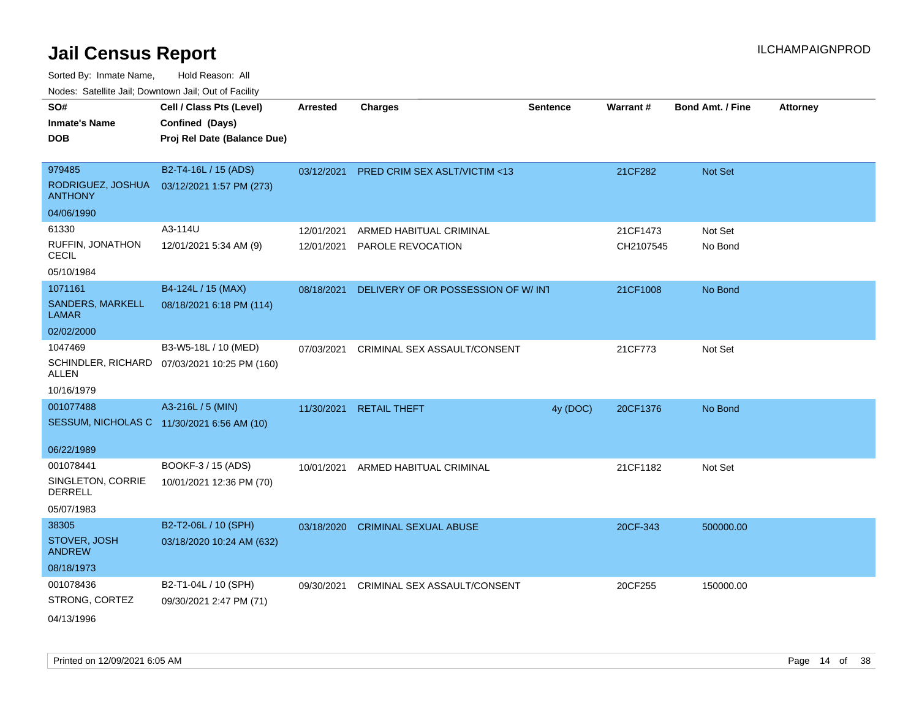# Jail Census Report

Sorted By: Inmate Name, Hold Reason: All

Nodes: Satellite Jail; Downtown Jail; Out of Facility

| SO# / Inmate's Name / DOB | Cell / Class Pts (Level) / Confined (Days) / Proj Rel Date (Balance Due) | Arrested | Charges | Sentence | Warrant # | Bond Amt. / Fine | Attorney |
|---|---|---|---|---|---|---|---|
| 979485 RODRIGUEZ, JOSHUA ANTHONY 04/06/1990 | B2-T4-16L / 15 (ADS) 03/12/2021 1:57 PM (273) | 03/12/2021 | PRED CRIM SEX ASLT/VICTIM <13 | | 21CF282 | Not Set | |
| 61330 RUFFIN, JONATHON CECIL 05/10/1984 | A3-114U 12/01/2021 5:34 AM (9) | 12/01/2021 | ARMED HABITUAL CRIMINAL | | 21CF1473 | Not Set | |
| | | 12/01/2021 | PAROLE REVOCATION | | CH2107545 | No Bond | |
| 1071161 SANDERS, MARKELL LAMAR 02/02/2000 | B4-124L / 15 (MAX) 08/18/2021 6:18 PM (114) | 08/18/2021 | DELIVERY OF OR POSSESSION OF W/ INT | | 21CF1008 | No Bond | |
| 1047469 SCHINDLER, RICHARD ALLEN 10/16/1979 | B3-W5-18L / 10 (MED) 07/03/2021 10:25 PM (160) | 07/03/2021 | CRIMINAL SEX ASSAULT/CONSENT | | 21CF773 | Not Set | |
| 001077488 SESSUM, NICHOLAS C 06/22/1989 | A3-216L / 5 (MIN) 11/30/2021 6:56 AM (10) | 11/30/2021 | RETAIL THEFT | 4y (DOC) | 20CF1376 | No Bond | |
| 001078441 SINGLETON, CORRIE DERRELL 05/07/1983 | BOOKF-3 / 15 (ADS) 10/01/2021 12:36 PM (70) | 10/01/2021 | ARMED HABITUAL CRIMINAL | | 21CF1182 | Not Set | |
| 38305 STOVER, JOSH ANDREW 08/18/1973 | B2-T2-06L / 10 (SPH) 03/18/2020 10:24 AM (632) | 03/18/2020 | CRIMINAL SEXUAL ABUSE | | 20CF-343 | 500000.00 | |
| 001078436 STRONG, CORTEZ 04/13/1996 | B2-T1-04L / 10 (SPH) 09/30/2021 2:47 PM (71) | 09/30/2021 | CRIMINAL SEX ASSAULT/CONSENT | | 20CF255 | 150000.00 | |

Printed on 12/09/2021 6:05 AM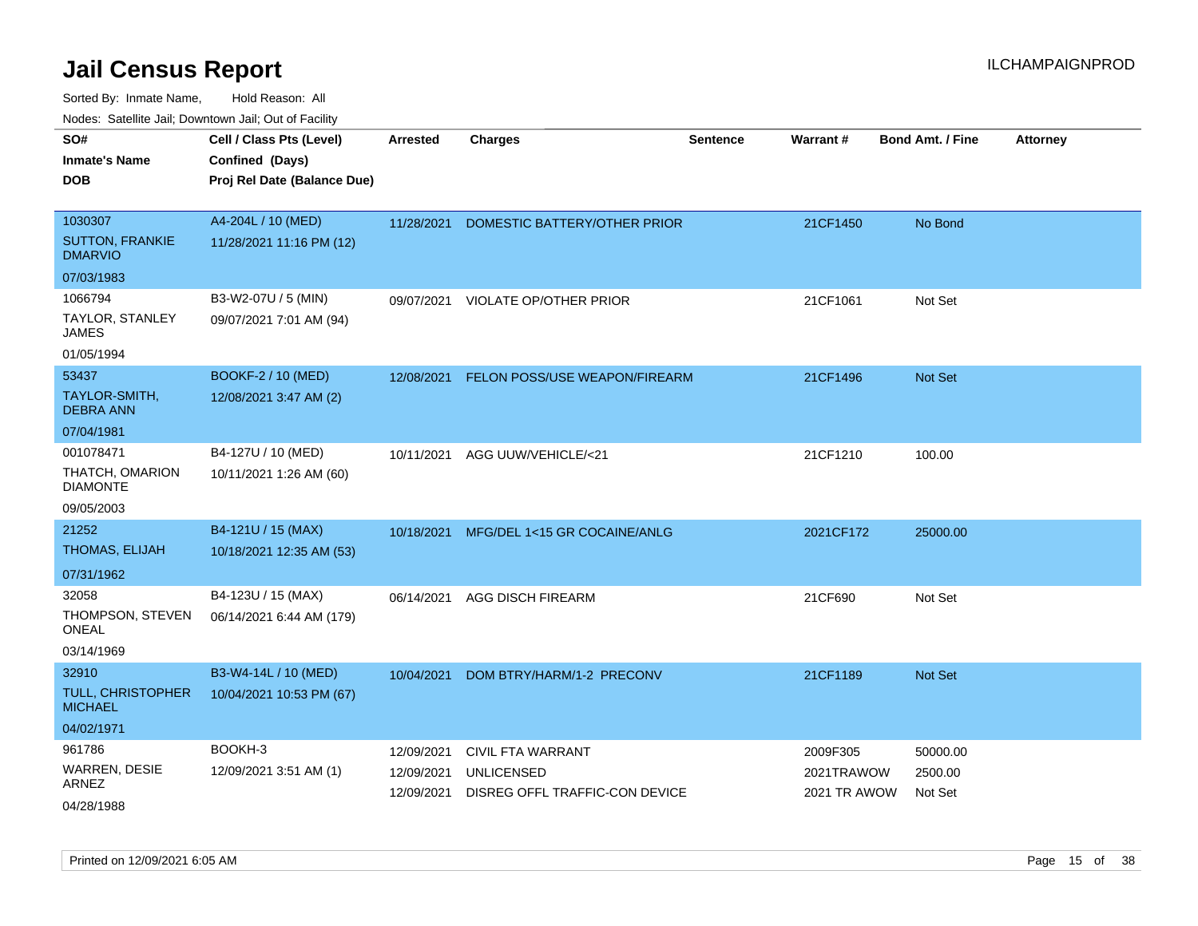# Jail Census Report

Sorted By: Inmate Name,    Hold Reason: All

Nodes: Satellite Jail; Downtown Jail; Out of Facility

| SO# / Inmate's Name / DOB | Cell / Class Pts (Level) / Confined (Days) / Proj Rel Date (Balance Due) | Arrested | Charges | Sentence | Warrant # | Bond Amt. / Fine | Attorney |
|---|---|---|---|---|---|---|---|
| 1030307<br>SUTTON, FRANKIE DMARVIO<br>07/03/1983 | A4-204L / 10 (MED)<br>11/28/2021 11:16 PM (12) | 11/28/2021 | DOMESTIC BATTERY/OTHER PRIOR | | 21CF1450 | No Bond | |
| 1066794<br>TAYLOR, STANLEY JAMES<br>01/05/1994 | B3-W2-07U / 5 (MIN)<br>09/07/2021 7:01 AM (94) | 09/07/2021 | VIOLATE OP/OTHER PRIOR | | 21CF1061 | Not Set | |
| 53437<br>TAYLOR-SMITH, DEBRA ANN<br>07/04/1981 | BOOKF-2 / 10 (MED)<br>12/08/2021 3:47 AM (2) | 12/08/2021 | FELON POSS/USE WEAPON/FIREARM | | 21CF1496 | Not Set | |
| 001078471<br>THATCH, OMARION DIAMONTE<br>09/05/2003 | B4-127U / 10 (MED)<br>10/11/2021 1:26 AM (60) | 10/11/2021 | AGG UUW/VEHICLE/<21 | | 21CF1210 | 100.00 | |
| 21252<br>THOMAS, ELIJAH<br>07/31/1962 | B4-121U / 15 (MAX)<br>10/18/2021 12:35 AM (53) | 10/18/2021 | MFG/DEL 1<15 GR COCAINE/ANLG | | 2021CF172 | 25000.00 | |
| 32058<br>THOMPSON, STEVEN ONEAL<br>03/14/1969 | B4-123U / 15 (MAX)<br>06/14/2021 6:44 AM (179) | 06/14/2021 | AGG DISCH FIREARM | | 21CF690 | Not Set | |
| 32910<br>TULL, CHRISTOPHER MICHAEL<br>04/02/1971 | B3-W4-14L / 10 (MED)<br>10/04/2021 10:53 PM (67) | 10/04/2021 | DOM BTRY/HARM/1-2 PRECONV | | 21CF1189 | Not Set | |
| 961786<br>WARREN, DESIE ARNEZ<br>04/28/1988 | BOOKH-3<br>12/09/2021 3:51 AM (1) | 12/09/2021<br>12/09/2021<br>12/09/2021 | CIVIL FTA WARRANT<br>UNLICENSED<br>DISREG OFFL TRAFFIC-CON DEVICE | | 2009F305<br>2021TRAWOW<br>2021 TR AWOW | 50000.00<br>2500.00<br>Not Set | |

Printed on 12/09/2021 6:05 AM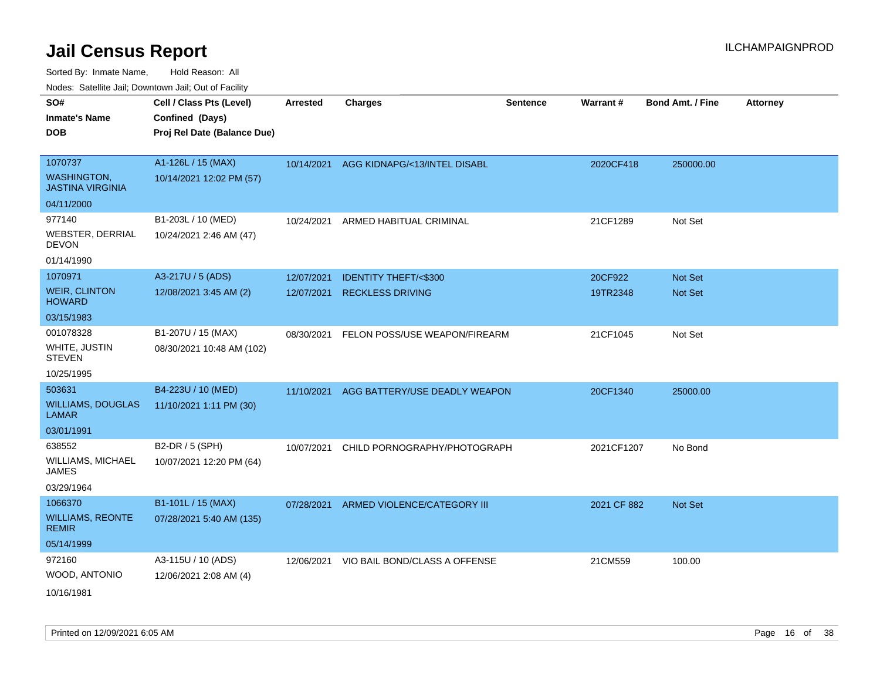# Jail Census Report

ILCHAMPAIGNPROD

Sorted By: Inmate Name, Hold Reason: All

Nodes: Satellite Jail; Downtown Jail; Out of Facility

| SO# / Inmate's Name / DOB | Cell / Class Pts (Level) / Confined (Days) / Proj Rel Date (Balance Due) | Arrested | Charges | Sentence | Warrant # | Bond Amt. / Fine | Attorney |
|---|---|---|---|---|---|---|---|
| 1070737<br>WASHINGTON, JASTINA VIRGINIA<br>04/11/2000 | A1-126L / 15 (MAX)<br>10/14/2021 12:02 PM (57) | 10/14/2021 | AGG KIDNAPG/<13/INTEL DISABL | | 2020CF418 | 250000.00 | |
| 977140<br>WEBSTER, DERRIAL DEVON<br>01/14/1990 | B1-203L / 10 (MED)<br>10/24/2021 2:46 AM (47) | 10/24/2021 | ARMED HABITUAL CRIMINAL | | 21CF1289 | Not Set | |
| 1070971<br>WEIR, CLINTON HOWARD<br>03/15/1983 | A3-217U / 5 (ADS)<br>12/08/2021 3:45 AM (2) | 12/07/2021<br>12/07/2021 | IDENTITY THEFT/<$300<br>RECKLESS DRIVING | | 20CF922<br>19TR2348 | Not Set<br>Not Set | |
| 001078328<br>WHITE, JUSTIN STEVEN<br>10/25/1995 | B1-207U / 15 (MAX)<br>08/30/2021 10:48 AM (102) | 08/30/2021 | FELON POSS/USE WEAPON/FIREARM | | 21CF1045 | Not Set | |
| 503631<br>WILLIAMS, DOUGLAS LAMAR<br>03/01/1991 | B4-223U / 10 (MED)<br>11/10/2021 1:11 PM (30) | 11/10/2021 | AGG BATTERY/USE DEADLY WEAPON | | 20CF1340 | 25000.00 | |
| 638552<br>WILLIAMS, MICHAEL JAMES<br>03/29/1964 | B2-DR / 5 (SPH)<br>10/07/2021 12:20 PM (64) | 10/07/2021 | CHILD PORNOGRAPHY/PHOTOGRAPH | | 2021CF1207 | No Bond | |
| 1066370<br>WILLIAMS, REONTE REMIR<br>05/14/1999 | B1-101L / 15 (MAX)<br>07/28/2021 5:40 AM (135) | 07/28/2021 | ARMED VIOLENCE/CATEGORY III | | 2021 CF 882 | Not Set | |
| 972160<br>WOOD, ANTONIO<br>10/16/1981 | A3-115U / 10 (ADS)<br>12/06/2021 2:08 AM (4) | 12/06/2021 | VIO BAIL BOND/CLASS A OFFENSE | | 21CM559 | 100.00 | |

Printed on 12/09/2021 6:05 AM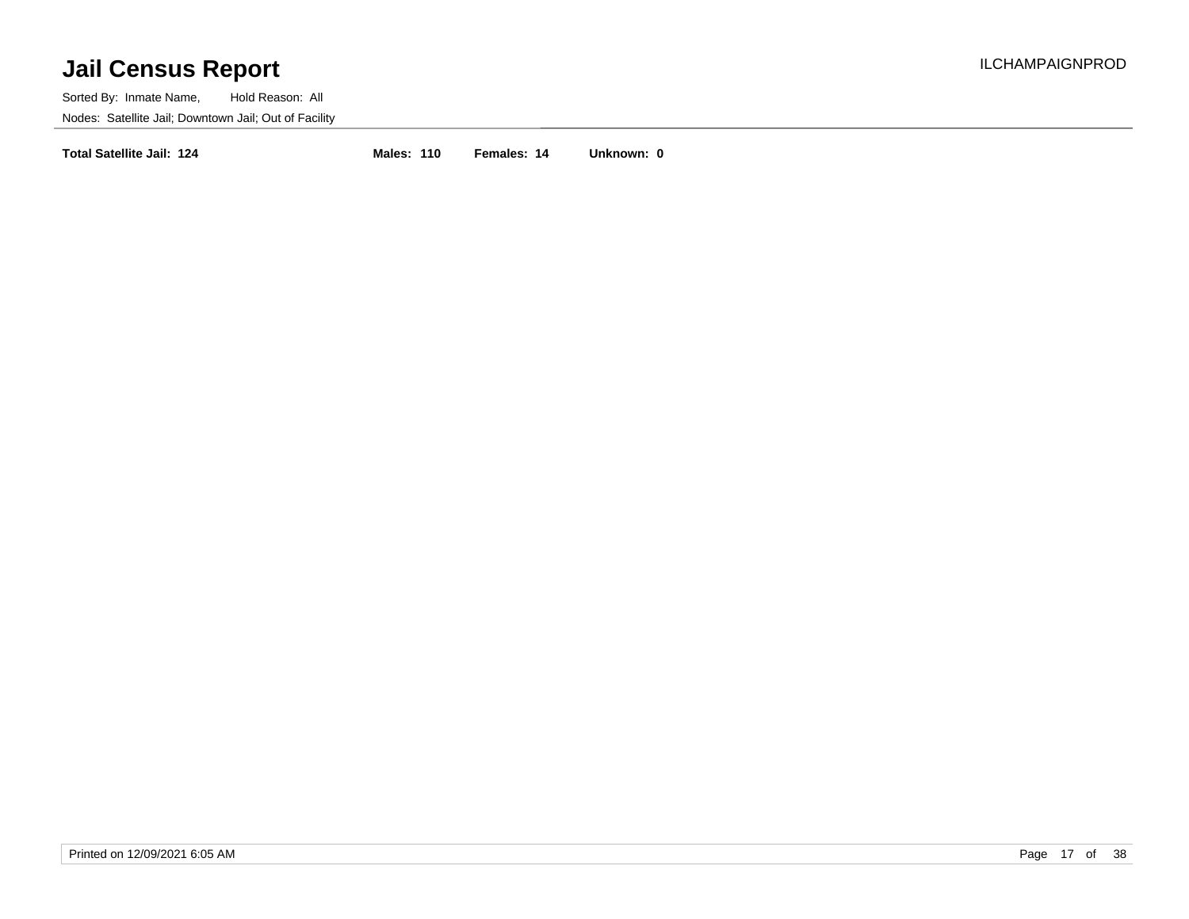# Jail Census Report

ILCHAMPAIGNPROD

Sorted By: Inmate Name, Hold Reason: All

Nodes: Satellite Jail; Downtown Jail; Out of Facility

**Total Satellite Jail: 124** **Males: 110** **Females: 14** **Unknown: 0**

Printed on 12/09/2021 6:05 AM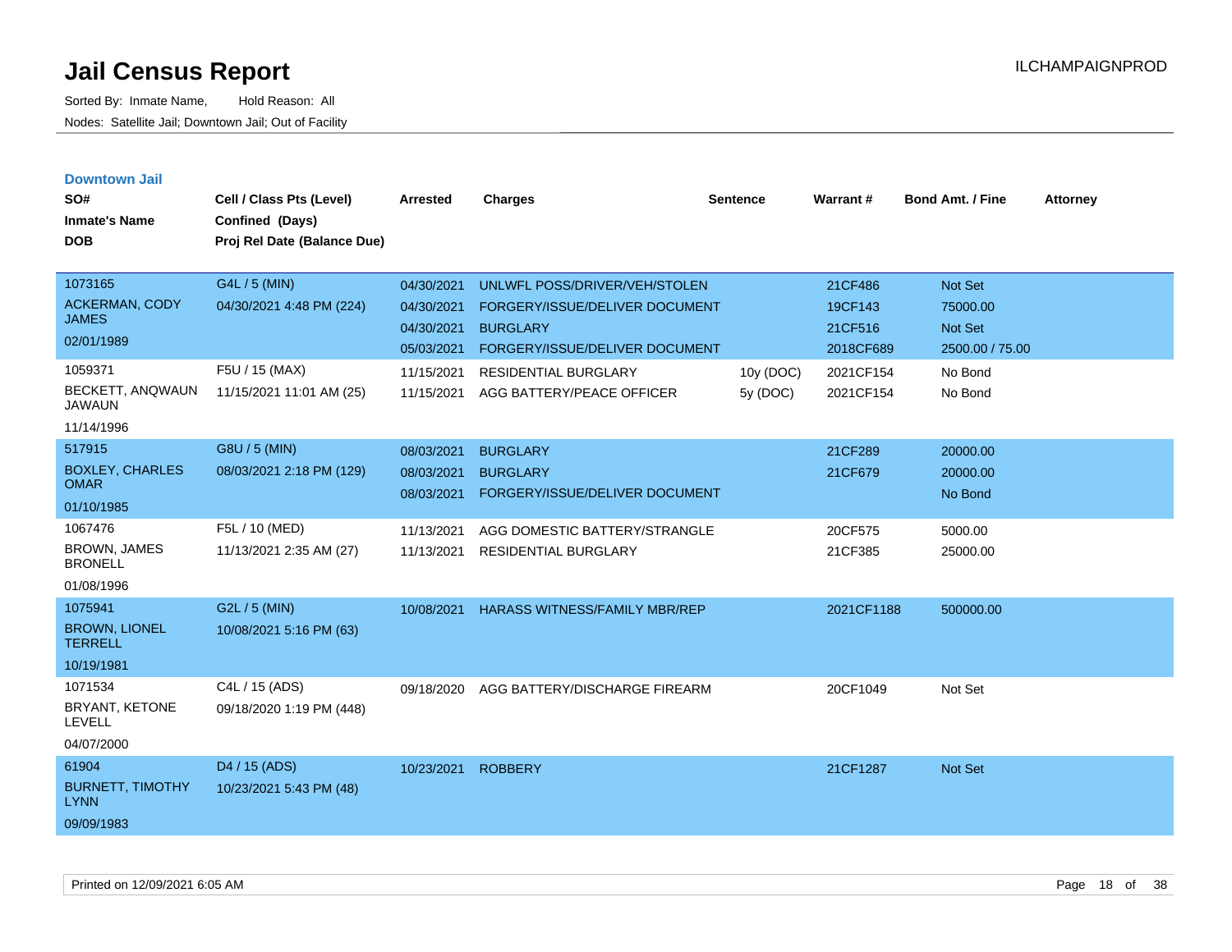# Jail Census Report

Sorted By: Inmate Name, Hold Reason: All

Nodes: Satellite Jail; Downtown Jail; Out of Facility

ILCHAMPAIGNPROD

## Downtown Jail

| SO# / Inmate's Name / DOB | Cell / Class Pts (Level) / Confined (Days) / Proj Rel Date (Balance Due) | Arrested | Charges | Sentence | Warrant # | Bond Amt. / Fine | Attorney |
|---|---|---|---|---|---|---|---|
| 1073165 ACKERMAN, CODY JAMES 02/01/1989 | G4L / 5 (MIN) 04/30/2021 4:48 PM (224) | 04/30/2021 | UNLWFL POSS/DRIVER/VEH/STOLEN | | 21CF486 | Not Set | |
| | | 04/30/2021 | FORGERY/ISSUE/DELIVER DOCUMENT | | 19CF143 | 75000.00 | |
| | | 04/30/2021 | BURGLARY | | 21CF516 | Not Set | |
| | | 05/03/2021 | FORGERY/ISSUE/DELIVER DOCUMENT | | 2018CF689 | 2500.00 / 75.00 | |
| 1059371 BECKETT, ANQWAUN JAWAUN 11/14/1996 | F5U / 15 (MAX) 11/15/2021 11:01 AM (25) | 11/15/2021 | RESIDENTIAL BURGLARY | 10y (DOC) | 2021CF154 | No Bond | |
| | | 11/15/2021 | AGG BATTERY/PEACE OFFICER | 5y (DOC) | 2021CF154 | No Bond | |
| 517915 BOXLEY, CHARLES OMAR 01/10/1985 | G8U / 5 (MIN) 08/03/2021 2:18 PM (129) | 08/03/2021 | BURGLARY | | 21CF289 | 20000.00 | |
| | | 08/03/2021 | BURGLARY | | 21CF679 | 20000.00 | |
| | | 08/03/2021 | FORGERY/ISSUE/DELIVER DOCUMENT | | | No Bond | |
| 1067476 BROWN, JAMES BRONELL 01/08/1996 | F5L / 10 (MED) 11/13/2021 2:35 AM (27) | 11/13/2021 | AGG DOMESTIC BATTERY/STRANGLE | | 20CF575 | 5000.00 | |
| | | 11/13/2021 | RESIDENTIAL BURGLARY | | 21CF385 | 25000.00 | |
| 1075941 BROWN, LIONEL TERRELL 10/19/1981 | G2L / 5 (MIN) 10/08/2021 5:16 PM (63) | 10/08/2021 | HARASS WITNESS/FAMILY MBR/REP | | 2021CF1188 | 500000.00 | |
| 1071534 BRYANT, KETONE LEVELL 04/07/2000 | C4L / 15 (ADS) 09/18/2020 1:19 PM (448) | 09/18/2020 | AGG BATTERY/DISCHARGE FIREARM | | 20CF1049 | Not Set | |
| 61904 BURNETT, TIMOTHY LYNN 09/09/1983 | D4 / 15 (ADS) 10/23/2021 5:43 PM (48) | 10/23/2021 | ROBBERY | | 21CF1287 | Not Set | |

Printed on 12/09/2021 6:05 AM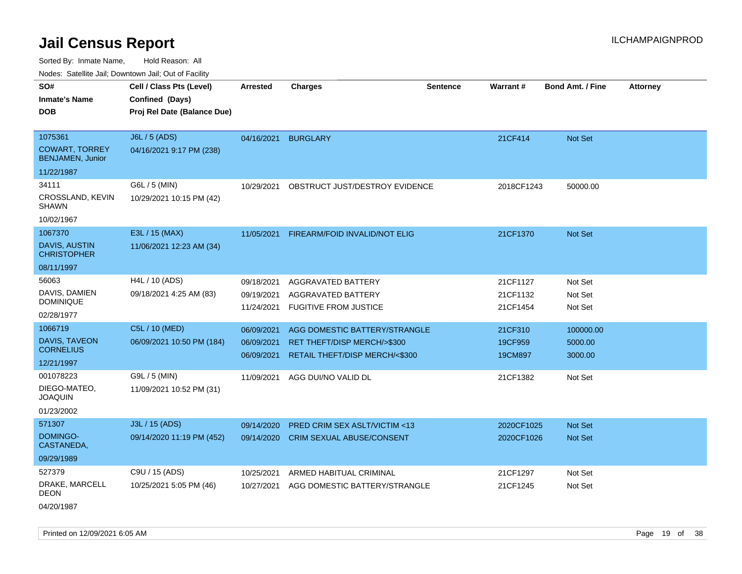# Jail Census Report

ILCHAMPAIGNPROD

Sorted By: Inmate Name, Hold Reason: All

Nodes: Satellite Jail; Downtown Jail; Out of Facility

| SO# / Inmate's Name / DOB | Cell / Class Pts (Level) / Confined (Days) / Proj Rel Date (Balance Due) | Arrested | Charges | Sentence | Warrant # | Bond Amt. / Fine | Attorney |
|---|---|---|---|---|---|---|---|
| 1075361<br>COWART, TORREY BENJAMEN, Junior<br>11/22/1987 | J6L / 5 (ADS)<br>04/16/2021 9:17 PM (238) | 04/16/2021 | BURGLARY | | 21CF414 | Not Set | |
| 34111<br>CROSSLAND, KEVIN SHAWN<br>10/02/1967 | G6L / 5 (MIN)<br>10/29/2021 10:15 PM (42) | 10/29/2021 | OBSTRUCT JUST/DESTROY EVIDENCE | | 2018CF1243 | 50000.00 | |
| 1067370<br>DAVIS, AUSTIN CHRISTOPHER<br>08/11/1997 | E3L / 15 (MAX)<br>11/06/2021 12:23 AM (34) | 11/05/2021 | FIREARM/FOID INVALID/NOT ELIG | | 21CF1370 | Not Set | |
| 56063<br>DAVIS, DAMIEN DOMINIQUE<br>02/28/1977 | H4L / 10 (ADS)<br>09/18/2021 4:25 AM (83) | 09/18/2021<br>09/19/2021<br>11/24/2021 | AGGRAVATED BATTERY<br>AGGRAVATED BATTERY<br>FUGITIVE FROM JUSTICE | | 21CF1127<br>21CF1132<br>21CF1454 | Not Set<br>Not Set<br>Not Set | |
| 1066719<br>DAVIS, TAVEON CORNELIUS<br>12/21/1997 | C5L / 10 (MED)<br>06/09/2021 10:50 PM (184) | 06/09/2021<br>06/09/2021<br>06/09/2021 | AGG DOMESTIC BATTERY/STRANGLE<br>RET THEFT/DISP MERCH/>$300<br>RETAIL THEFT/DISP MERCH/<$300 | | 21CF310<br>19CF959<br>19CM897 | 100000.00<br>5000.00<br>3000.00 | |
| 001078223<br>DIEGO-MATEO, JOAQUIN<br>01/23/2002 | G9L / 5 (MIN)<br>11/09/2021 10:52 PM (31) | 11/09/2021 | AGG DUI/NO VALID DL | | 21CF1382 | Not Set | |
| 571307<br>DOMINGO-CASTANEDA,<br>09/29/1989 | J3L / 15 (ADS)<br>09/14/2020 11:19 PM (452) | 09/14/2020<br>09/14/2020 | PRED CRIM SEX ASLT/VICTIM <13<br>CRIM SEXUAL ABUSE/CONSENT | | 2020CF1025<br>2020CF1026 | Not Set<br>Not Set | |
| 527379<br>DRAKE, MARCELL DEON<br>04/20/1987 | C9U / 15 (ADS)<br>10/25/2021 5:05 PM (46) | 10/25/2021<br>10/27/2021 | ARMED HABITUAL CRIMINAL<br>AGG DOMESTIC BATTERY/STRANGLE | | 21CF1297<br>21CF1245 | Not Set<br>Not Set | |

Printed on 12/09/2021 6:05 AM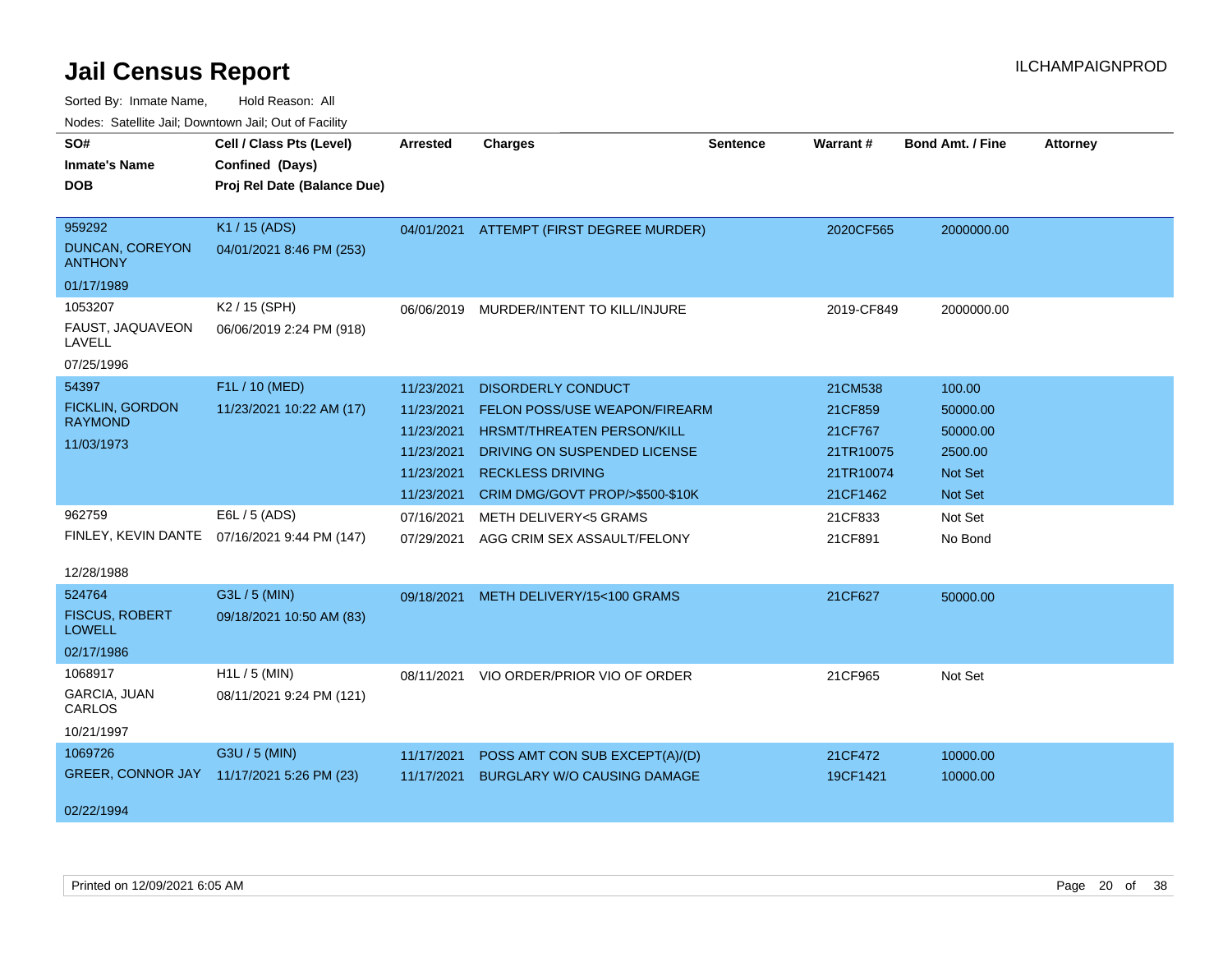# Jail Census Report

ILCHAMPAIGNPROD

Sorted By: Inmate Name, Hold Reason: All

Nodes: Satellite Jail; Downtown Jail; Out of Facility

| SO# / Inmate's Name / DOB | Cell / Class Pts (Level) / Confined (Days) / Proj Rel Date (Balance Due) | Arrested | Charges | Sentence | Warrant # | Bond Amt. / Fine | Attorney |
|---|---|---|---|---|---|---|---|
| 959292<br>DUNCAN, COREYON ANTHONY<br>01/17/1989 | K1 / 15 (ADS)<br>04/01/2021 8:46 PM (253) | 04/01/2021 | ATTEMPT (FIRST DEGREE MURDER) | | 2020CF565 | 2000000.00 | |
| 1053207<br>FAUST, JAQUAVEON LAVELL<br>07/25/1996 | K2 / 15 (SPH)<br>06/06/2019 2:24 PM (918) | 06/06/2019 | MURDER/INTENT TO KILL/INJURE | | 2019-CF849 | 2000000.00 | |
| 54397<br>FICKLIN, GORDON RAYMOND<br>11/03/1973 | F1L / 10 (MED)<br>11/23/2021 10:22 AM (17) | 11/23/2021 | DISORDERLY CONDUCT | | 21CM538 | 100.00 | |
| | | 11/23/2021 | FELON POSS/USE WEAPON/FIREARM | | 21CF859 | 50000.00 | |
| | | 11/23/2021 | HRSMT/THREATEN PERSON/KILL | | 21CF767 | 50000.00 | |
| | | 11/23/2021 | DRIVING ON SUSPENDED LICENSE | | 21TR10075 | 2500.00 | |
| | | 11/23/2021 | RECKLESS DRIVING | | 21TR10074 | Not Set | |
| | | 11/23/2021 | CRIM DMG/GOVT PROP/>$500-$10K | | 21CF1462 | Not Set | |
| 962759<br>FINLEY, KEVIN DANTE<br>12/28/1988 | E6L / 5 (ADS)<br>07/16/2021 9:44 PM (147) | 07/16/2021 | METH DELIVERY<5 GRAMS | | 21CF833 | Not Set | |
| | | 07/29/2021 | AGG CRIM SEX ASSAULT/FELONY | | 21CF891 | No Bond | |
| 524764<br>FISCUS, ROBERT LOWELL<br>02/17/1986 | G3L / 5 (MIN)<br>09/18/2021 10:50 AM (83) | 09/18/2021 | METH DELIVERY/15<100 GRAMS | | 21CF627 | 50000.00 | |
| 1068917<br>GARCIA, JUAN CARLOS<br>10/21/1997 | H1L / 5 (MIN)<br>08/11/2021 9:24 PM (121) | 08/11/2021 | VIO ORDER/PRIOR VIO OF ORDER | | 21CF965 | Not Set | |
| 1069726<br>GREER, CONNOR JAY<br>02/22/1994 | G3U / 5 (MIN)<br>11/17/2021 5:26 PM (23) | 11/17/2021 | POSS AMT CON SUB EXCEPT(A)/(D) | | 21CF472 | 10000.00 | |
| | | 11/17/2021 | BURGLARY W/O CAUSING DAMAGE | | 19CF1421 | 10000.00 | |

Printed on 12/09/2021 6:05 AM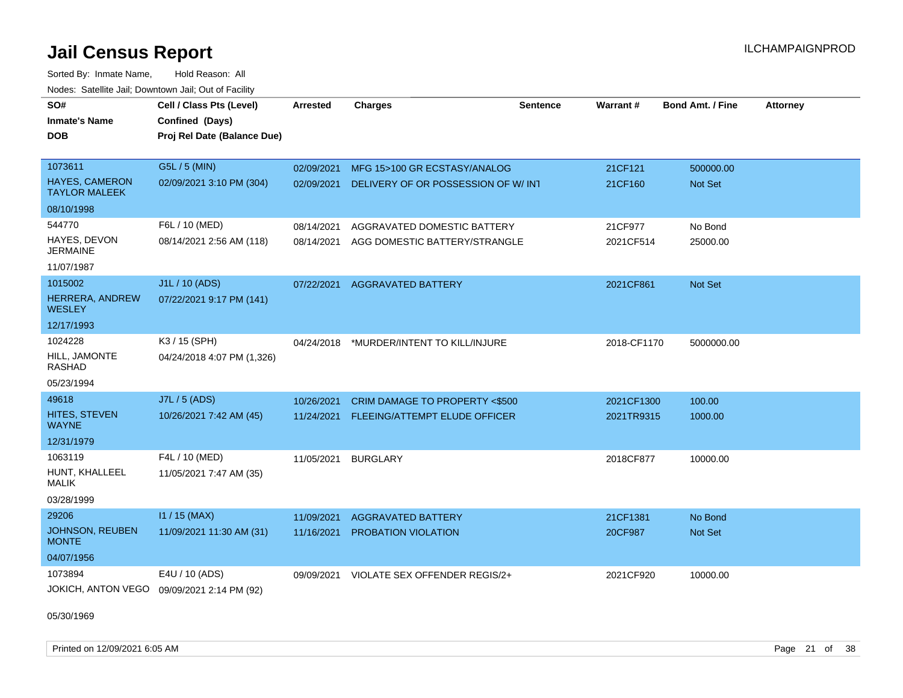# Jail Census Report

ILCHAMPAIGNPROD

Sorted By: Inmate Name, Hold Reason: All

Nodes: Satellite Jail; Downtown Jail; Out of Facility

| SO# / Inmate's Name / DOB | Cell / Class Pts (Level) / Confined (Days) / Proj Rel Date (Balance Due) | Arrested | Charges | Sentence | Warrant # | Bond Amt. / Fine | Attorney |
|---|---|---|---|---|---|---|---|
| 1073611<br>HAYES, CAMERON TAYLOR MALEEK<br>08/10/1998 | G5L / 5 (MIN)<br>02/09/2021 3:10 PM (304) | 02/09/2021<br>02/09/2021 | MFG 15>100 GR ECSTASY/ANALOG<br>DELIVERY OF OR POSSESSION OF W/ INT | | 21CF121<br>21CF160 | 500000.00<br>Not Set | |
| 544770<br>HAYES, DEVON JERMAINE<br>11/07/1987 | F6L / 10 (MED)<br>08/14/2021 2:56 AM (118) | 08/14/2021<br>08/14/2021 | AGGRAVATED DOMESTIC BATTERY<br>AGG DOMESTIC BATTERY/STRANGLE | | 21CF977<br>2021CF514 | No Bond<br>25000.00 | |
| 1015002<br>HERRERA, ANDREW WESLEY<br>12/17/1993 | J1L / 10 (ADS)<br>07/22/2021 9:17 PM (141) | 07/22/2021 | AGGRAVATED BATTERY | | 2021CF861 | Not Set | |
| 1024228<br>HILL, JAMONTE RASHAD<br>05/23/1994 | K3 / 15 (SPH)<br>04/24/2018 4:07 PM (1,326) | 04/24/2018 | *MURDER/INTENT TO KILL/INJURE | | 2018-CF1170 | 5000000.00 | |
| 49618<br>HITES, STEVEN WAYNE<br>12/31/1979 | J7L / 5 (ADS)<br>10/26/2021 7:42 AM (45) | 10/26/2021<br>11/24/2021 | CRIM DAMAGE TO PROPERTY <$500<br>FLEEING/ATTEMPT ELUDE OFFICER | | 2021CF1300<br>2021TR9315 | 100.00<br>1000.00 | |
| 1063119<br>HUNT, KHALLEEL MALIK<br>03/28/1999 | F4L / 10 (MED)<br>11/05/2021 7:47 AM (35) | 11/05/2021 | BURGLARY | | 2018CF877 | 10000.00 | |
| 29206<br>JOHNSON, REUBEN MONTE<br>04/07/1956 | I1 / 15 (MAX)<br>11/09/2021 11:30 AM (31) | 11/09/2021<br>11/16/2021 | AGGRAVATED BATTERY<br>PROBATION VIOLATION | | 21CF1381<br>20CF987 | No Bond<br>Not Set | |
| 1073894<br>JOKICH, ANTON VEGO<br>05/30/1969 | E4U / 10 (ADS)<br>09/09/2021 2:14 PM (92) | 09/09/2021 | VIOLATE SEX OFFENDER REGIS/2+ | | 2021CF920 | 10000.00 | |

Printed on 12/09/2021 6:05 AM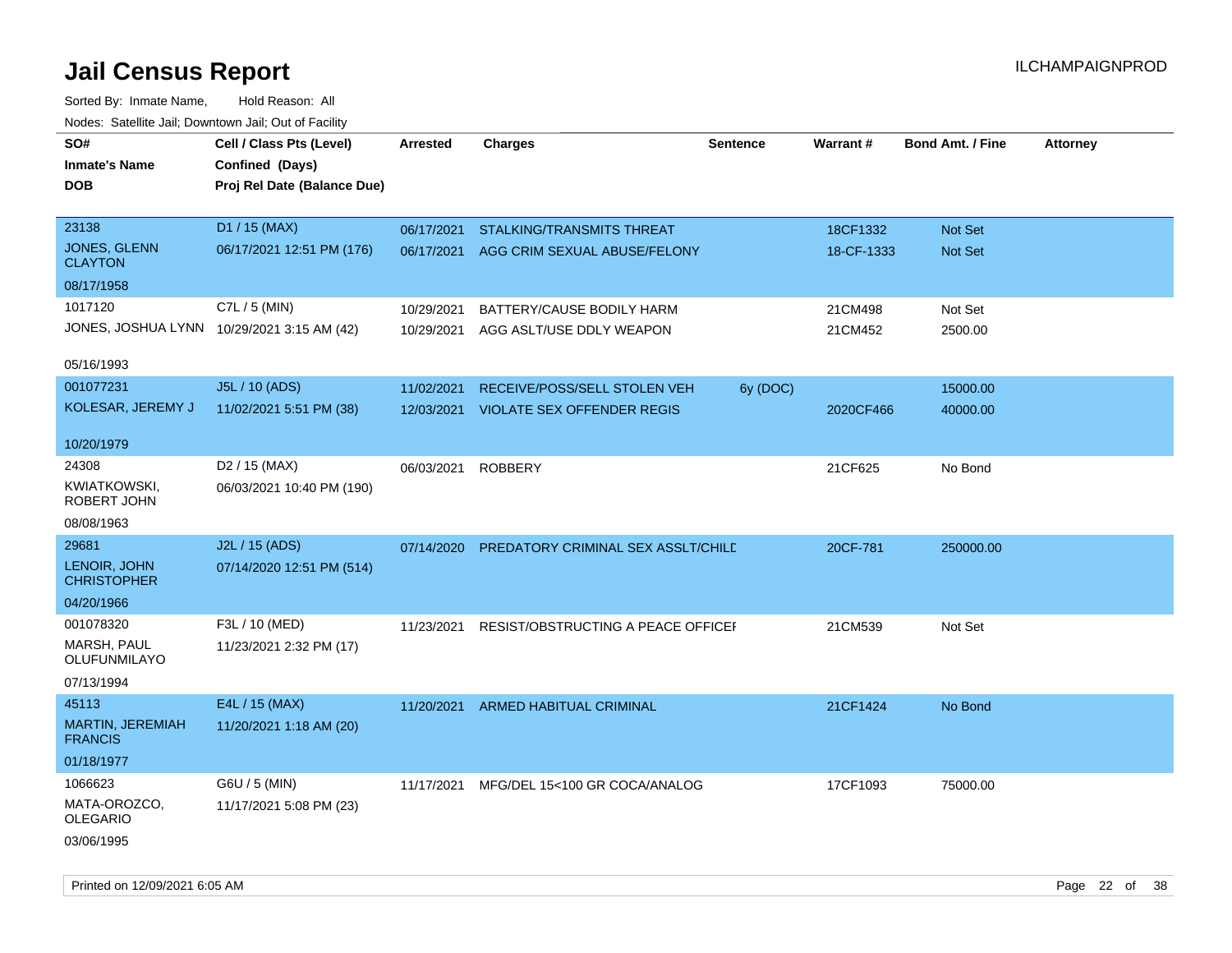# Jail Census Report

ILCHAMPAIGNPROD

Sorted By: Inmate Name, Hold Reason: All

Nodes: Satellite Jail; Downtown Jail; Out of Facility

| SO# / Inmate's Name / DOB | Cell / Class Pts (Level) / Confined (Days) / Proj Rel Date (Balance Due) | Arrested | Charges | Sentence | Warrant # | Bond Amt. / Fine | Attorney |
|---|---|---|---|---|---|---|---|
| 23138<br>JONES, GLENN CLAYTON<br>08/17/1958 | D1 / 15 (MAX)<br>06/17/2021 12:51 PM (176) | 06/17/2021 | STALKING/TRANSMITS THREAT | | 18CF1332 | Not Set | |
| | | 06/17/2021 | AGG CRIM SEXUAL ABUSE/FELONY | | 18-CF-1333 | Not Set | |
| 1017120<br>JONES, JOSHUA LYNN<br>05/16/1993 | C7L / 5 (MIN)<br>10/29/2021 3:15 AM (42) | 10/29/2021 | BATTERY/CAUSE BODILY HARM | | 21CM498 | Not Set | |
| | | 10/29/2021 | AGG ASLT/USE DDLY WEAPON | | 21CM452 | 2500.00 | |
| 001077231<br>KOLESAR, JEREMY J<br>10/20/1979 | J5L / 10 (ADS)<br>11/02/2021 5:51 PM (38) | 11/02/2021 | RECEIVE/POSS/SELL STOLEN VEH | 6y (DOC) | | 15000.00 | |
| | | 12/03/2021 | VIOLATE SEX OFFENDER REGIS | | 2020CF466 | 40000.00 | |
| 24308<br>KWIATKOWSKI, ROBERT JOHN<br>08/08/1963 | D2 / 15 (MAX)<br>06/03/2021 10:40 PM (190) | 06/03/2021 | ROBBERY | | 21CF625 | No Bond | |
| 29681<br>LENOIR, JOHN CHRISTOPHER<br>04/20/1966 | J2L / 15 (ADS)<br>07/14/2020 12:51 PM (514) | 07/14/2020 | PREDATORY CRIMINAL SEX ASSLT/CHILD | | 20CF-781 | 250000.00 | |
| 001078320<br>MARSH, PAUL OLUFUNMILAYO<br>07/13/1994 | F3L / 10 (MED)<br>11/23/2021 2:32 PM (17) | 11/23/2021 | RESIST/OBSTRUCTING A PEACE OFFICER | | 21CM539 | Not Set | |
| 45113<br>MARTIN, JEREMIAH FRANCIS<br>01/18/1977 | E4L / 15 (MAX)<br>11/20/2021 1:18 AM (20) | 11/20/2021 | ARMED HABITUAL CRIMINAL | | 21CF1424 | No Bond | |
| 1066623<br>MATA-OROZCO, OLEGARIO<br>03/06/1995 | G6U / 5 (MIN)<br>11/17/2021 5:08 PM (23) | 11/17/2021 | MFG/DEL 15<100 GR COCA/ANALOG | | 17CF1093 | 75000.00 | |

Printed on 12/09/2021 6:05 AM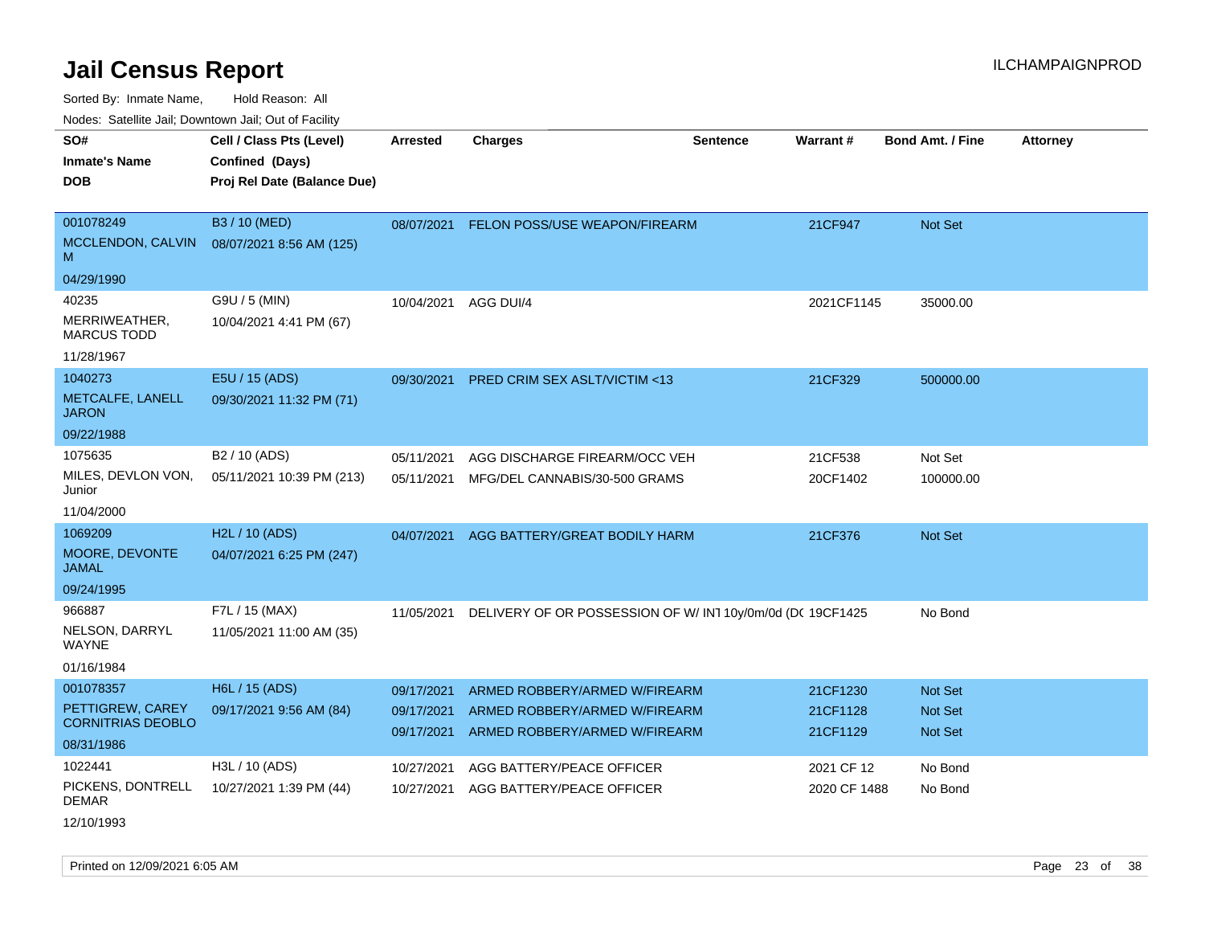# Jail Census Report

ILCHAMPAIGNPROD

Sorted By: Inmate Name, Hold Reason: All

Nodes: Satellite Jail; Downtown Jail; Out of Facility

| SO# / Inmate's Name / DOB | Cell / Class Pts (Level) / Confined (Days) / Proj Rel Date (Balance Due) | Arrested | Charges | Sentence | Warrant # | Bond Amt. / Fine | Attorney |
|---|---|---|---|---|---|---|---|
| 001078249<br>MCCLENDON, CALVIN M<br>04/29/1990 | B3 / 10 (MED)<br>08/07/2021 8:56 AM (125) | 08/07/2021 | FELON POSS/USE WEAPON/FIREARM | | 21CF947 | Not Set | |
| 40235<br>MERRIWEATHER, MARCUS TODD<br>11/28/1967 | G9U / 5 (MIN)<br>10/04/2021 4:41 PM (67) | 10/04/2021 | AGG DUI/4 | | 2021CF1145 | 35000.00 | |
| 1040273<br>METCALFE, LANELL JARON<br>09/22/1988 | E5U / 15 (ADS)<br>09/30/2021 11:32 PM (71) | 09/30/2021 | PRED CRIM SEX ASLT/VICTIM <13 | | 21CF329 | 500000.00 | |
| 1075635<br>MILES, DEVLON VON, Junior<br>11/04/2000 | B2 / 10 (ADS)<br>05/11/2021 10:39 PM (213) | 05/11/2021<br>05/11/2021 | AGG DISCHARGE FIREARM/OCC VEH<br>MFG/DEL CANNABIS/30-500 GRAMS | | 21CF538<br>20CF1402 | Not Set<br>100000.00 | |
| 1069209<br>MOORE, DEVONTE JAMAL<br>09/24/1995 | H2L / 10 (ADS)<br>04/07/2021 6:25 PM (247) | 04/07/2021 | AGG BATTERY/GREAT BODILY HARM | | 21CF376 | Not Set | |
| 966887<br>NELSON, DARRYL WAYNE<br>01/16/1984 | F7L / 15 (MAX)<br>11/05/2021 11:00 AM (35) | 11/05/2021 | DELIVERY OF OR POSSESSION OF W/ INT | 10y/0m/0d (DC | 19CF1425 | No Bond | |
| 001078357<br>PETTIGREW, CAREY CORNITRIAS DEOBLO<br>08/31/1986 | H6L / 15 (ADS)<br>09/17/2021 9:56 AM (84) | 09/17/2021<br>09/17/2021<br>09/17/2021 | ARMED ROBBERY/ARMED W/FIREARM<br>ARMED ROBBERY/ARMED W/FIREARM<br>ARMED ROBBERY/ARMED W/FIREARM | | 21CF1230<br>21CF1128<br>21CF1129 | Not Set<br>Not Set<br>Not Set | |
| 1022441<br>PICKENS, DONTRELL DEMAR<br>12/10/1993 | H3L / 10 (ADS)<br>10/27/2021 1:39 PM (44) | 10/27/2021<br>10/27/2021 | AGG BATTERY/PEACE OFFICER<br>AGG BATTERY/PEACE OFFICER | | 2021 CF 12<br>2020 CF 1488 | No Bond<br>No Bond | |

Printed on 12/09/2021 6:05 AM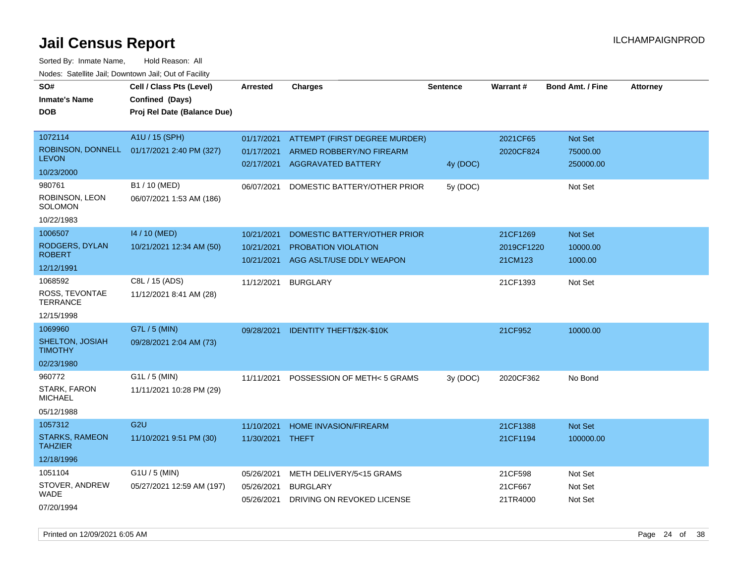# Jail Census Report

ILCHAMPAIGNPROD

Sorted By: Inmate Name, Hold Reason: All

Nodes: Satellite Jail; Downtown Jail; Out of Facility

| SO# / Inmate's Name / DOB | Cell / Class Pts (Level) / Confined (Days) / Proj Rel Date (Balance Due) | Arrested | Charges | Sentence | Warrant # | Bond Amt. / Fine | Attorney |
|---|---|---|---|---|---|---|---|
| 1072114 ROBINSON, DONNELL LEVON 10/23/2000 | A1U / 15 (SPH) 01/17/2021 2:40 PM (327) | 01/17/2021 | ATTEMPT (FIRST DEGREE MURDER) | | 2021CF65 | Not Set | |
| | | 01/17/2021 | ARMED ROBBERY/NO FIREARM | | 2020CF824 | 75000.00 | |
| | | 02/17/2021 | AGGRAVATED BATTERY | 4y (DOC) | | 250000.00 | |
| 980761 ROBINSON, LEON SOLOMON 10/22/1983 | B1 / 10 (MED) 06/07/2021 1:53 AM (186) | 06/07/2021 | DOMESTIC BATTERY/OTHER PRIOR | 5y (DOC) | | Not Set | |
| 1006507 RODGERS, DYLAN ROBERT 12/12/1991 | I4 / 10 (MED) 10/21/2021 12:34 AM (50) | 10/21/2021 | DOMESTIC BATTERY/OTHER PRIOR | | 21CF1269 | Not Set | |
| | | 10/21/2021 | PROBATION VIOLATION | | 2019CF1220 | 10000.00 | |
| | | 10/21/2021 | AGG ASLT/USE DDLY WEAPON | | 21CM123 | 1000.00 | |
| 1068592 ROSS, TEVONTAE TERRANCE 12/15/1998 | C8L / 15 (ADS) 11/12/2021 8:41 AM (28) | 11/12/2021 | BURGLARY | | 21CF1393 | Not Set | |
| 1069960 SHELTON, JOSIAH TIMOTHY 02/23/1980 | G7L / 5 (MIN) 09/28/2021 2:04 AM (73) | 09/28/2021 | IDENTITY THEFT/$2K-$10K | | 21CF952 | 10000.00 | |
| 960772 STARK, FARON MICHAEL 05/12/1988 | G1L / 5 (MIN) 11/11/2021 10:28 PM (29) | 11/11/2021 | POSSESSION OF METH< 5 GRAMS | 3y (DOC) | 2020CF362 | No Bond | |
| 1057312 STARKS, RAMEON TAHZIER 12/18/1996 | G2U 11/10/2021 9:51 PM (30) | 11/10/2021 | HOME INVASION/FIREARM | | 21CF1388 | Not Set | |
| | | 11/30/2021 | THEFT | | 21CF1194 | 100000.00 | |
| 1051104 STOVER, ANDREW WADE 07/20/1994 | G1U / 5 (MIN) 05/27/2021 12:59 AM (197) | 05/26/2021 | METH DELIVERY/5<15 GRAMS | | 21CF598 | Not Set | |
| | | 05/26/2021 | BURGLARY | | 21CF667 | Not Set | |
| | | 05/26/2021 | DRIVING ON REVOKED LICENSE | | 21TR4000 | Not Set | |

Printed on 12/09/2021 6:05 AM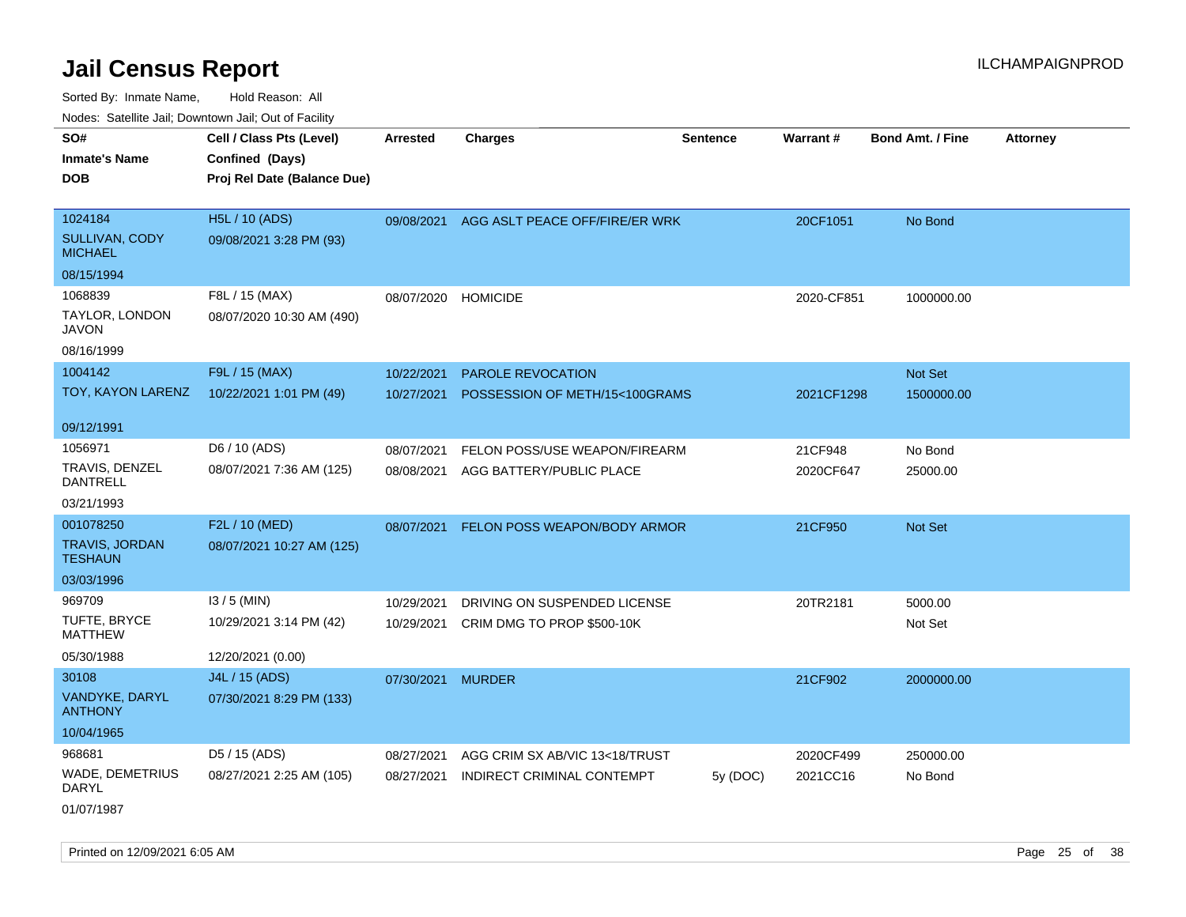# Jail Census Report

ILCHAMPAIGNPROD

Sorted By: Inmate Name, Hold Reason: All

Nodes: Satellite Jail; Downtown Jail; Out of Facility

| SO#<br>Inmate's Name<br>DOB | Cell / Class Pts (Level)<br>Confined (Days)<br>Proj Rel Date (Balance Due) | Arrested | Charges | Sentence | Warrant # | Bond Amt. / Fine | Attorney |
|---|---|---|---|---|---|---|---|
| 1024184<br>SULLIVAN, CODY MICHAEL<br>08/15/1994 | H5L / 10 (ADS)<br>09/08/2021 3:28 PM (93) | 09/08/2021 | AGG ASLT PEACE OFF/FIRE/ER WRK | | 20CF1051 | No Bond | |
| 1068839<br>TAYLOR, LONDON JAVON<br>08/16/1999 | F8L / 15 (MAX)<br>08/07/2020 10:30 AM (490) | 08/07/2020 | HOMICIDE | | 2020-CF851 | 1000000.00 | |
| 1004142<br>TOY, KAYON LARENZ<br>09/12/1991 | F9L / 15 (MAX)<br>10/22/2021 1:01 PM (49) | 10/22/2021 | PAROLE REVOCATION | | | Not Set | |
| | | 10/27/2021 | POSSESSION OF METH/15<100GRAMS | | 2021CF1298 | 1500000.00 | |
| 1056971<br>TRAVIS, DENZEL DANTRELL<br>03/21/1993 | D6 / 10 (ADS)<br>08/07/2021 7:36 AM (125) | 08/07/2021 | FELON POSS/USE WEAPON/FIREARM | | 21CF948 | No Bond | |
| | | 08/08/2021 | AGG BATTERY/PUBLIC PLACE | | 2020CF647 | 25000.00 | |
| 001078250<br>TRAVIS, JORDAN TESHAUN<br>03/03/1996 | F2L / 10 (MED)<br>08/07/2021 10:27 AM (125) | 08/07/2021 | FELON POSS WEAPON/BODY ARMOR | | 21CF950 | Not Set | |
| 969709<br>TUFTE, BRYCE MATTHEW<br>05/30/1988 | I3 / 5 (MIN)<br>10/29/2021 3:14 PM (42)<br>12/20/2021 (0.00) | 10/29/2021 | DRIVING ON SUSPENDED LICENSE | | 20TR2181 | 5000.00 | |
| | | 10/29/2021 | CRIM DMG TO PROP $500-10K | | | Not Set | |
| 30108<br>VANDYKE, DARYL ANTHONY<br>10/04/1965 | J4L / 15 (ADS)<br>07/30/2021 8:29 PM (133) | 07/30/2021 | MURDER | | 21CF902 | 2000000.00 | |
| 968681<br>WADE, DEMETRIUS DARYL<br>01/07/1987 | D5 / 15 (ADS)<br>08/27/2021 2:25 AM (105) | 08/27/2021 | AGG CRIM SX AB/VIC 13<18/TRUST | | 2020CF499 | 250000.00 | |
| | | 08/27/2021 | INDIRECT CRIMINAL CONTEMPT | 5y (DOC) | 2021CC16 | No Bond | |

Printed on 12/09/2021 6:05 AM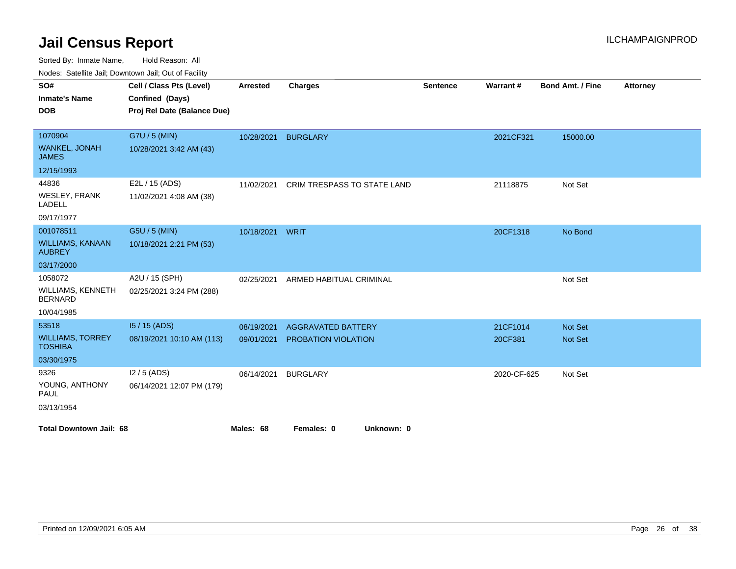# Jail Census Report

Sorted By: Inmate Name, Hold Reason: All

Nodes: Satellite Jail; Downtown Jail; Out of Facility

| SO#<br>Inmate's Name<br>DOB | Cell / Class Pts (Level)<br>Confined (Days)<br>Proj Rel Date (Balance Due) | Arrested | Charges | Sentence | Warrant # | Bond Amt. / Fine | Attorney |
|---|---|---|---|---|---|---|---|
| 1070904<br>WANKEL, JONAH JAMES<br>12/15/1993 | G7U / 5 (MIN)<br>10/28/2021 3:42 AM (43) | 10/28/2021 | BURGLARY | | 2021CF321 | 15000.00 | |
| 44836<br>WESLEY, FRANK LADELL<br>09/17/1977 | E2L / 15 (ADS)<br>11/02/2021 4:08 AM (38) | 11/02/2021 | CRIM TRESPASS TO STATE LAND | | 21118875 | Not Set | |
| 001078511<br>WILLIAMS, KANAAN AUBREY<br>03/17/2000 | G5U / 5 (MIN)<br>10/18/2021 2:21 PM (53) | 10/18/2021 | WRIT | | 20CF1318 | No Bond | |
| 1058072<br>WILLIAMS, KENNETH BERNARD<br>10/04/1985 | A2U / 15 (SPH)<br>02/25/2021 3:24 PM (288) | 02/25/2021 | ARMED HABITUAL CRIMINAL | | | Not Set | |
| 53518<br>WILLIAMS, TORREY TOSHIBA<br>03/30/1975 | I5 / 15 (ADS)<br>08/19/2021 10:10 AM (113) | 08/19/2021<br>09/01/2021 | AGGRAVATED BATTERY<br>PROBATION VIOLATION | | 21CF1014<br>20CF381 | Not Set<br>Not Set | |
| 9326<br>YOUNG, ANTHONY PAUL<br>03/13/1954 | I2 / 5 (ADS)<br>06/14/2021 12:07 PM (179) | 06/14/2021 | BURGLARY | | 2020-CF-625 | Not Set | |

**Total Downtown Jail: 68** **Males: 68** **Females: 0** **Unknown: 0**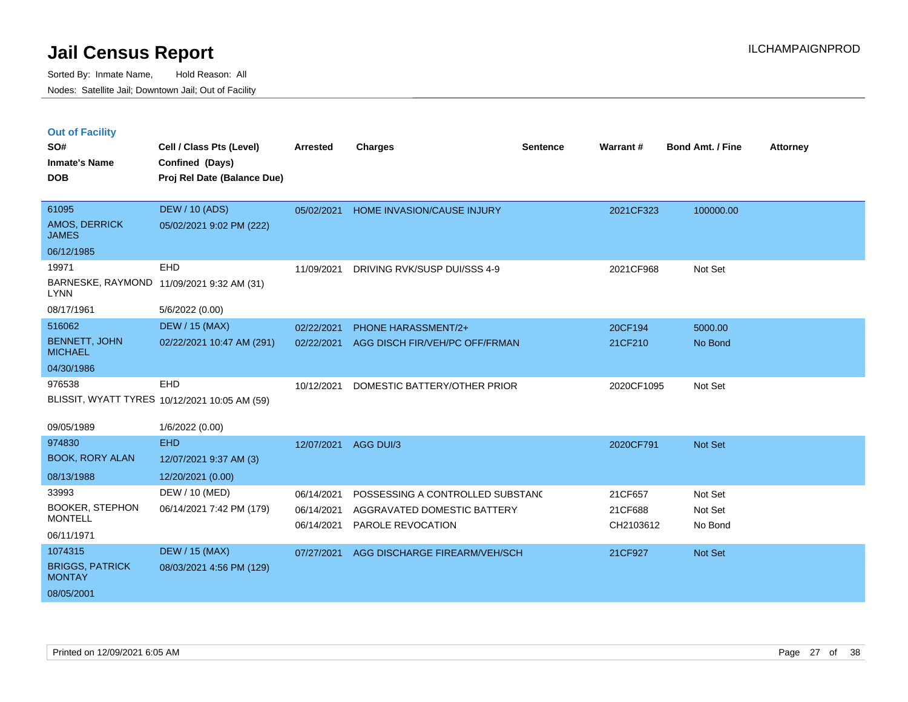# Jail Census Report

Sorted By: Inmate Name, Hold Reason: All

Nodes: Satellite Jail; Downtown Jail; Out of Facility

ILCHAMPAIGNPROD

### Out of Facility

| SO# / Inmate's Name / DOB | Cell / Class Pts (Level) / Confined (Days) / Proj Rel Date (Balance Due) | Arrested | Charges | Sentence | Warrant # | Bond Amt. / Fine | Attorney |
|---|---|---|---|---|---|---|---|
| 61095<br>AMOS, DERRICK JAMES<br>06/12/1985 | DEW / 10 (ADS)<br>05/02/2021 9:02 PM (222) | 05/02/2021 | HOME INVASION/CAUSE INJURY | | 2021CF323 | 100000.00 | |
| 19971<br>BARNESKE, RAYMOND LYNN<br>08/17/1961 | EHD<br>11/09/2021 9:32 AM (31)<br>5/6/2022 (0.00) | 11/09/2021 | DRIVING RVK/SUSP DUI/SSS 4-9 | | 2021CF968 | Not Set | |
| 516062<br>BENNETT, JOHN MICHAEL<br>04/30/1986 | DEW / 15 (MAX)<br>02/22/2021 10:47 AM (291) | 02/22/2021<br>02/22/2021 | PHONE HARASSMENT/2+<br>AGG DISCH FIR/VEH/PC OFF/FRMAN | | 20CF194<br>21CF210 | 5000.00<br>No Bond | |
| 976538<br>BLISSIT, WYATT TYRES<br>09/05/1989 | EHD<br>10/12/2021 10:05 AM (59)<br>1/6/2022 (0.00) | 10/12/2021 | DOMESTIC BATTERY/OTHER PRIOR | | 2020CF1095 | Not Set | |
| 974830<br>BOOK, RORY ALAN<br>08/13/1988 | EHD<br>12/07/2021 9:37 AM (3)<br>12/20/2021 (0.00) | 12/07/2021 | AGG DUI/3 | | 2020CF791 | Not Set | |
| 33993<br>BOOKER, STEPHON MONTELL<br>06/11/1971 | DEW / 10 (MED)<br>06/14/2021 7:42 PM (179) | 06/14/2021<br>06/14/2021<br>06/14/2021 | POSSESSING A CONTROLLED SUBSTANC<br>AGGRAVATED DOMESTIC BATTERY<br>PAROLE REVOCATION | | 21CF657<br>21CF688<br>CH2103612 | Not Set<br>Not Set<br>No Bond | |
| 1074315<br>BRIGGS, PATRICK MONTAY<br>08/05/2001 | DEW / 15 (MAX)<br>08/03/2021 4:56 PM (129) | 07/27/2021 | AGG DISCHARGE FIREARM/VEH/SCH | | 21CF927 | Not Set | |

Printed on 12/09/2021 6:05 AM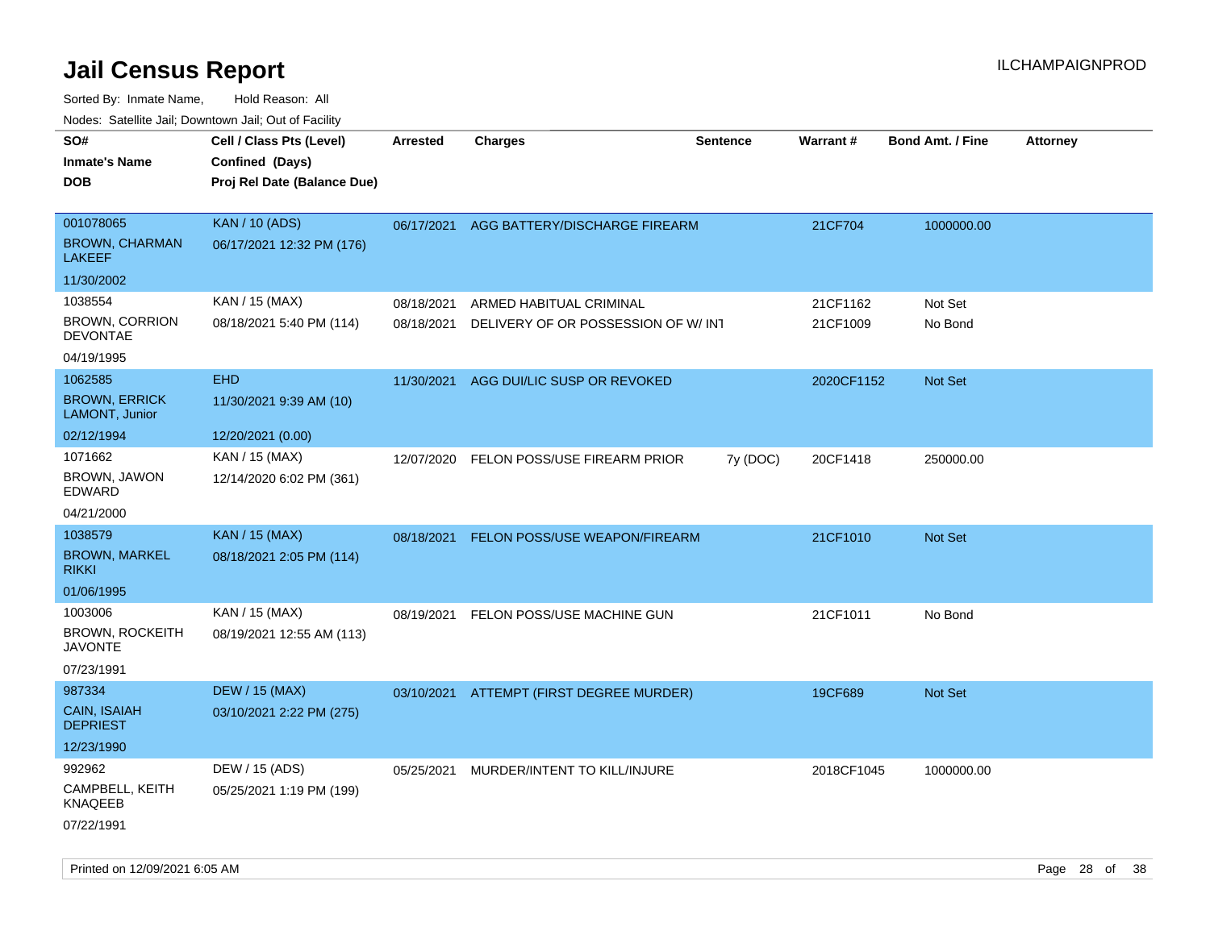# Jail Census Report

ILCHAMPAIGNPROD

Sorted By: Inmate Name, Hold Reason: All

Nodes: Satellite Jail; Downtown Jail; Out of Facility

| SO# / Inmate's Name / DOB | Cell / Class Pts (Level) / Confined (Days) / Proj Rel Date (Balance Due) | Arrested | Charges | Sentence | Warrant # | Bond Amt. / Fine | Attorney |
|---|---|---|---|---|---|---|---|
| 001078065<br>BROWN, CHARMAN LAKEEF<br>11/30/2002 | KAN / 10 (ADS)<br>06/17/2021 12:32 PM (176) | 06/17/2021 | AGG BATTERY/DISCHARGE FIREARM | | 21CF704 | 1000000.00 | |
| 1038554<br>BROWN, CORRION DEVONTAE<br>04/19/1995 | KAN / 15 (MAX)<br>08/18/2021 5:40 PM (114) | 08/18/2021<br>08/18/2021 | ARMED HABITUAL CRIMINAL<br>DELIVERY OF OR POSSESSION OF W/ INT | | 21CF1162<br>21CF1009 | Not Set<br>No Bond | |
| 1062585<br>BROWN, ERRICK LAMONT, Junior<br>02/12/1994 | EHD<br>11/30/2021 9:39 AM (10)<br>12/20/2021 (0.00) | 11/30/2021 | AGG DUI/LIC SUSP OR REVOKED | | 2020CF1152 | Not Set | |
| 1071662<br>BROWN, JAWON EDWARD<br>04/21/2000 | KAN / 15 (MAX)<br>12/14/2020 6:02 PM (361) | 12/07/2020 | FELON POSS/USE FIREARM PRIOR | 7y (DOC) | 20CF1418 | 250000.00 | |
| 1038579<br>BROWN, MARKEL RIKKI<br>01/06/1995 | KAN / 15 (MAX)<br>08/18/2021 2:05 PM (114) | 08/18/2021 | FELON POSS/USE WEAPON/FIREARM | | 21CF1010 | Not Set | |
| 1003006<br>BROWN, ROCKEITH JAVONTE<br>07/23/1991 | KAN / 15 (MAX)<br>08/19/2021 12:55 AM (113) | 08/19/2021 | FELON POSS/USE MACHINE GUN | | 21CF1011 | No Bond | |
| 987334<br>CAIN, ISAIAH DEPRIEST<br>12/23/1990 | DEW / 15 (MAX)<br>03/10/2021 2:22 PM (275) | 03/10/2021 | ATTEMPT (FIRST DEGREE MURDER) | | 19CF689 | Not Set | |
| 992962<br>CAMPBELL, KEITH KNAQEEB<br>07/22/1991 | DEW / 15 (ADS)<br>05/25/2021 1:19 PM (199) | 05/25/2021 | MURDER/INTENT TO KILL/INJURE | | 2018CF1045 | 1000000.00 | |

Printed on 12/09/2021 6:05 AM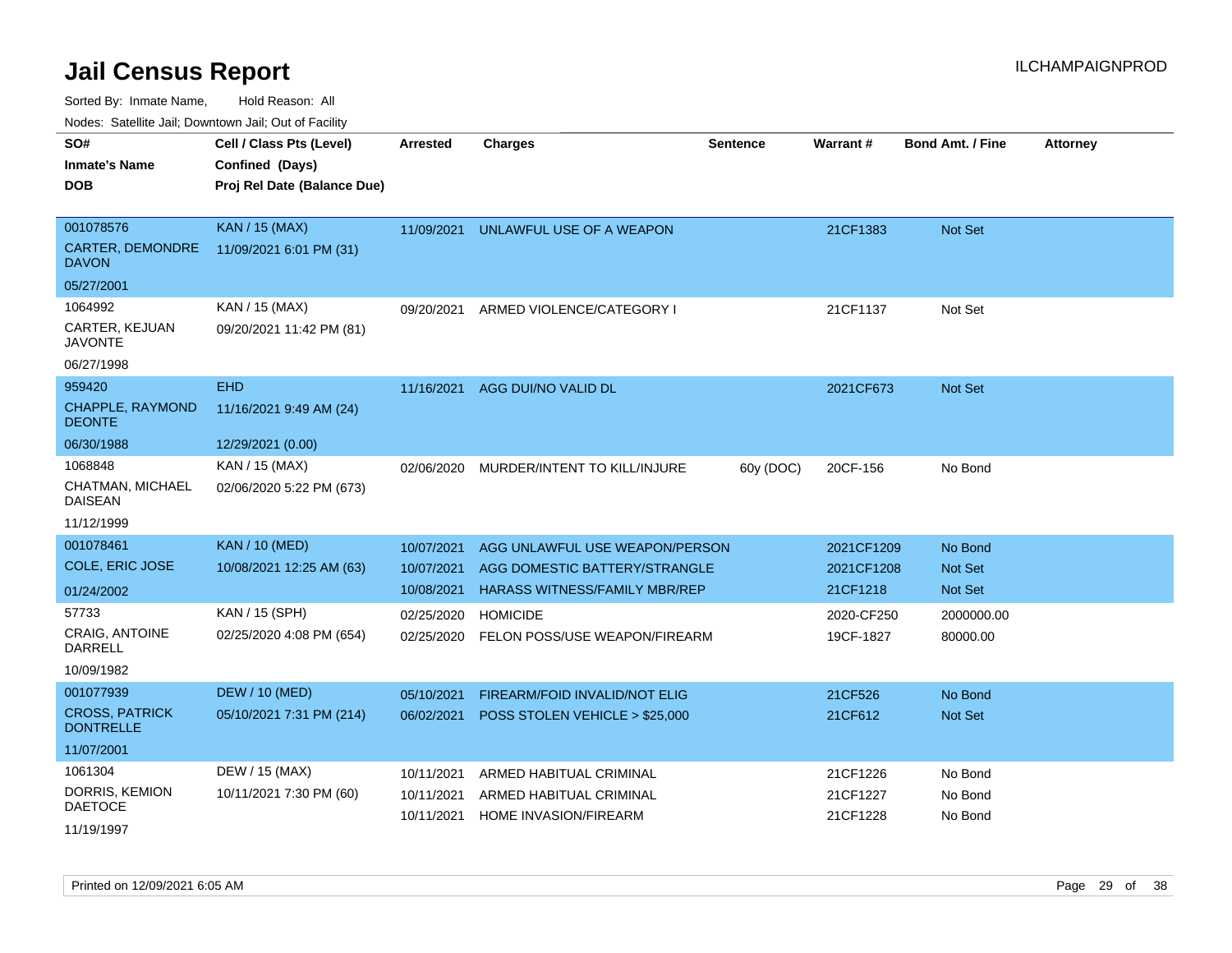# Jail Census Report

ILCHAMPAIGNPROD

Sorted By: Inmate Name, Hold Reason: All

Nodes: Satellite Jail; Downtown Jail; Out of Facility

| SO# / Inmate's Name / DOB | Cell / Class Pts (Level) / Confined (Days) / Proj Rel Date (Balance Due) | Arrested | Charges | Sentence | Warrant # | Bond Amt. / Fine | Attorney |
|---|---|---|---|---|---|---|---|
| 001078576<br>CARTER, DEMONDRE DAVON<br>05/27/2001 | KAN / 15 (MAX)<br>11/09/2021 6:01 PM (31) | 11/09/2021 | UNLAWFUL USE OF A WEAPON | | 21CF1383 | Not Set | |
| 1064992<br>CARTER, KEJUAN JAVONTE<br>06/27/1998 | KAN / 15 (MAX)<br>09/20/2021 11:42 PM (81) | 09/20/2021 | ARMED VIOLENCE/CATEGORY I | | 21CF1137 | Not Set | |
| 959420<br>CHAPPLE, RAYMOND DEONTE<br>06/30/1988 | EHD<br>11/16/2021 9:49 AM (24)<br>12/29/2021 (0.00) | 11/16/2021 | AGG DUI/NO VALID DL | | 2021CF673 | Not Set | |
| 1068848<br>CHATMAN, MICHAEL DAISEAN<br>11/12/1999 | KAN / 15 (MAX)<br>02/06/2020 5:22 PM (673) | 02/06/2020 | MURDER/INTENT TO KILL/INJURE | 60y (DOC) | 20CF-156 | No Bond | |
| 001078461<br>COLE, ERIC JOSE<br>01/24/2002 | KAN / 10 (MED)<br>10/08/2021 12:25 AM (63) | 10/07/2021<br>10/07/2021<br>10/08/2021 | AGG UNLAWFUL USE WEAPON/PERSON<br>AGG DOMESTIC BATTERY/STRANGLE<br>HARASS WITNESS/FAMILY MBR/REP | | 2021CF1209<br>2021CF1208<br>21CF1218 | No Bond<br>Not Set<br>Not Set | |
| 57733<br>CRAIG, ANTOINE DARRELL<br>10/09/1982 | KAN / 15 (SPH)<br>02/25/2020 4:08 PM (654) | 02/25/2020<br>02/25/2020 | HOMICIDE<br>FELON POSS/USE WEAPON/FIREARM | | 2020-CF250<br>19CF-1827 | 2000000.00<br>80000.00 | |
| 001077939<br>CROSS, PATRICK DONTRELLE<br>11/07/2001 | DEW / 10 (MED)<br>05/10/2021 7:31 PM (214) | 05/10/2021<br>06/02/2021 | FIREARM/FOID INVALID/NOT ELIG<br>POSS STOLEN VEHICLE > $25,000 | | 21CF526<br>21CF612 | No Bond<br>Not Set | |
| 1061304<br>DORRIS, KEMION DAETOCE<br>11/19/1997 | DEW / 15 (MAX)<br>10/11/2021 7:30 PM (60) | 10/11/2021<br>10/11/2021<br>10/11/2021 | ARMED HABITUAL CRIMINAL<br>ARMED HABITUAL CRIMINAL<br>HOME INVASION/FIREARM | | 21CF1226<br>21CF1227<br>21CF1228 | No Bond<br>No Bond<br>No Bond | |

Printed on 12/09/2021 6:05 AM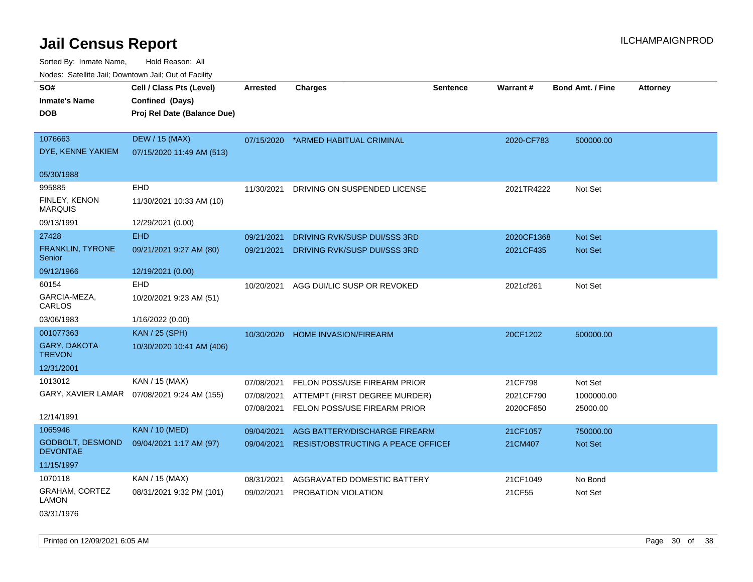# Jail Census Report

ILCHAMPAIGNPROD

Sorted By: Inmate Name, Hold Reason: All

Nodes: Satellite Jail; Downtown Jail; Out of Facility

| SO# / Inmate's Name / DOB | Cell / Class Pts (Level) / Confined (Days) / Proj Rel Date (Balance Due) | Arrested | Charges | Sentence | Warrant # | Bond Amt. / Fine | Attorney |
|---|---|---|---|---|---|---|---|
| 1076663<br>DYE, KENNE YAKIEM<br>05/30/1988 | DEW / 15 (MAX)<br>07/15/2020 11:49 AM (513) | 07/15/2020 | *ARMED HABITUAL CRIMINAL | | 2020-CF783 | 500000.00 | |
| 995885<br>FINLEY, KENON MARQUIS<br>09/13/1991 | EHD<br>11/30/2021 10:33 AM (10)<br>12/29/2021 (0.00) | 11/30/2021 | DRIVING ON SUSPENDED LICENSE | | 2021TR4222 | Not Set | |
| 27428<br>FRANKLIN, TYRONE Senior<br>09/12/1966 | EHD<br>09/21/2021 9:27 AM (80)<br>12/19/2021 (0.00) | 09/21/2021 | DRIVING RVK/SUSP DUI/SSS 3RD | | 2020CF1368 | Not Set | |
| | | 09/21/2021 | DRIVING RVK/SUSP DUI/SSS 3RD | | 2021CF435 | Not Set | |
| 60154<br>GARCIA-MEZA, CARLOS<br>03/06/1983 | EHD<br>10/20/2021 9:23 AM (51)<br>1/16/2022 (0.00) | 10/20/2021 | AGG DUI/LIC SUSP OR REVOKED | | 2021cf261 | Not Set | |
| 001077363<br>GARY, DAKOTA TREVON<br>12/31/2001 | KAN / 25 (SPH)<br>10/30/2020 10:41 AM (406) | 10/30/2020 | HOME INVASION/FIREARM | | 20CF1202 | 500000.00 | |
| 1013012<br>GARY, XAVIER LAMAR<br>12/14/1991 | KAN / 15 (MAX)<br>07/08/2021 9:24 AM (155) | 07/08/2021 | FELON POSS/USE FIREARM PRIOR | | 21CF798 | Not Set | |
| | | 07/08/2021 | ATTEMPT (FIRST DEGREE MURDER) | | 2021CF790 | 1000000.00 | |
| | | 07/08/2021 | FELON POSS/USE FIREARM PRIOR | | 2020CF650 | 25000.00 | |
| 1065946<br>GODBOLT, DESMOND DEVONTAE<br>11/15/1997 | KAN / 10 (MED)<br>09/04/2021 1:17 AM (97) | 09/04/2021 | AGG BATTERY/DISCHARGE FIREARM | | 21CF1057 | 750000.00 | |
| | | 09/04/2021 | RESIST/OBSTRUCTING A PEACE OFFICEI | | 21CM407 | Not Set | |
| 1070118<br>GRAHAM, CORTEZ LAMON<br>03/31/1976 | KAN / 15 (MAX)<br>08/31/2021 9:32 PM (101) | 08/31/2021 | AGGRAVATED DOMESTIC BATTERY | | 21CF1049 | No Bond | |
| | | 09/02/2021 | PROBATION VIOLATION | | 21CF55 | Not Set | |

Printed on 12/09/2021 6:05 AM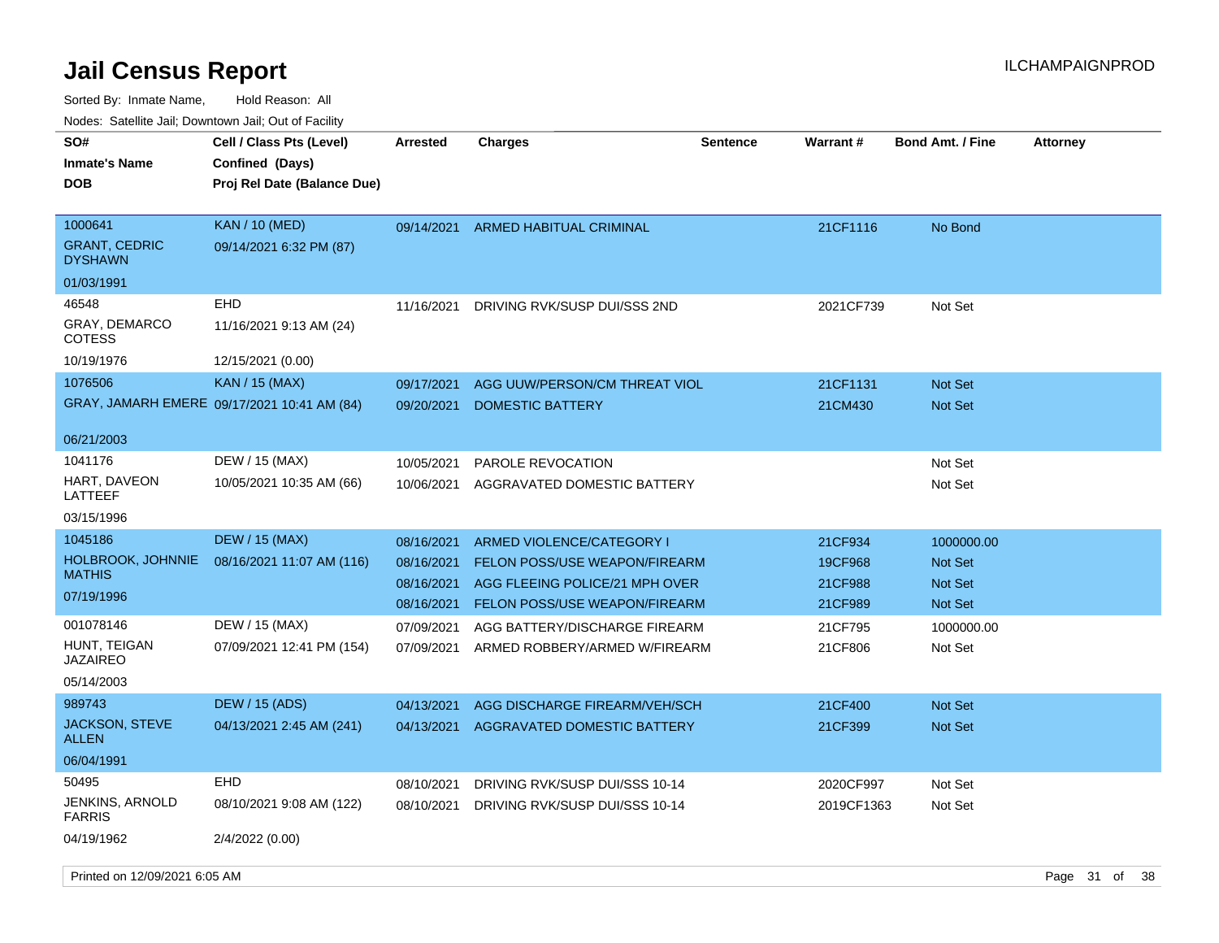# Jail Census Report

ILCHAMPAIGNPROD

Sorted By: Inmate Name, Hold Reason: All

Nodes: Satellite Jail; Downtown Jail; Out of Facility

| SO# / Inmate's Name / DOB | Cell / Class Pts (Level) / Confined (Days) / Proj Rel Date (Balance Due) | Arrested | Charges | Sentence | Warrant # | Bond Amt. / Fine | Attorney |
|---|---|---|---|---|---|---|---|
| 1000641 GRANT, CEDRIC DYSHAWN 01/03/1991 | KAN / 10 (MED) 09/14/2021 6:32 PM (87) | 09/14/2021 | ARMED HABITUAL CRIMINAL | | 21CF1116 | No Bond | |
| 46548 GRAY, DEMARCO COTESS 10/19/1976 | EHD 11/16/2021 9:13 AM (24) 12/15/2021 (0.00) | 11/16/2021 | DRIVING RVK/SUSP DUI/SSS 2ND | | 2021CF739 | Not Set | |
| 1076506 GRAY, JAMARH EMERE 06/21/2003 | KAN / 15 (MAX) 09/17/2021 10:41 AM (84) | 09/17/2021 | AGG UUW/PERSON/CM THREAT VIOL | | 21CF1131 | Not Set | |
| | | 09/20/2021 | DOMESTIC BATTERY | | 21CM430 | Not Set | |
| 1041176 HART, DAVEON LATTEEF 03/15/1996 | DEW / 15 (MAX) 10/05/2021 10:35 AM (66) | 10/05/2021 | PAROLE REVOCATION | | | Not Set | |
| | | 10/06/2021 | AGGRAVATED DOMESTIC BATTERY | | | Not Set | |
| 1045186 HOLBROOK, JOHNNIE MATHIS 07/19/1996 | DEW / 15 (MAX) 08/16/2021 11:07 AM (116) | 08/16/2021 | ARMED VIOLENCE/CATEGORY I | | 21CF934 | 1000000.00 | |
| | | 08/16/2021 | FELON POSS/USE WEAPON/FIREARM | | 19CF968 | Not Set | |
| | | 08/16/2021 | AGG FLEEING POLICE/21 MPH OVER | | 21CF988 | Not Set | |
| | | 08/16/2021 | FELON POSS/USE WEAPON/FIREARM | | 21CF989 | Not Set | |
| 001078146 HUNT, TEIGAN JAZAIREO 05/14/2003 | DEW / 15 (MAX) 07/09/2021 12:41 PM (154) | 07/09/2021 | AGG BATTERY/DISCHARGE FIREARM | | 21CF795 | 1000000.00 | |
| | | 07/09/2021 | ARMED ROBBERY/ARMED W/FIREARM | | 21CF806 | Not Set | |
| 989743 JACKSON, STEVE ALLEN 06/04/1991 | DEW / 15 (ADS) 04/13/2021 2:45 AM (241) | 04/13/2021 | AGG DISCHARGE FIREARM/VEH/SCH | | 21CF400 | Not Set | |
| | | 04/13/2021 | AGGRAVATED DOMESTIC BATTERY | | 21CF399 | Not Set | |
| 50495 JENKINS, ARNOLD FARRIS 04/19/1962 | EHD 08/10/2021 9:08 AM (122) 2/4/2022 (0.00) | 08/10/2021 | DRIVING RVK/SUSP DUI/SSS 10-14 | | 2020CF997 | Not Set | |
| | | 08/10/2021 | DRIVING RVK/SUSP DUI/SSS 10-14 | | 2019CF1363 | Not Set | |

Printed on 12/09/2021 6:05 AM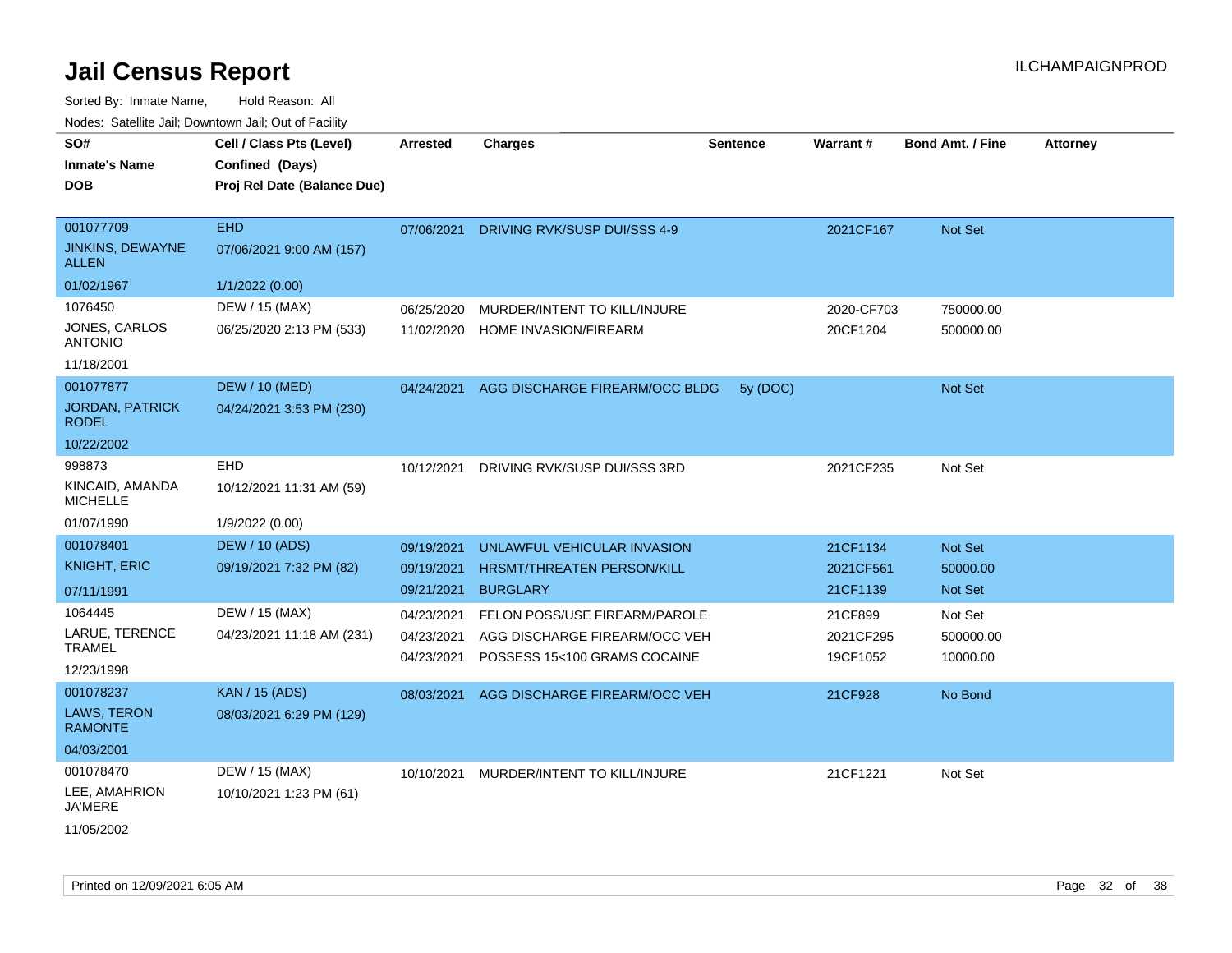# Jail Census Report

ILCHAMPAIGNPROD

Sorted By: Inmate Name, Hold Reason: All

Nodes: Satellite Jail; Downtown Jail; Out of Facility

| SO# / Inmate's Name / DOB | Cell / Class Pts (Level) / Confined (Days) / Proj Rel Date (Balance Due) | Arrested | Charges | Sentence | Warrant # | Bond Amt. / Fine | Attorney |
|---|---|---|---|---|---|---|---|
| 001077709<br>JINKINS, DEWAYNE ALLEN<br>01/02/1967 | EHD<br>07/06/2021 9:00 AM (157)<br>1/1/2022 (0.00) | 07/06/2021 | DRIVING RVK/SUSP DUI/SSS 4-9 | | 2021CF167 | Not Set | |
| 1076450<br>JONES, CARLOS ANTONIO<br>11/18/2001 | DEW / 15 (MAX)<br>06/25/2020 2:13 PM (533) | 06/25/2020<br>11/02/2020 | MURDER/INTENT TO KILL/INJURE<br>HOME INVASION/FIREARM | | 2020-CF703<br>20CF1204 | 750000.00<br>500000.00 | |
| 001077877<br>JORDAN, PATRICK RODEL<br>10/22/2002 | DEW / 10 (MED)<br>04/24/2021 3:53 PM (230) | 04/24/2021 | AGG DISCHARGE FIREARM/OCC BLDG | 5y (DOC) | | Not Set | |
| 998873<br>KINCAID, AMANDA MICHELLE<br>01/07/1990 | EHD<br>10/12/2021 11:31 AM (59)<br>1/9/2022 (0.00) | 10/12/2021 | DRIVING RVK/SUSP DUI/SSS 3RD | | 2021CF235 | Not Set | |
| 001078401<br>KNIGHT, ERIC<br>07/11/1991 | DEW / 10 (ADS)<br>09/19/2021 7:32 PM (82) | 09/19/2021<br>09/19/2021<br>09/21/2021 | UNLAWFUL VEHICULAR INVASION<br>HRSMT/THREATEN PERSON/KILL<br>BURGLARY | | 21CF1134<br>2021CF561<br>21CF1139 | Not Set<br>50000.00<br>Not Set | |
| 1064445<br>LARUE, TERENCE TRAMEL<br>12/23/1998 | DEW / 15 (MAX)<br>04/23/2021 11:18 AM (231) | 04/23/2021<br>04/23/2021<br>04/23/2021 | FELON POSS/USE FIREARM/PAROLE<br>AGG DISCHARGE FIREARM/OCC VEH<br>POSSESS 15<100 GRAMS COCAINE | | 21CF899<br>2021CF295<br>19CF1052 | Not Set<br>500000.00<br>10000.00 | |
| 001078237<br>LAWS, TERON RAMONTE<br>04/03/2001 | KAN / 15 (ADS)<br>08/03/2021 6:29 PM (129) | 08/03/2021 | AGG DISCHARGE FIREARM/OCC VEH | | 21CF928 | No Bond | |
| 001078470<br>LEE, AMAHRION JA'MERE<br>11/05/2002 | DEW / 15 (MAX)<br>10/10/2021 1:23 PM (61) | 10/10/2021 | MURDER/INTENT TO KILL/INJURE | | 21CF1221 | Not Set | |

Printed on 12/09/2021 6:05 AM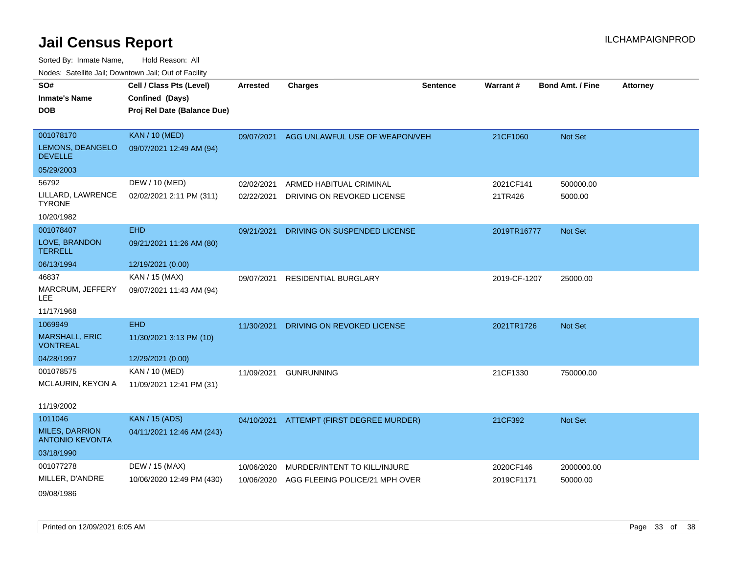# Jail Census Report

ILCHAMPAIGNPROD

Sorted By: Inmate Name, Hold Reason: All

Nodes: Satellite Jail; Downtown Jail; Out of Facility

| SO# / Inmate's Name / DOB | Cell / Class Pts (Level) / Confined (Days) / Proj Rel Date (Balance Due) | Arrested | Charges | Sentence | Warrant # | Bond Amt. / Fine | Attorney |
|---|---|---|---|---|---|---|---|
| 001078170<br>LEMONS, DEANGELO DEVELLE<br>05/29/2003 | KAN / 10 (MED)<br>09/07/2021 12:49 AM (94) | 09/07/2021 | AGG UNLAWFUL USE OF WEAPON/VEH | | 21CF1060 | Not Set | |
| 56792<br>LILLARD, LAWRENCE TYRONE<br>10/20/1982 | DEW / 10 (MED)<br>02/02/2021 2:11 PM (311) | 02/02/2021<br>02/22/2021 | ARMED HABITUAL CRIMINAL<br>DRIVING ON REVOKED LICENSE | | 2021CF141<br>21TR426 | 500000.00<br>5000.00 | |
| 001078407<br>LOVE, BRANDON TERRELL<br>06/13/1994 | EHD<br>09/21/2021 11:26 AM (80)<br>12/19/2021 (0.00) | 09/21/2021 | DRIVING ON SUSPENDED LICENSE | | 2019TR16777 | Not Set | |
| 46837<br>MARCRUM, JEFFERY LEE<br>11/17/1968 | KAN / 15 (MAX)<br>09/07/2021 11:43 AM (94) | 09/07/2021 | RESIDENTIAL BURGLARY | | 2019-CF-1207 | 25000.00 | |
| 1069949<br>MARSHALL, ERIC VONTREAL<br>04/28/1997 | EHD<br>11/30/2021 3:13 PM (10)<br>12/29/2021 (0.00) | 11/30/2021 | DRIVING ON REVOKED LICENSE | | 2021TR1726 | Not Set | |
| 001078575<br>MCLAURIN, KEYON A<br>11/19/2002 | KAN / 10 (MED)<br>11/09/2021 12:41 PM (31) | 11/09/2021 | GUNRUNNING | | 21CF1330 | 750000.00 | |
| 1011046<br>MILES, DARRION ANTONIO KEVONTA<br>03/18/1990 | KAN / 15 (ADS)<br>04/11/2021 12:46 AM (243) | 04/10/2021 | ATTEMPT (FIRST DEGREE MURDER) | | 21CF392 | Not Set | |
| 001077278<br>MILLER, D'ANDRE<br>09/08/1986 | DEW / 15 (MAX)<br>10/06/2020 12:49 PM (430) | 10/06/2020<br>10/06/2020 | MURDER/INTENT TO KILL/INJURE<br>AGG FLEEING POLICE/21 MPH OVER | | 2020CF146<br>2019CF1171 | 2000000.00<br>50000.00 | |

Printed on 12/09/2021 6:05 AM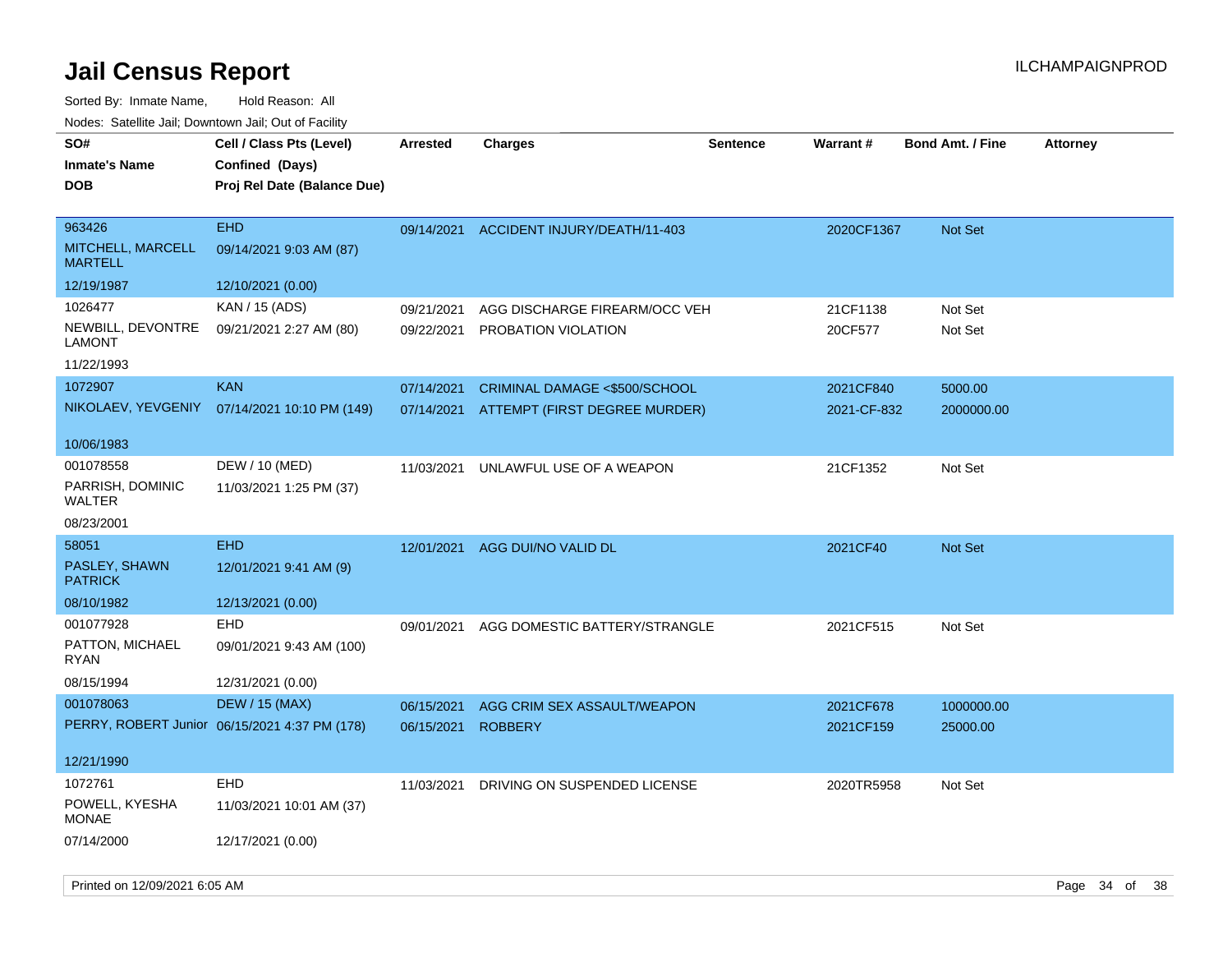# Jail Census Report

Sorted By: Inmate Name, Hold Reason: All

Nodes: Satellite Jail; Downtown Jail; Out of Facility

| SO# / Inmate's Name / DOB | Cell / Class Pts (Level) / Confined (Days) / Proj Rel Date (Balance Due) | Arrested | Charges | Sentence | Warrant # | Bond Amt. / Fine | Attorney |
|---|---|---|---|---|---|---|---|
| 963426<br>MITCHELL, MARCELL MARTELL<br>12/19/1987 | EHD<br>09/14/2021 9:03 AM (87)<br>12/10/2021 (0.00) | 09/14/2021 | ACCIDENT INJURY/DEATH/11-403 | | 2020CF1367 | Not Set | |
| 1026477<br>NEWBILL, DEVONTRE LAMONT<br>11/22/1993 | KAN / 15 (ADS)<br>09/21/2021 2:27 AM (80) | 09/21/2021<br>09/22/2021 | AGG DISCHARGE FIREARM/OCC VEH<br>PROBATION VIOLATION | | 21CF1138<br>20CF577 | Not Set<br>Not Set | |
| 1072907<br>NIKOLAEV, YEVGENIY<br>10/06/1983 | KAN<br>07/14/2021 10:10 PM (149) | 07/14/2021<br>07/14/2021 | CRIMINAL DAMAGE <$500/SCHOOL<br>ATTEMPT (FIRST DEGREE MURDER) | | 2021CF840<br>2021-CF-832 | 5000.00<br>2000000.00 | |
| 001078558<br>PARRISH, DOMINIC WALTER<br>08/23/2001 | DEW / 10 (MED)<br>11/03/2021 1:25 PM (37) | 11/03/2021 | UNLAWFUL USE OF A WEAPON | | 21CF1352 | Not Set | |
| 58051<br>PASLEY, SHAWN PATRICK<br>08/10/1982 | EHD<br>12/01/2021 9:41 AM (9)<br>12/13/2021 (0.00) | 12/01/2021 | AGG DUI/NO VALID DL | | 2021CF40 | Not Set | |
| 001077928<br>PATTON, MICHAEL RYAN<br>08/15/1994 | EHD<br>09/01/2021 9:43 AM (100)<br>12/31/2021 (0.00) | 09/01/2021 | AGG DOMESTIC BATTERY/STRANGLE | | 2021CF515 | Not Set | |
| 001078063<br>PERRY, ROBERT Junior<br>12/21/1990 | DEW / 15 (MAX)<br>06/15/2021 4:37 PM (178) | 06/15/2021<br>06/15/2021 | AGG CRIM SEX ASSAULT/WEAPON<br>ROBBERY | | 2021CF678<br>2021CF159 | 1000000.00<br>25000.00 | |
| 1072761<br>POWELL, KYESHA MONAE<br>07/14/2000 | EHD<br>11/03/2021 10:01 AM (37)<br>12/17/2021 (0.00) | 11/03/2021 | DRIVING ON SUSPENDED LICENSE | | 2020TR5958 | Not Set | |

Printed on 12/09/2021 6:05 AM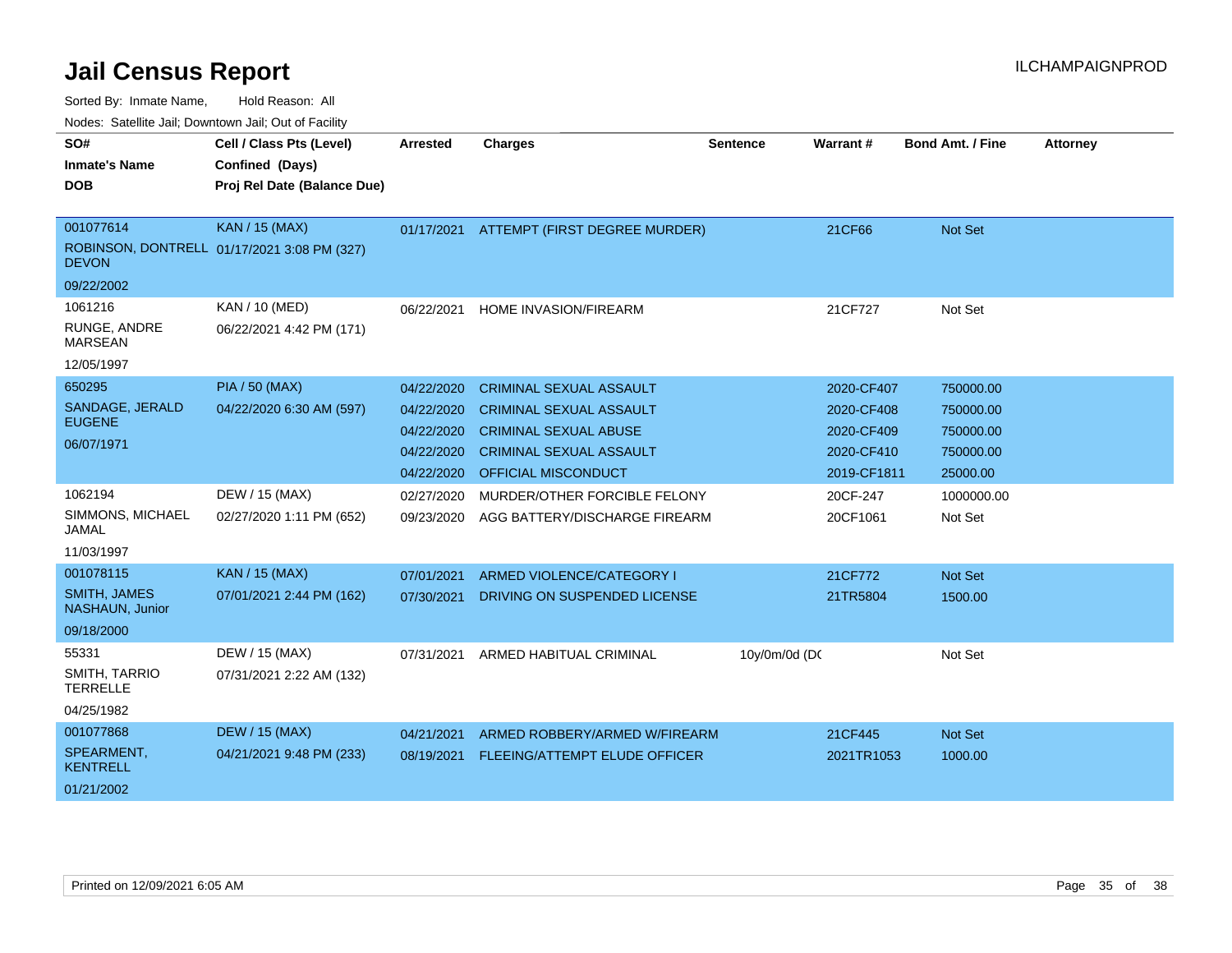# Jail Census Report

ILCHAMPAIGNPROD

Sorted By: Inmate Name, Hold Reason: All

Nodes: Satellite Jail; Downtown Jail; Out of Facility

| SO# / Inmate's Name / DOB | Cell / Class Pts (Level) / Confined (Days) / Proj Rel Date (Balance Due) | Arrested | Charges | Sentence | Warrant # | Bond Amt. / Fine | Attorney |
|---|---|---|---|---|---|---|---|
| 001077614<br>ROBINSON, DONTRELL DEVON<br>09/22/2002 | KAN / 15 (MAX)<br>01/17/2021 3:08 PM (327) | 01/17/2021 | ATTEMPT (FIRST DEGREE MURDER) | | 21CF66 | Not Set | |
| 1061216<br>RUNGE, ANDRE MARSEAN<br>12/05/1997 | KAN / 10 (MED)<br>06/22/2021 4:42 PM (171) | 06/22/2021 | HOME INVASION/FIREARM | | 21CF727 | Not Set | |
| 650295<br>SANDAGE, JERALD EUGENE<br>06/07/1971 | PIA / 50 (MAX)<br>04/22/2020 6:30 AM (597) | 04/22/2020 | CRIMINAL SEXUAL ASSAULT | | 2020-CF407 | 750000.00 | |
| | | 04/22/2020 | CRIMINAL SEXUAL ASSAULT | | 2020-CF408 | 750000.00 | |
| | | 04/22/2020 | CRIMINAL SEXUAL ABUSE | | 2020-CF409 | 750000.00 | |
| | | 04/22/2020 | CRIMINAL SEXUAL ASSAULT | | 2020-CF410 | 750000.00 | |
| | | 04/22/2020 | OFFICIAL MISCONDUCT | | 2019-CF1811 | 25000.00 | |
| 1062194<br>SIMMONS, MICHAEL JAMAL<br>11/03/1997 | DEW / 15 (MAX)<br>02/27/2020 1:11 PM (652) | 02/27/2020 | MURDER/OTHER FORCIBLE FELONY | | 20CF-247 | 1000000.00 | |
| | | 09/23/2020 | AGG BATTERY/DISCHARGE FIREARM | | 20CF1061 | Not Set | |
| 001078115<br>SMITH, JAMES NASHAUN, Junior<br>09/18/2000 | KAN / 15 (MAX)<br>07/01/2021 2:44 PM (162) | 07/01/2021 | ARMED VIOLENCE/CATEGORY I | | 21CF772 | Not Set | |
| | | 07/30/2021 | DRIVING ON SUSPENDED LICENSE | | 21TR5804 | 1500.00 | |
| 55331<br>SMITH, TARRIO TERRELLE<br>04/25/1982 | DEW / 15 (MAX)<br>07/31/2021 2:22 AM (132) | 07/31/2021 | ARMED HABITUAL CRIMINAL | 10y/0m/0d (DC | | Not Set | |
| 001077868<br>SPEARMENT, KENTRELL<br>01/21/2002 | DEW / 15 (MAX)<br>04/21/2021 9:48 PM (233) | 04/21/2021 | ARMED ROBBERY/ARMED W/FIREARM | | 21CF445 | Not Set | |
| | | 08/19/2021 | FLEEING/ATTEMPT ELUDE OFFICER | | 2021TR1053 | 1000.00 | |

Printed on 12/09/2021 6:05 AM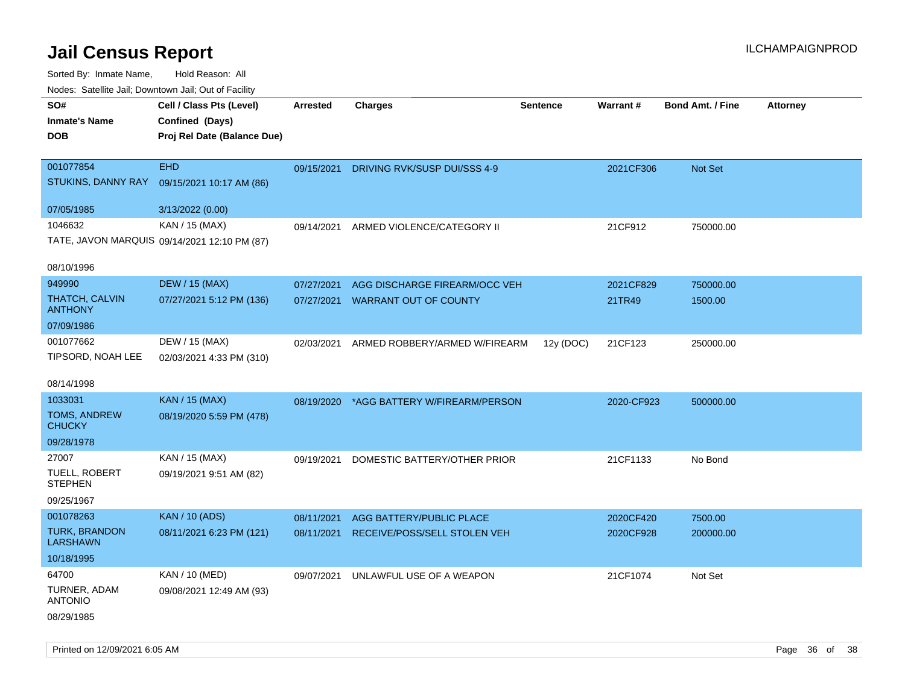# Jail Census Report

ILCHAMPAIGNPROD

Sorted By: Inmate Name, Hold Reason: All

Nodes: Satellite Jail; Downtown Jail; Out of Facility

| SO# / Inmate's Name / DOB | Cell / Class Pts (Level) / Confined (Days) / Proj Rel Date (Balance Due) | Arrested | Charges | Sentence | Warrant # | Bond Amt. / Fine | Attorney |
|---|---|---|---|---|---|---|---|
| 001077854<br>STUKINS, DANNY RAY<br>07/05/1985 | EHD<br>09/15/2021 10:17 AM (86)<br>3/13/2022 (0.00) | 09/15/2021 | DRIVING RVK/SUSP DUI/SSS 4-9 | | 2021CF306 | Not Set | |
| 1046632<br>TATE, JAVON MARQUIS<br>08/10/1996 | KAN / 15 (MAX)<br>09/14/2021 12:10 PM (87) | 09/14/2021 | ARMED VIOLENCE/CATEGORY II | | 21CF912 | 750000.00 | |
| 949990<br>THATCH, CALVIN ANTHONY<br>07/09/1986 | DEW / 15 (MAX)<br>07/27/2021 5:12 PM (136) | 07/27/2021 | AGG DISCHARGE FIREARM/OCC VEH | | 2021CF829 | 750000.00 | |
| | | 07/27/2021 | WARRANT OUT OF COUNTY | | 21TR49 | 1500.00 | |
| 001077662<br>TIPSORD, NOAH LEE<br>08/14/1998 | DEW / 15 (MAX)<br>02/03/2021 4:33 PM (310) | 02/03/2021 | ARMED ROBBERY/ARMED W/FIREARM | 12y (DOC) | 21CF123 | 250000.00 | |
| 1033031<br>TOMS, ANDREW CHUCKY<br>09/28/1978 | KAN / 15 (MAX)<br>08/19/2020 5:59 PM (478) | 08/19/2020 | *AGG BATTERY W/FIREARM/PERSON | | 2020-CF923 | 500000.00 | |
| 27007<br>TUELL, ROBERT STEPHEN<br>09/25/1967 | KAN / 15 (MAX)<br>09/19/2021 9:51 AM (82) | 09/19/2021 | DOMESTIC BATTERY/OTHER PRIOR | | 21CF1133 | No Bond | |
| 001078263<br>TURK, BRANDON LARSHAWN<br>10/18/1995 | KAN / 10 (ADS)<br>08/11/2021 6:23 PM (121) | 08/11/2021 | AGG BATTERY/PUBLIC PLACE | | 2020CF420 | 7500.00 | |
| | | 08/11/2021 | RECEIVE/POSS/SELL STOLEN VEH | | 2020CF928 | 200000.00 | |
| 64700<br>TURNER, ADAM ANTONIO<br>08/29/1985 | KAN / 10 (MED)<br>09/08/2021 12:49 AM (93) | 09/07/2021 | UNLAWFUL USE OF A WEAPON | | 21CF1074 | Not Set | |

Printed on 12/09/2021 6:05 AM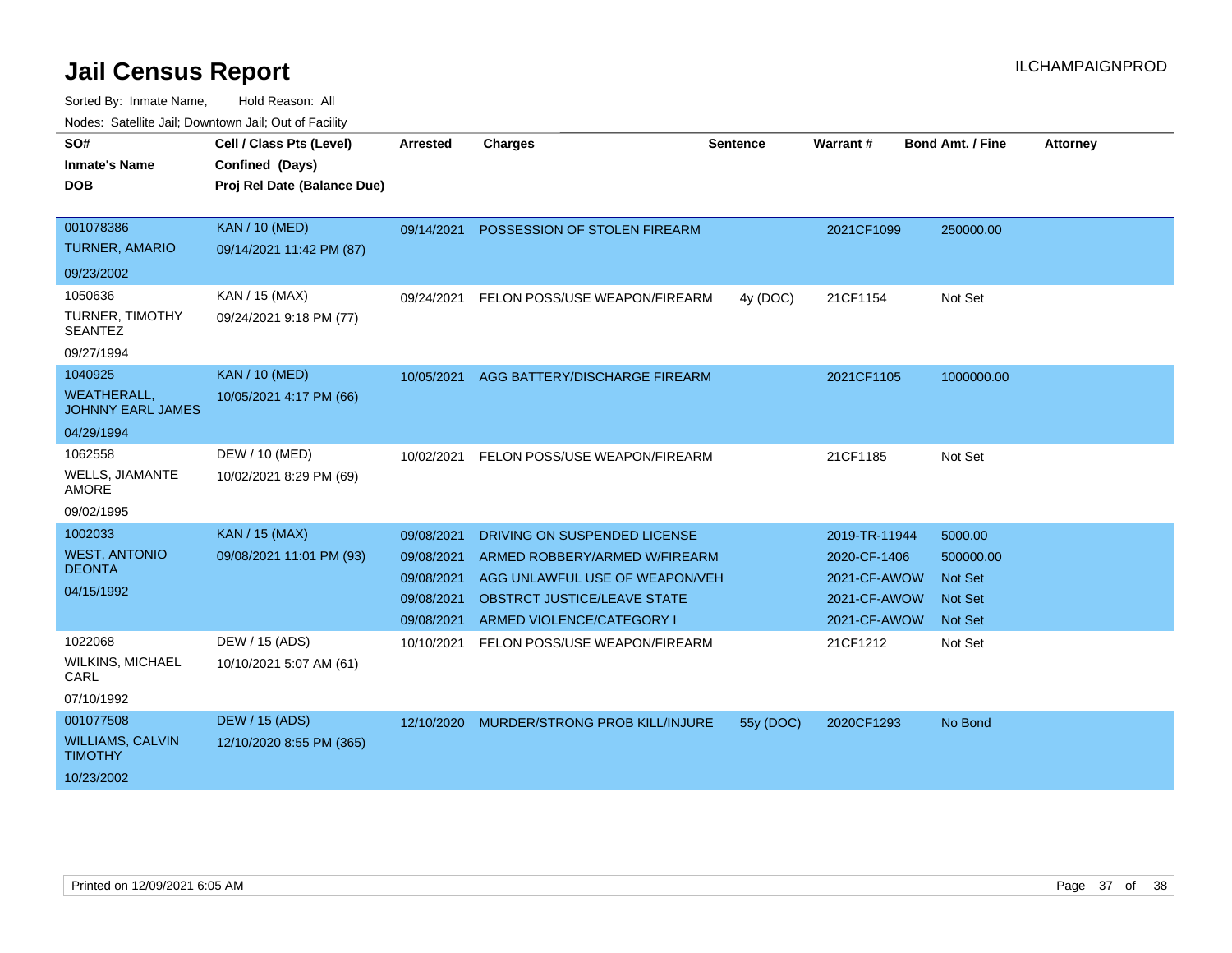# Jail Census Report

ILCHAMPAIGNPROD

Sorted By: Inmate Name, Hold Reason: All

Nodes: Satellite Jail; Downtown Jail; Out of Facility

| SO# / Inmate's Name / DOB | Cell / Class Pts (Level) / Confined (Days) / Proj Rel Date (Balance Due) | Arrested | Charges | Sentence | Warrant # | Bond Amt. / Fine | Attorney |
|---|---|---|---|---|---|---|---|
| 001078386 TURNER, AMARIO 09/23/2002 | KAN / 10 (MED) 09/14/2021 11:42 PM (87) | 09/14/2021 | POSSESSION OF STOLEN FIREARM | | 2021CF1099 | 250000.00 | |
| 1050636 TURNER, TIMOTHY SEANTEZ 09/27/1994 | KAN / 15 (MAX) 09/24/2021 9:18 PM (77) | 09/24/2021 | FELON POSS/USE WEAPON/FIREARM | 4y (DOC) | 21CF1154 | Not Set | |
| 1040925 WEATHERALL, JOHNNY EARL JAMES 04/29/1994 | KAN / 10 (MED) 10/05/2021 4:17 PM (66) | 10/05/2021 | AGG BATTERY/DISCHARGE FIREARM | | 2021CF1105 | 1000000.00 | |
| 1062558 WELLS, JIAMANTE AMORE 09/02/1995 | DEW / 10 (MED) 10/02/2021 8:29 PM (69) | 10/02/2021 | FELON POSS/USE WEAPON/FIREARM | | 21CF1185 | Not Set | |
| 1002033 WEST, ANTONIO DEONTA 04/15/1992 | KAN / 15 (MAX) 09/08/2021 11:01 PM (93) | 09/08/2021 | DRIVING ON SUSPENDED LICENSE | | 2019-TR-11944 | 5000.00 | |
| | | 09/08/2021 | ARMED ROBBERY/ARMED W/FIREARM | | 2020-CF-1406 | 500000.00 | |
| | | 09/08/2021 | AGG UNLAWFUL USE OF WEAPON/VEH | | 2021-CF-AWOW | Not Set | |
| | | 09/08/2021 | OBSTRCT JUSTICE/LEAVE STATE | | 2021-CF-AWOW | Not Set | |
| | | 09/08/2021 | ARMED VIOLENCE/CATEGORY I | | 2021-CF-AWOW | Not Set | |
| 1022068 WILKINS, MICHAEL CARL 07/10/1992 | DEW / 15 (ADS) 10/10/2021 5:07 AM (61) | 10/10/2021 | FELON POSS/USE WEAPON/FIREARM | | 21CF1212 | Not Set | |
| 001077508 WILLIAMS, CALVIN TIMOTHY 10/23/2002 | DEW / 15 (ADS) 12/10/2020 8:55 PM (365) | 12/10/2020 | MURDER/STRONG PROB KILL/INJURE | 55y (DOC) | 2020CF1293 | No Bond | |

Printed on 12/09/2021 6:05 AM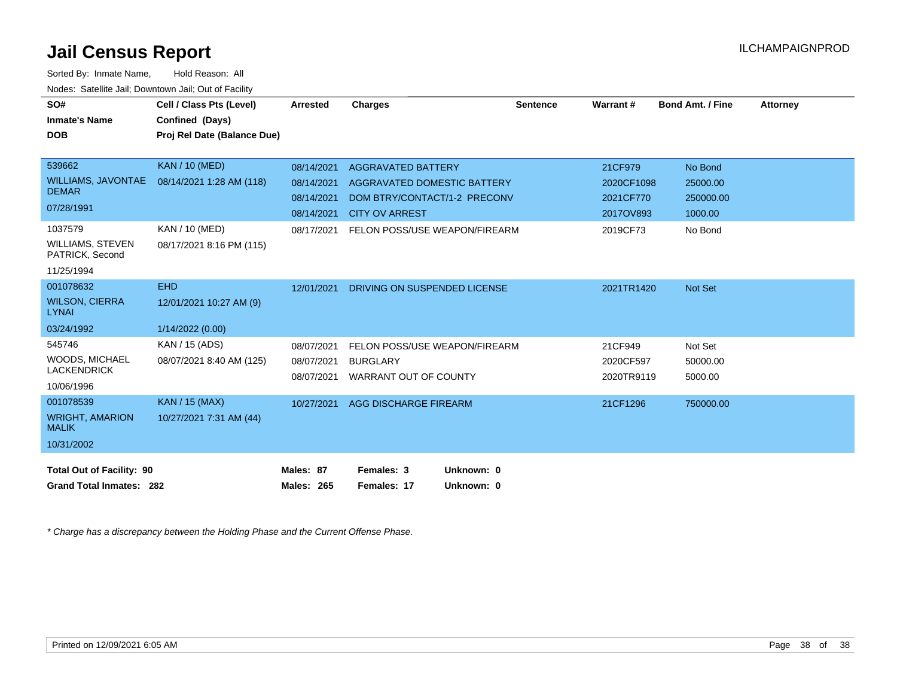# Jail Census Report

ILCHAMPAIGNPROD

Sorted By: Inmate Name, Hold Reason: All

Nodes: Satellite Jail; Downtown Jail; Out of Facility

| SO# / Inmate's Name / DOB | Cell / Class Pts (Level) / Confined (Days) / Proj Rel Date (Balance Due) | Arrested | Charges | Sentence | Warrant # | Bond Amt. / Fine | Attorney |
|---|---|---|---|---|---|---|---|
| 539662 | KAN / 10 (MED) | 08/14/2021 | AGGRAVATED BATTERY | | 21CF979 | No Bond | |
| WILLIAMS, JAVONTAE DEMAR | 08/14/2021 1:28 AM (118) | 08/14/2021 | AGGRAVATED DOMESTIC BATTERY | | 2020CF1098 | 25000.00 | |
| 07/28/1991 | | 08/14/2021 | DOM BTRY/CONTACT/1-2 PRECONV | | 2021CF770 | 250000.00 | |
| | | 08/14/2021 | CITY OV ARREST | | 2017OV893 | 1000.00 | |
| 1037579 | KAN / 10 (MED) | 08/17/2021 | FELON POSS/USE WEAPON/FIREARM | | 2019CF73 | No Bond | |
| WILLIAMS, STEVEN PATRICK, Second | 08/17/2021 8:16 PM (115) | | | | | | |
| 11/25/1994 | | | | | | | |
| 001078632 | EHD | 12/01/2021 | DRIVING ON SUSPENDED LICENSE | | 2021TR1420 | Not Set | |
| WILSON, CIERRA LYNAI | 12/01/2021 10:27 AM (9) | | | | | | |
| 03/24/1992 | 1/14/2022 (0.00) | | | | | | |
| 545746 | KAN / 15 (ADS) | 08/07/2021 | FELON POSS/USE WEAPON/FIREARM | | 21CF949 | Not Set | |
| WOODS, MICHAEL LACKENDRICK | 08/07/2021 8:40 AM (125) | 08/07/2021 | BURGLARY | | 2020CF597 | 50000.00 | |
| 10/06/1996 | | 08/07/2021 | WARRANT OUT OF COUNTY | | 2020TR9119 | 5000.00 | |
| 001078539 | KAN / 15 (MAX) | 10/27/2021 | AGG DISCHARGE FIREARM | | 21CF1296 | 750000.00 | |
| WRIGHT, AMARION MALIK | 10/27/2021 7:31 AM (44) | | | | | | |
| 10/31/2002 | | | | | | | |

**Total Out of Facility: 90** **Males: 87** **Females: 3** **Unknown: 0**

**Grand Total Inmates: 282** **Males: 265** **Females: 17** **Unknown: 0**

*\* Charge has a discrepancy between the Holding Phase and the Current Offense Phase.*

Printed on 12/09/2021 6:05 AM